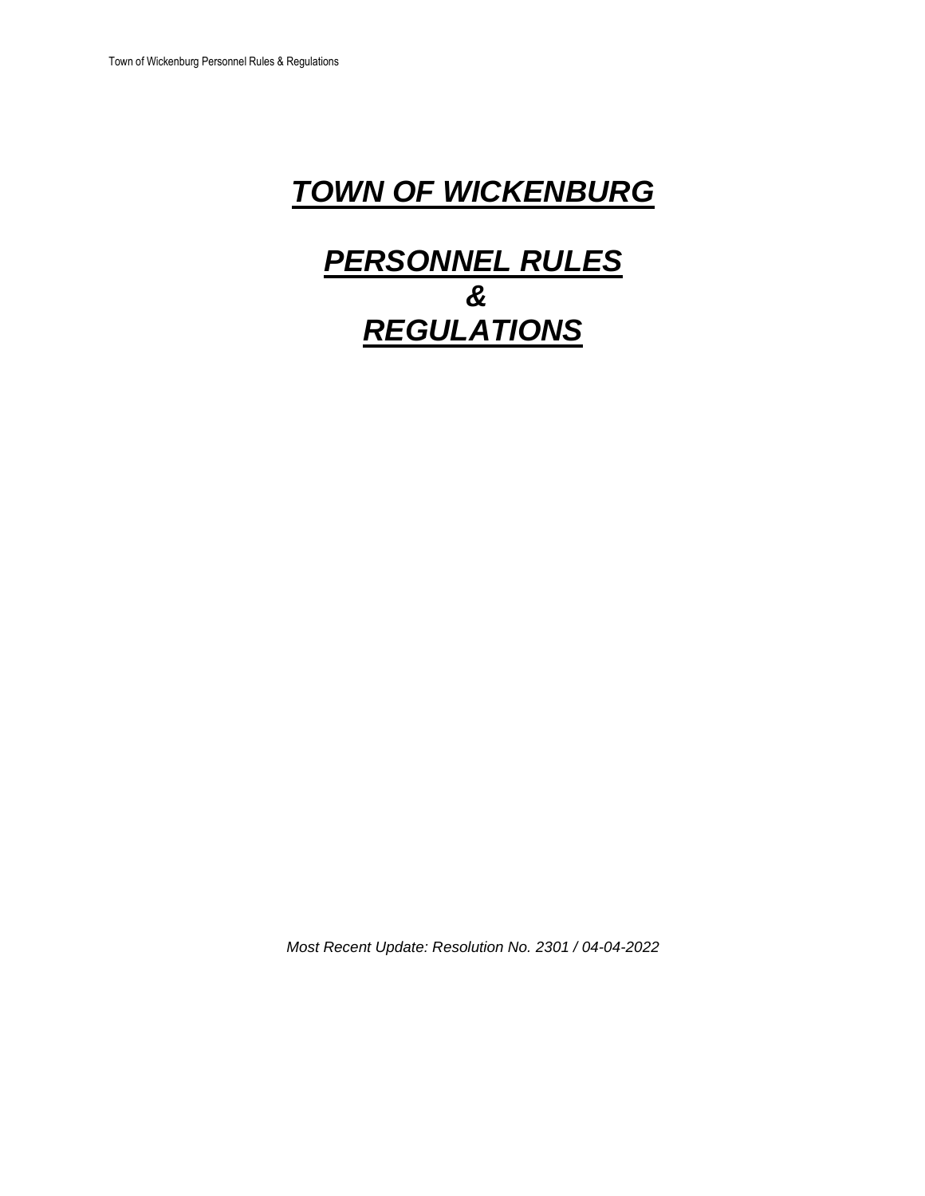# ***TOWN OF WICKENBURG***

# ***PERSONNEL RULES***
# ***&***
# ***REGULATIONS***

*Most Recent Update: Resolution No. 2301 / 04-04-2022*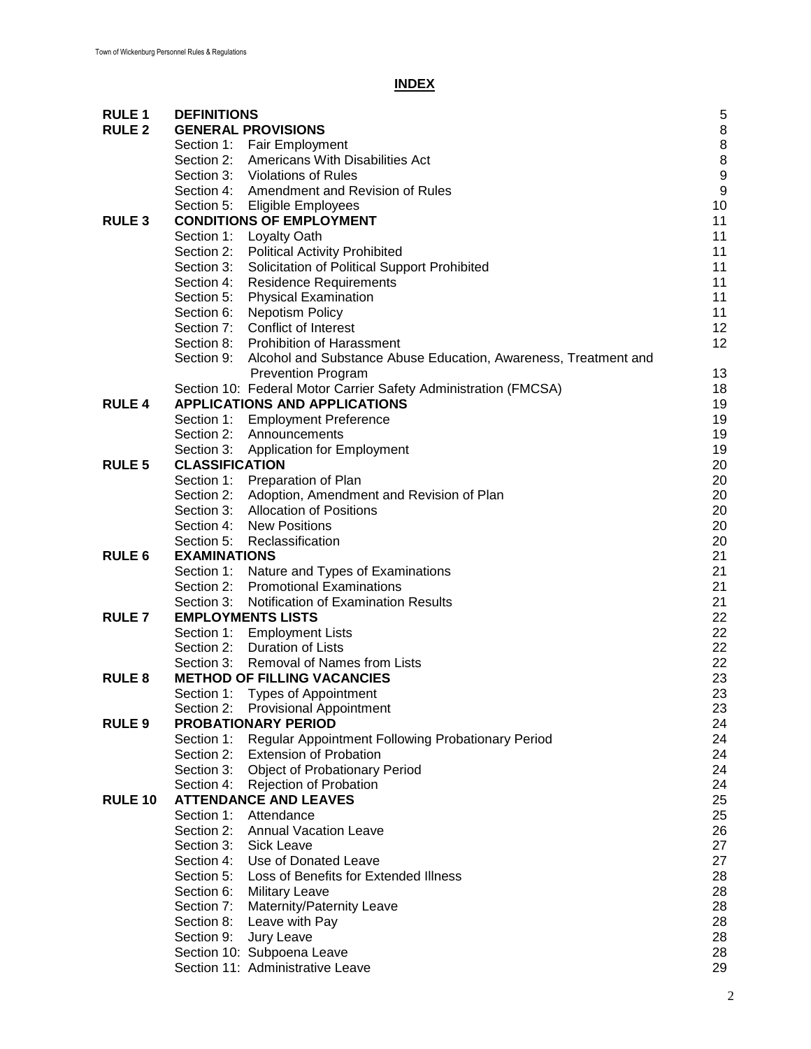## INDEX

| | | |
|---|---|---|
| **RULE 1** | **DEFINITIONS** | 5 |
| **RULE 2** | **GENERAL PROVISIONS** | 8 |
| | Section 1: Fair Employment | 8 |
| | Section 2: Americans With Disabilities Act | 8 |
| | Section 3: Violations of Rules | 9 |
| | Section 4: Amendment and Revision of Rules | 9 |
| | Section 5: Eligible Employees | 10 |
| **RULE 3** | **CONDITIONS OF EMPLOYMENT** | 11 |
| | Section 1: Loyalty Oath | 11 |
| | Section 2: Political Activity Prohibited | 11 |
| | Section 3: Solicitation of Political Support Prohibited | 11 |
| | Section 4: Residence Requirements | 11 |
| | Section 5: Physical Examination | 11 |
| | Section 6: Nepotism Policy | 11 |
| | Section 7: Conflict of Interest | 12 |
| | Section 8: Prohibition of Harassment | 12 |
| | Section 9: Alcohol and Substance Abuse Education, Awareness, Treatment and Prevention Program | 13 |
| | Section 10: Federal Motor Carrier Safety Administration (FMCSA) | 18 |
| **RULE 4** | **APPLICATIONS AND APPLICATIONS** | 19 |
| | Section 1: Employment Preference | 19 |
| | Section 2: Announcements | 19 |
| | Section 3: Application for Employment | 19 |
| **RULE 5** | **CLASSIFICATION** | 20 |
| | Section 1: Preparation of Plan | 20 |
| | Section 2: Adoption, Amendment and Revision of Plan | 20 |
| | Section 3: Allocation of Positions | 20 |
| | Section 4: New Positions | 20 |
| | Section 5: Reclassification | 20 |
| **RULE 6** | **EXAMINATIONS** | 21 |
| | Section 1: Nature and Types of Examinations | 21 |
| | Section 2: Promotional Examinations | 21 |
| | Section 3: Notification of Examination Results | 21 |
| **RULE 7** | **EMPLOYMENTS LISTS** | 22 |
| | Section 1: Employment Lists | 22 |
| | Section 2: Duration of Lists | 22 |
| | Section 3: Removal of Names from Lists | 22 |
| **RULE 8** | **METHOD OF FILLING VACANCIES** | 23 |
| | Section 1: Types of Appointment | 23 |
| | Section 2: Provisional Appointment | 23 |
| **RULE 9** | **PROBATIONARY PERIOD** | 24 |
| | Section 1: Regular Appointment Following Probationary Period | 24 |
| | Section 2: Extension of Probation | 24 |
| | Section 3: Object of Probationary Period | 24 |
| | Section 4: Rejection of Probation | 24 |
| **RULE 10** | **ATTENDANCE AND LEAVES** | 25 |
| | Section 1: Attendance | 25 |
| | Section 2: Annual Vacation Leave | 26 |
| | Section 3: Sick Leave | 27 |
| | Section 4: Use of Donated Leave | 27 |
| | Section 5: Loss of Benefits for Extended Illness | 28 |
| | Section 6: Military Leave | 28 |
| | Section 7: Maternity/Paternity Leave | 28 |
| | Section 8: Leave with Pay | 28 |
| | Section 9: Jury Leave | 28 |
| | Section 10: Subpoena Leave | 28 |
| | Section 11: Administrative Leave | 29 |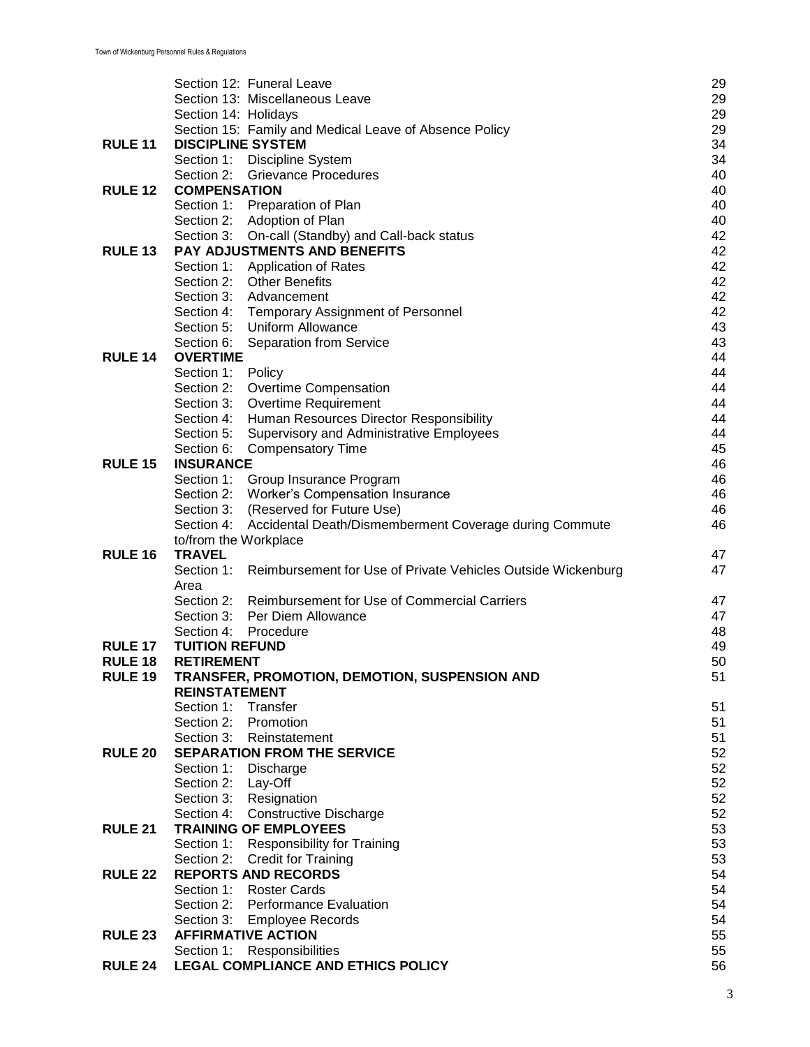| | | |
|---|---|---|
| | Section 12: Funeral Leave | 29 |
| | Section 13: Miscellaneous Leave | 29 |
| | Section 14: Holidays | 29 |
| | Section 15: Family and Medical Leave of Absence Policy | 29 |
| **RULE 11** | **DISCIPLINE SYSTEM** | 34 |
| | Section 1: Discipline System | 34 |
| | Section 2: Grievance Procedures | 40 |
| **RULE 12** | **COMPENSATION** | 40 |
| | Section 1: Preparation of Plan | 40 |
| | Section 2: Adoption of Plan | 40 |
| | Section 3: On-call (Standby) and Call-back status | 42 |
| **RULE 13** | **PAY ADJUSTMENTS AND BENEFITS** | 42 |
| | Section 1: Application of Rates | 42 |
| | Section 2: Other Benefits | 42 |
| | Section 3: Advancement | 42 |
| | Section 4: Temporary Assignment of Personnel | 42 |
| | Section 5: Uniform Allowance | 43 |
| | Section 6: Separation from Service | 43 |
| **RULE 14** | **OVERTIME** | 44 |
| | Section 1: Policy | 44 |
| | Section 2: Overtime Compensation | 44 |
| | Section 3: Overtime Requirement | 44 |
| | Section 4: Human Resources Director Responsibility | 44 |
| | Section 5: Supervisory and Administrative Employees | 44 |
| | Section 6: Compensatory Time | 45 |
| **RULE 15** | **INSURANCE** | 46 |
| | Section 1: Group Insurance Program | 46 |
| | Section 2: Worker's Compensation Insurance | 46 |
| | Section 3: (Reserved for Future Use) | 46 |
| | Section 4: Accidental Death/Dismemberment Coverage during Commute to/from the Workplace | 46 |
| **RULE 16** | **TRAVEL** | 47 |
| | Section 1: Reimbursement for Use of Private Vehicles Outside Wickenburg Area | 47 |
| | Section 2: Reimbursement for Use of Commercial Carriers | 47 |
| | Section 3: Per Diem Allowance | 47 |
| | Section 4: Procedure | 48 |
| **RULE 17** | **TUITION REFUND** | 49 |
| **RULE 18** | **RETIREMENT** | 50 |
| **RULE 19** | **TRANSFER, PROMOTION, DEMOTION, SUSPENSION AND REINSTATEMENT** | 51 |
| | Section 1: Transfer | 51 |
| | Section 2: Promotion | 51 |
| | Section 3: Reinstatement | 51 |
| **RULE 20** | **SEPARATION FROM THE SERVICE** | 52 |
| | Section 1: Discharge | 52 |
| | Section 2: Lay-Off | 52 |
| | Section 3: Resignation | 52 |
| | Section 4: Constructive Discharge | 52 |
| **RULE 21** | **TRAINING OF EMPLOYEES** | 53 |
| | Section 1: Responsibility for Training | 53 |
| | Section 2: Credit for Training | 53 |
| **RULE 22** | **REPORTS AND RECORDS** | 54 |
| | Section 1: Roster Cards | 54 |
| | Section 2: Performance Evaluation | 54 |
| | Section 3: Employee Records | 54 |
| **RULE 23** | **AFFIRMATIVE ACTION** | 55 |
| | Section 1: Responsibilities | 55 |
| **RULE 24** | **LEGAL COMPLIANCE AND ETHICS POLICY** | 56 |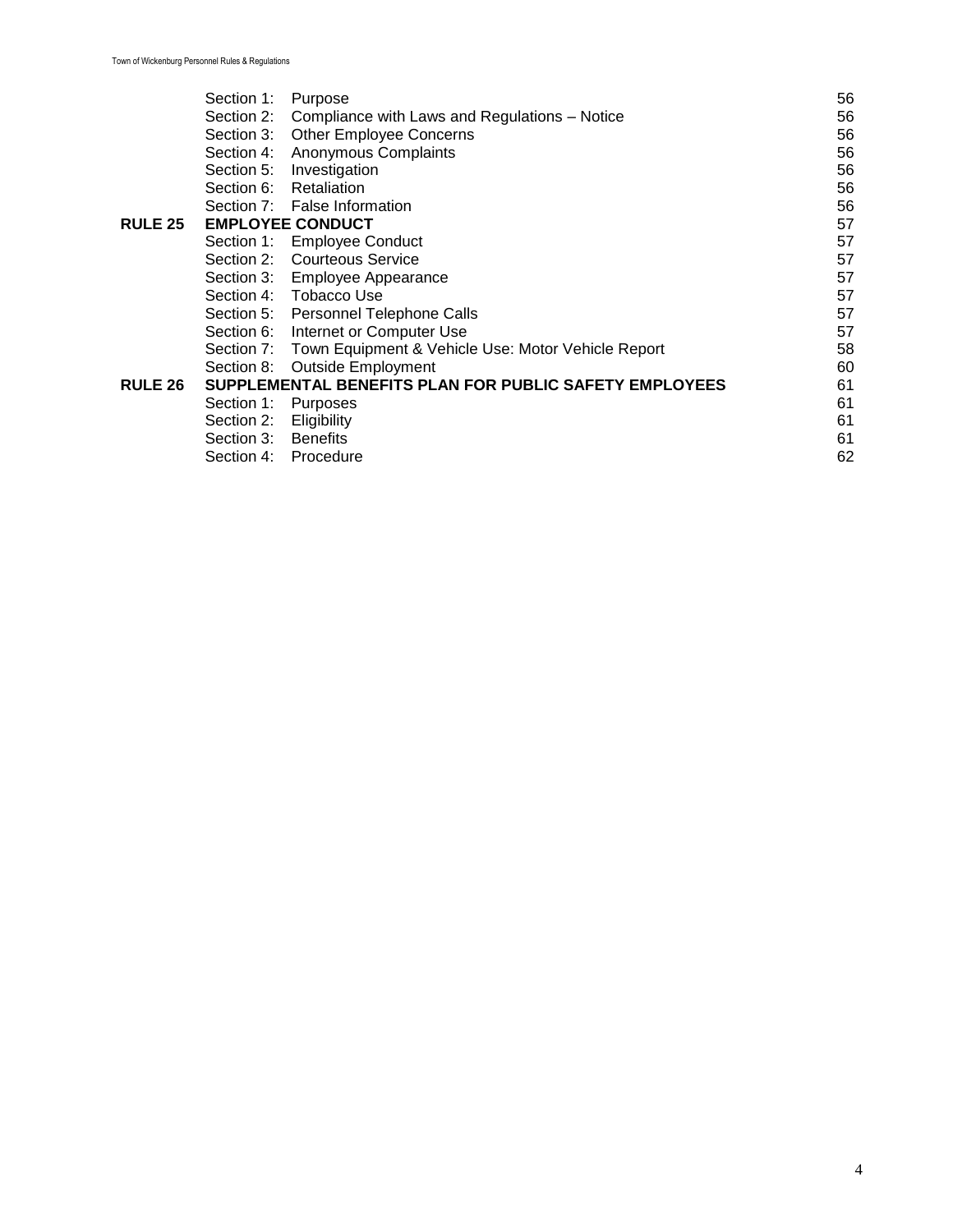| | | | |
|---|---|---|---|
| | Section 1: | Purpose | 56 |
| | Section 2: | Compliance with Laws and Regulations – Notice | 56 |
| | Section 3: | Other Employee Concerns | 56 |
| | Section 4: | Anonymous Complaints | 56 |
| | Section 5: | Investigation | 56 |
| | Section 6: | Retaliation | 56 |
| | Section 7: | False Information | 56 |
| **RULE 25** | **EMPLOYEE CONDUCT** | | 57 |
| | Section 1: | Employee Conduct | 57 |
| | Section 2: | Courteous Service | 57 |
| | Section 3: | Employee Appearance | 57 |
| | Section 4: | Tobacco Use | 57 |
| | Section 5: | Personnel Telephone Calls | 57 |
| | Section 6: | Internet or Computer Use | 57 |
| | Section 7: | Town Equipment & Vehicle Use: Motor Vehicle Report | 58 |
| | Section 8: | Outside Employment | 60 |
| **RULE 26** | **SUPPLEMENTAL BENEFITS PLAN FOR PUBLIC SAFETY EMPLOYEES** | | 61 |
| | Section 1: | Purposes | 61 |
| | Section 2: | Eligibility | 61 |
| | Section 3: | Benefits | 61 |
| | Section 4: | Procedure | 62 |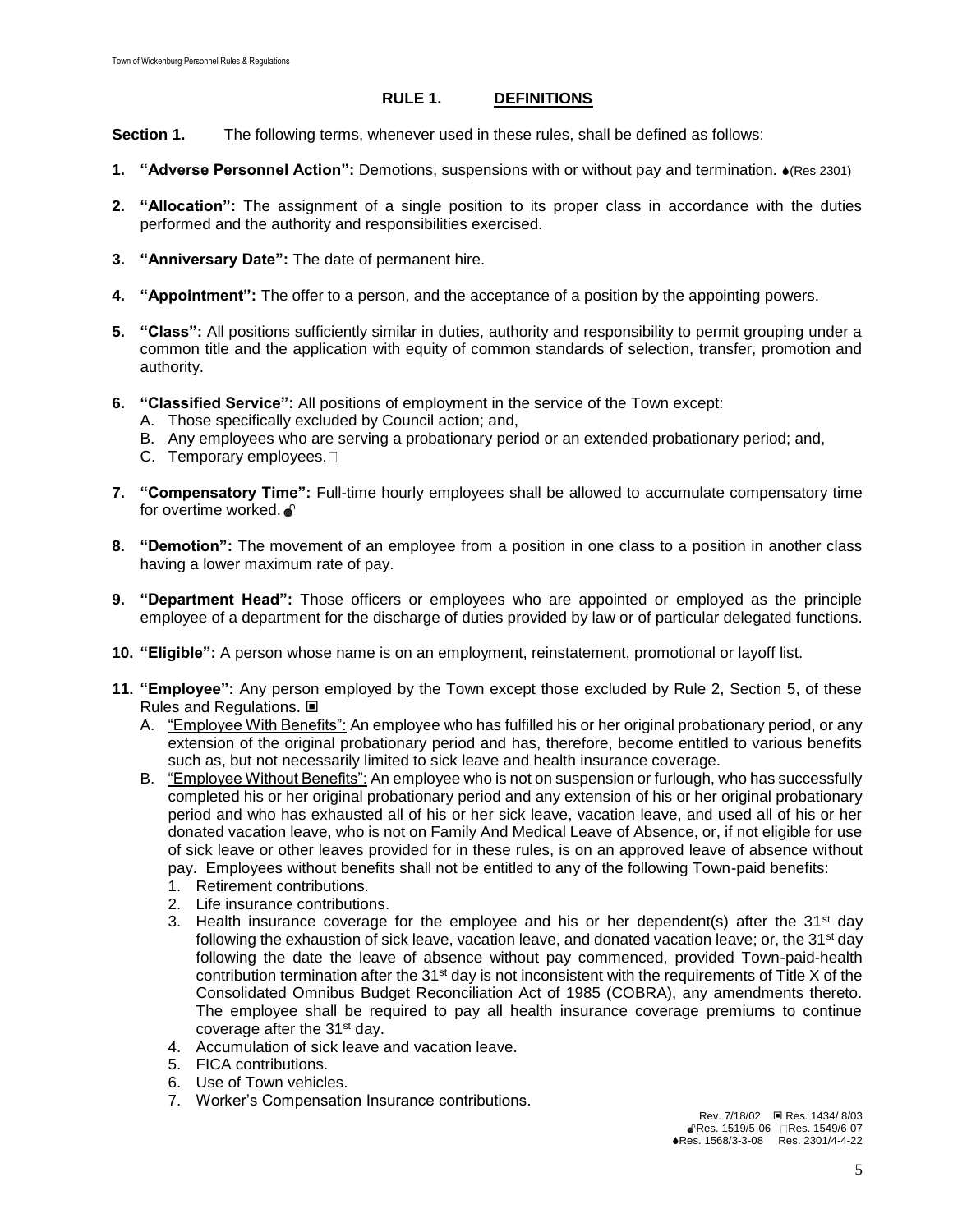## RULE 1. DEFINITIONS

**Section 1.** The following terms, whenever used in these rules, shall be defined as follows:

1. **"Adverse Personnel Action":** Demotions, suspensions with or without pay and termination. ♠(Res 2301)

2. **"Allocation":** The assignment of a single position to its proper class in accordance with the duties performed and the authority and responsibilities exercised.

3. **"Anniversary Date":** The date of permanent hire.

4. **"Appointment":** The offer to a person, and the acceptance of a position by the appointing powers.

5. **"Class":** All positions sufficiently similar in duties, authority and responsibility to permit grouping under a common title and the application with equity of common standards of selection, transfer, promotion and authority.

6. **"Classified Service":** All positions of employment in the service of the Town except:
   A. Those specifically excluded by Council action; and,
   B. Any employees who are serving a probationary period or an extended probationary period; and,
   C. Temporary employees.

7. **"Compensatory Time":** Full-time hourly employees shall be allowed to accumulate compensatory time for overtime worked.

8. **"Demotion":** The movement of an employee from a position in one class to a position in another class having a lower maximum rate of pay.

9. **"Department Head":** Those officers or employees who are appointed or employed as the principle employee of a department for the discharge of duties provided by law or of particular delegated functions.

10. **"Eligible":** A person whose name is on an employment, reinstatement, promotional or layoff list.

11. **"Employee":** Any person employed by the Town except those excluded by Rule 2, Section 5, of these Rules and Regulations. ▣
    A. "Employee With Benefits": An employee who has fulfilled his or her original probationary period, or any extension of the original probationary period and has, therefore, become entitled to various benefits such as, but not necessarily limited to sick leave and health insurance coverage.
    B. "Employee Without Benefits": An employee who is not on suspension or furlough, who has successfully completed his or her original probationary period and any extension of his or her original probationary period and who has exhausted all of his or her sick leave, vacation leave, and used all of his or her donated vacation leave, who is not on Family And Medical Leave of Absence, or, if not eligible for use of sick leave or other leaves provided for in these rules, is on an approved leave of absence without pay. Employees without benefits shall not be entitled to any of the following Town-paid benefits:
       1. Retirement contributions.
       2. Life insurance contributions.
       3. Health insurance coverage for the employee and his or her dependent(s) after the 31st day following the exhaustion of sick leave, vacation leave, and donated vacation leave; or, the 31st day following the date the leave of absence without pay commenced, provided Town-paid-health contribution termination after the 31st day is not inconsistent with the requirements of Title X of the Consolidated Omnibus Budget Reconciliation Act of 1985 (COBRA), any amendments thereto. The employee shall be required to pay all health insurance coverage premiums to continue coverage after the 31st day.
       4. Accumulation of sick leave and vacation leave.
       5. FICA contributions.
       6. Use of Town vehicles.
       7. Worker's Compensation Insurance contributions.

Rev. 7/18/02 ▣ Res. 1434/ 8/03
Res. 1519/5-06 Res. 1549/6-07
♠Res. 1568/3-3-08 Res. 2301/4-4-22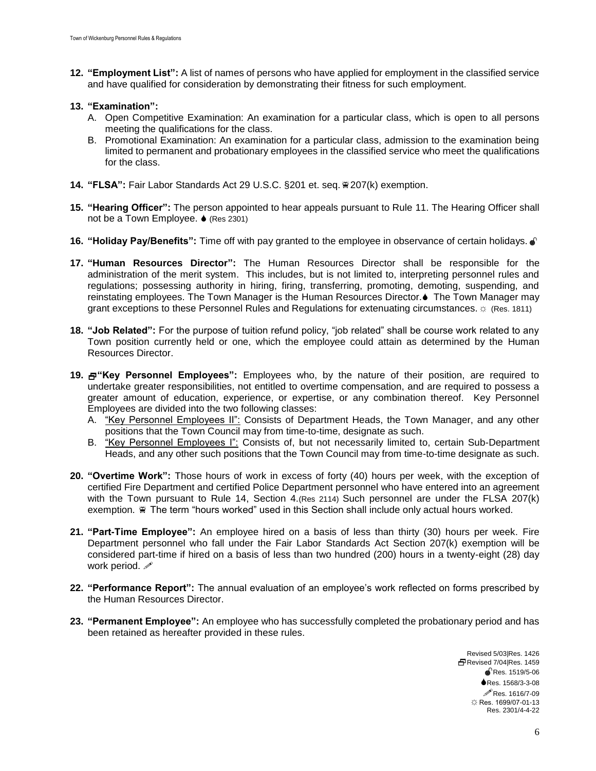**12. "Employment List":** A list of names of persons who have applied for employment in the classified service and have qualified for consideration by demonstrating their fitness for such employment.

**13. "Examination":**

A. Open Competitive Examination: An examination for a particular class, which is open to all persons meeting the qualifications for the class.

B. Promotional Examination: An examination for a particular class, admission to the examination being limited to permanent and probationary employees in the classified service who meet the qualifications for the class.

**14. "FLSA":** Fair Labor Standards Act 29 U.S.C. §201 et. seq. 207(k) exemption.

**15. "Hearing Officer":** The person appointed to hear appeals pursuant to Rule 11. The Hearing Officer shall not be a Town Employee. (Res 2301)

**16. "Holiday Pay/Benefits":** Time off with pay granted to the employee in observance of certain holidays.

**17. "Human Resources Director":** The Human Resources Director shall be responsible for the administration of the merit system. This includes, but is not limited to, interpreting personnel rules and regulations; possessing authority in hiring, firing, transferring, promoting, demoting, suspending, and reinstating employees. The Town Manager is the Human Resources Director. The Town Manager may grant exceptions to these Personnel Rules and Regulations for extenuating circumstances. ☼ (Res. 1811)

**18. "Job Related":** For the purpose of tuition refund policy, "job related" shall be course work related to any Town position currently held or one, which the employee could attain as determined by the Human Resources Director.

**19. "Key Personnel Employees":** Employees who, by the nature of their position, are required to undertake greater responsibilities, not entitled to overtime compensation, and are required to possess a greater amount of education, experience, or expertise, or any combination thereof. Key Personnel Employees are divided into the two following classes:

A. "Key Personnel Employees II": Consists of Department Heads, the Town Manager, and any other positions that the Town Council may from time-to-time, designate as such.

B. "Key Personnel Employees I": Consists of, but not necessarily limited to, certain Sub-Department Heads, and any other such positions that the Town Council may from time-to-time designate as such.

**20. "Overtime Work":** Those hours of work in excess of forty (40) hours per week, with the exception of certified Fire Department and certified Police Department personnel who have entered into an agreement with the Town pursuant to Rule 14, Section 4.(Res 2114) Such personnel are under the FLSA 207(k) exemption. The term "hours worked" used in this Section shall include only actual hours worked.

**21. "Part-Time Employee":** An employee hired on a basis of less than thirty (30) hours per week. Fire Department personnel who fall under the Fair Labor Standards Act Section 207(k) exemption will be considered part-time if hired on a basis of less than two hundred (200) hours in a twenty-eight (28) day work period.

**22. "Performance Report":** The annual evaluation of an employee's work reflected on forms prescribed by the Human Resources Director.

**23. "Permanent Employee":** An employee who has successfully completed the probationary period and has been retained as hereafter provided in these rules.

Revised 5/03|Res. 1426
Revised 7/04|Res. 1459
Res. 1519/5-06
Res. 1568/3-3-08
Res. 1616/7-09
☼ Res. 1699/07-01-13
Res. 2301/4-4-22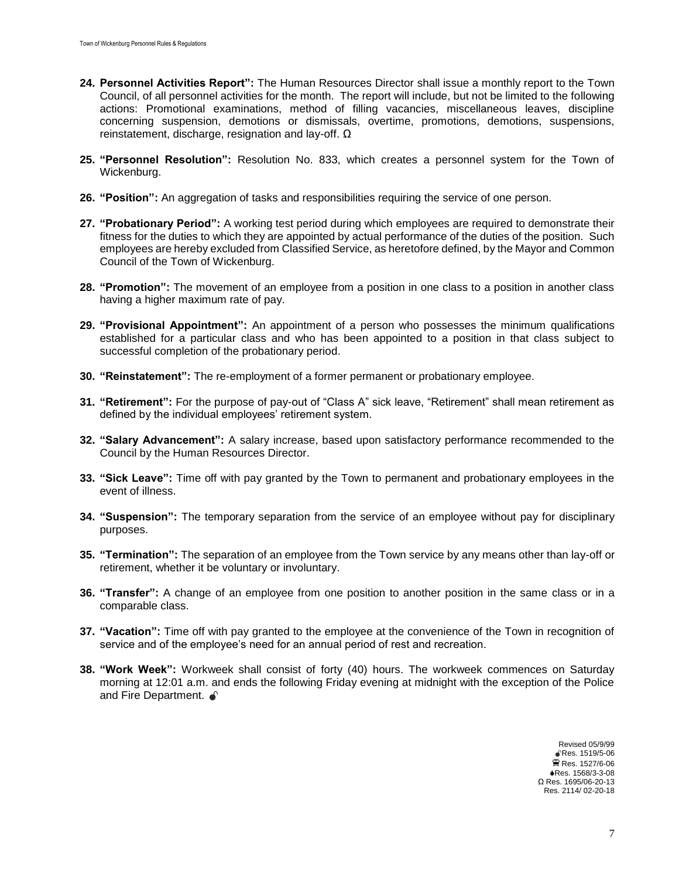24. **Personnel Activities Report":** The Human Resources Director shall issue a monthly report to the Town Council, of all personnel activities for the month. The report will include, but not be limited to the following actions: Promotional examinations, method of filling vacancies, miscellaneous leaves, discipline concerning suspension, demotions or dismissals, overtime, promotions, demotions, suspensions, reinstatement, discharge, resignation and lay-off. Ω

25. **"Personnel Resolution":** Resolution No. 833, which creates a personnel system for the Town of Wickenburg.

26. **"Position":** An aggregation of tasks and responsibilities requiring the service of one person.

27. **"Probationary Period":** A working test period during which employees are required to demonstrate their fitness for the duties to which they are appointed by actual performance of the duties of the position. Such employees are hereby excluded from Classified Service, as heretofore defined, by the Mayor and Common Council of the Town of Wickenburg.

28. **"Promotion":** The movement of an employee from a position in one class to a position in another class having a higher maximum rate of pay.

29. **"Provisional Appointment":** An appointment of a person who possesses the minimum qualifications established for a particular class and who has been appointed to a position in that class subject to successful completion of the probationary period.

30. **"Reinstatement":** The re-employment of a former permanent or probationary employee.

31. **"Retirement":** For the purpose of pay-out of "Class A" sick leave, "Retirement" shall mean retirement as defined by the individual employees' retirement system.

32. **"Salary Advancement":** A salary increase, based upon satisfactory performance recommended to the Council by the Human Resources Director.

33. **"Sick Leave":** Time off with pay granted by the Town to permanent and probationary employees in the event of illness.

34. **"Suspension":** The temporary separation from the service of an employee without pay for disciplinary purposes.

35. **"Termination":** The separation of an employee from the Town service by any means other than lay-off or retirement, whether it be voluntary or involuntary.

36. **"Transfer":** A change of an employee from one position to another position in the same class or in a comparable class.

37. **"Vacation":** Time off with pay granted to the employee at the convenience of the Town in recognition of service and of the employee's need for an annual period of rest and recreation.

38. **"Work Week":** Workweek shall consist of forty (40) hours. The workweek commences on Saturday morning at 12:01 a.m. and ends the following Friday evening at midnight with the exception of the Police and Fire Department.

Revised 05/9/99
Res. 1519/5-06
Res. 1527/6-06
Res. 1568/3-3-08
Ω Res. 1695/06-20-13
Res. 2114/ 02-20-18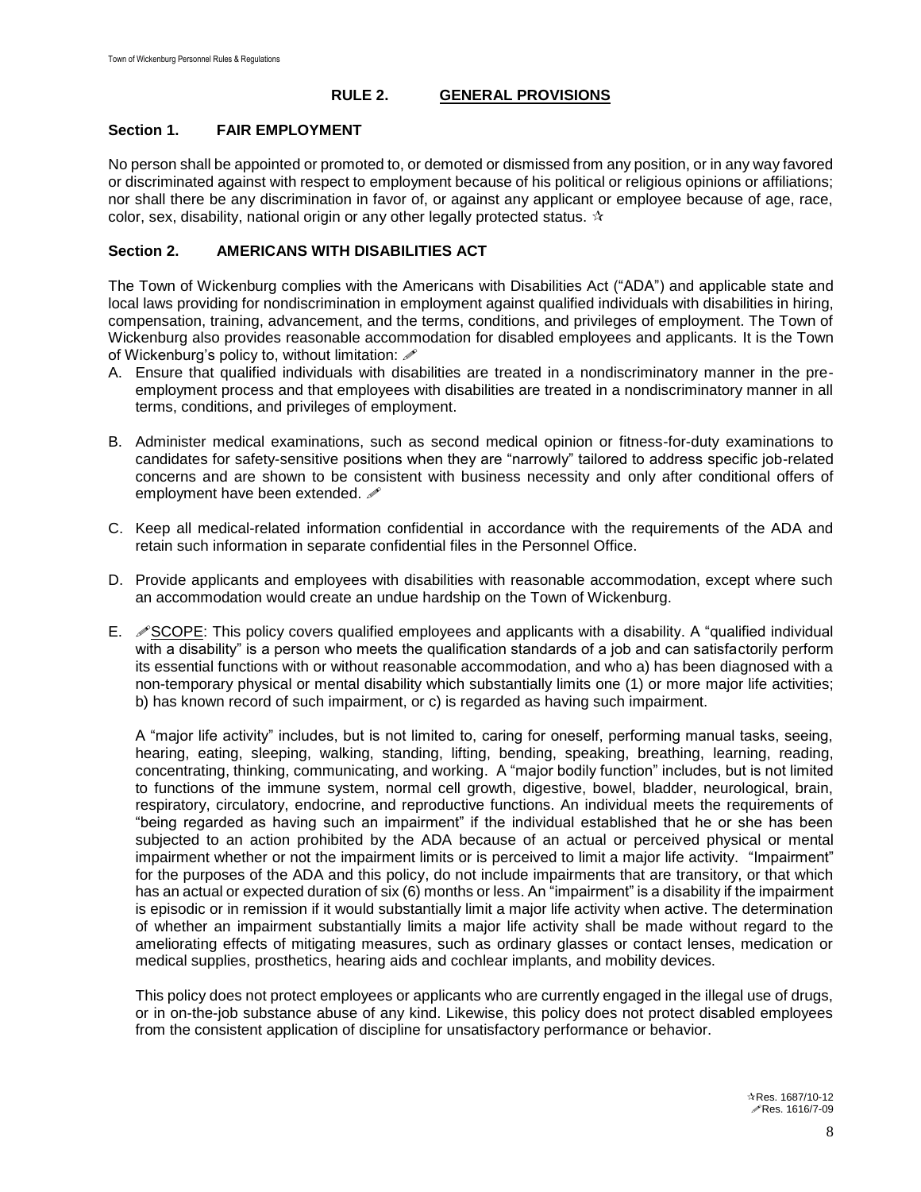## RULE 2. GENERAL PROVISIONS

### Section 1. FAIR EMPLOYMENT

No person shall be appointed or promoted to, or demoted or dismissed from any position, or in any way favored or discriminated against with respect to employment because of his political or religious opinions or affiliations; nor shall there be any discrimination in favor of, or against any applicant or employee because of age, race, color, sex, disability, national origin or any other legally protected status. ✰

### Section 2. AMERICANS WITH DISABILITIES ACT

The Town of Wickenburg complies with the Americans with Disabilities Act ("ADA") and applicable state and local laws providing for nondiscrimination in employment against qualified individuals with disabilities in hiring, compensation, training, advancement, and the terms, conditions, and privileges of employment. The Town of Wickenburg also provides reasonable accommodation for disabled employees and applicants. It is the Town of Wickenburg's policy to, without limitation: ✐

A. Ensure that qualified individuals with disabilities are treated in a nondiscriminatory manner in the pre-employment process and that employees with disabilities are treated in a nondiscriminatory manner in all terms, conditions, and privileges of employment.

B. Administer medical examinations, such as second medical opinion or fitness-for-duty examinations to candidates for safety-sensitive positions when they are "narrowly" tailored to address specific job-related concerns and are shown to be consistent with business necessity and only after conditional offers of employment have been extended. ✐

C. Keep all medical-related information confidential in accordance with the requirements of the ADA and retain such information in separate confidential files in the Personnel Office.

D. Provide applicants and employees with disabilities with reasonable accommodation, except where such an accommodation would create an undue hardship on the Town of Wickenburg.

E. ✐SCOPE: This policy covers qualified employees and applicants with a disability. A "qualified individual with a disability" is a person who meets the qualification standards of a job and can satisfactorily perform its essential functions with or without reasonable accommodation, and who a) has been diagnosed with a non-temporary physical or mental disability which substantially limits one (1) or more major life activities; b) has known record of such impairment, or c) is regarded as having such impairment.

   A "major life activity" includes, but is not limited to, caring for oneself, performing manual tasks, seeing, hearing, eating, sleeping, walking, standing, lifting, bending, speaking, breathing, learning, reading, concentrating, thinking, communicating, and working. A "major bodily function" includes, but is not limited to functions of the immune system, normal cell growth, digestive, bowel, bladder, neurological, brain, respiratory, circulatory, endocrine, and reproductive functions. An individual meets the requirements of "being regarded as having such an impairment" if the individual established that he or she has been subjected to an action prohibited by the ADA because of an actual or perceived physical or mental impairment whether or not the impairment limits or is perceived to limit a major life activity. "Impairment" for the purposes of the ADA and this policy, do not include impairments that are transitory, or that which has an actual or expected duration of six (6) months or less. An "impairment" is a disability if the impairment is episodic or in remission if it would substantially limit a major life activity when active. The determination of whether an impairment substantially limits a major life activity shall be made without regard to the ameliorating effects of mitigating measures, such as ordinary glasses or contact lenses, medication or medical supplies, prosthetics, hearing aids and cochlear implants, and mobility devices.

   This policy does not protect employees or applicants who are currently engaged in the illegal use of drugs, or in on-the-job substance abuse of any kind. Likewise, this policy does not protect disabled employees from the consistent application of discipline for unsatisfactory performance or behavior.

✰Res. 1687/10-12
✐Res. 1616/7-09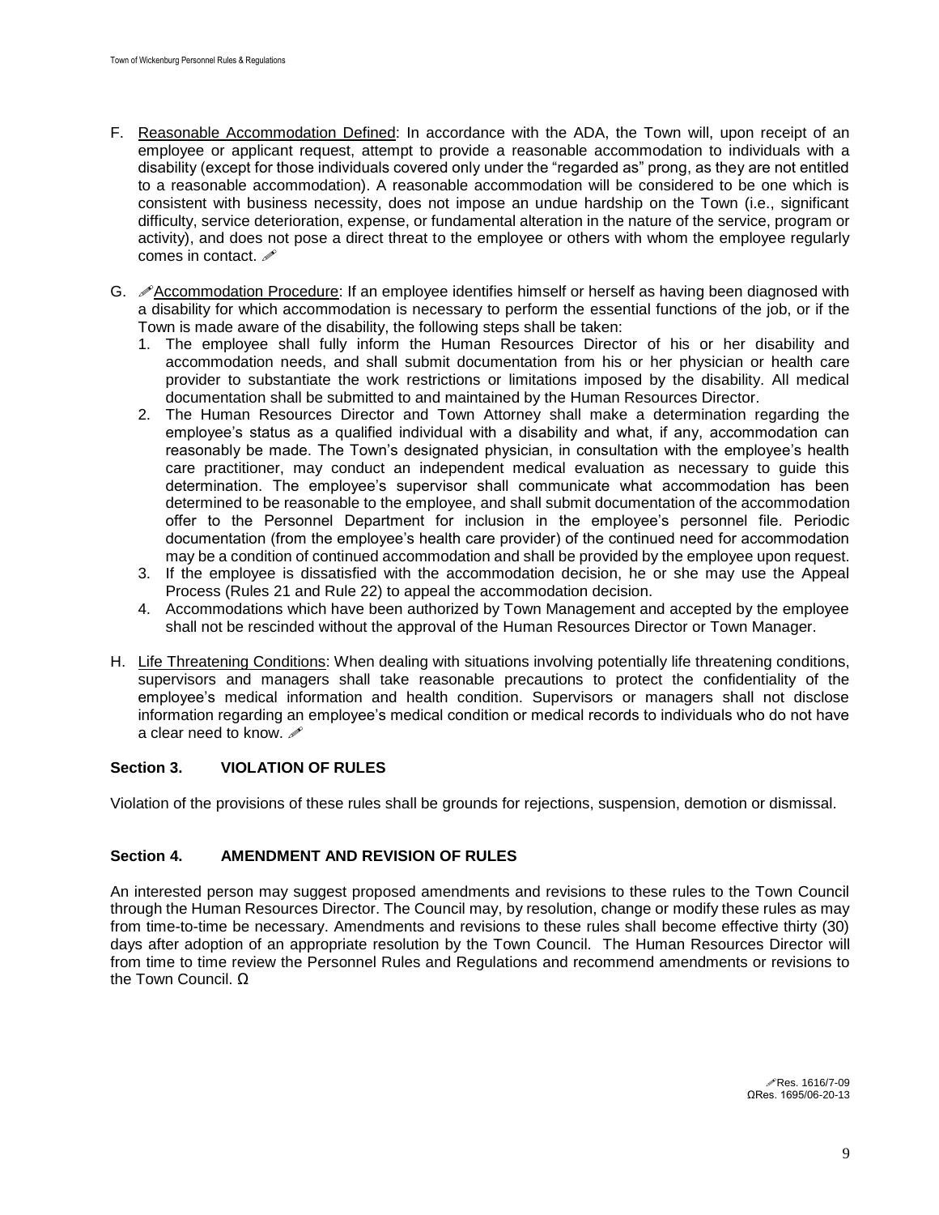F. Reasonable Accommodation Defined: In accordance with the ADA, the Town will, upon receipt of an employee or applicant request, attempt to provide a reasonable accommodation to individuals with a disability (except for those individuals covered only under the "regarded as" prong, as they are not entitled to a reasonable accommodation). A reasonable accommodation will be considered to be one which is consistent with business necessity, does not impose an undue hardship on the Town (i.e., significant difficulty, service deterioration, expense, or fundamental alteration in the nature of the service, program or activity), and does not pose a direct threat to the employee or others with whom the employee regularly comes in contact. ✐

G. ✐Accommodation Procedure: If an employee identifies himself or herself as having been diagnosed with a disability for which accommodation is necessary to perform the essential functions of the job, or if the Town is made aware of the disability, the following steps shall be taken:
   1. The employee shall fully inform the Human Resources Director of his or her disability and accommodation needs, and shall submit documentation from his or her physician or health care provider to substantiate the work restrictions or limitations imposed by the disability. All medical documentation shall be submitted to and maintained by the Human Resources Director.
   2. The Human Resources Director and Town Attorney shall make a determination regarding the employee's status as a qualified individual with a disability and what, if any, accommodation can reasonably be made. The Town's designated physician, in consultation with the employee's health care practitioner, may conduct an independent medical evaluation as necessary to guide this determination. The employee's supervisor shall communicate what accommodation has been determined to be reasonable to the employee, and shall submit documentation of the accommodation offer to the Personnel Department for inclusion in the employee's personnel file. Periodic documentation (from the employee's health care provider) of the continued need for accommodation may be a condition of continued accommodation and shall be provided by the employee upon request.
   3. If the employee is dissatisfied with the accommodation decision, he or she may use the Appeal Process (Rules 21 and Rule 22) to appeal the accommodation decision.
   4. Accommodations which have been authorized by Town Management and accepted by the employee shall not be rescinded without the approval of the Human Resources Director or Town Manager.

H. Life Threatening Conditions: When dealing with situations involving potentially life threatening conditions, supervisors and managers shall take reasonable precautions to protect the confidentiality of the employee's medical information and health condition. Supervisors or managers shall not disclose information regarding an employee's medical condition or medical records to individuals who do not have a clear need to know. ✐

### Section 3. VIOLATION OF RULES

Violation of the provisions of these rules shall be grounds for rejections, suspension, demotion or dismissal.

### Section 4. AMENDMENT AND REVISION OF RULES

An interested person may suggest proposed amendments and revisions to these rules to the Town Council through the Human Resources Director. The Council may, by resolution, change or modify these rules as may from time-to-time be necessary. Amendments and revisions to these rules shall become effective thirty (30) days after adoption of an appropriate resolution by the Town Council. The Human Resources Director will from time to time review the Personnel Rules and Regulations and recommend amendments or revisions to the Town Council. Ω

✐Res. 1616/7-09
ΩRes. 1695/06-20-13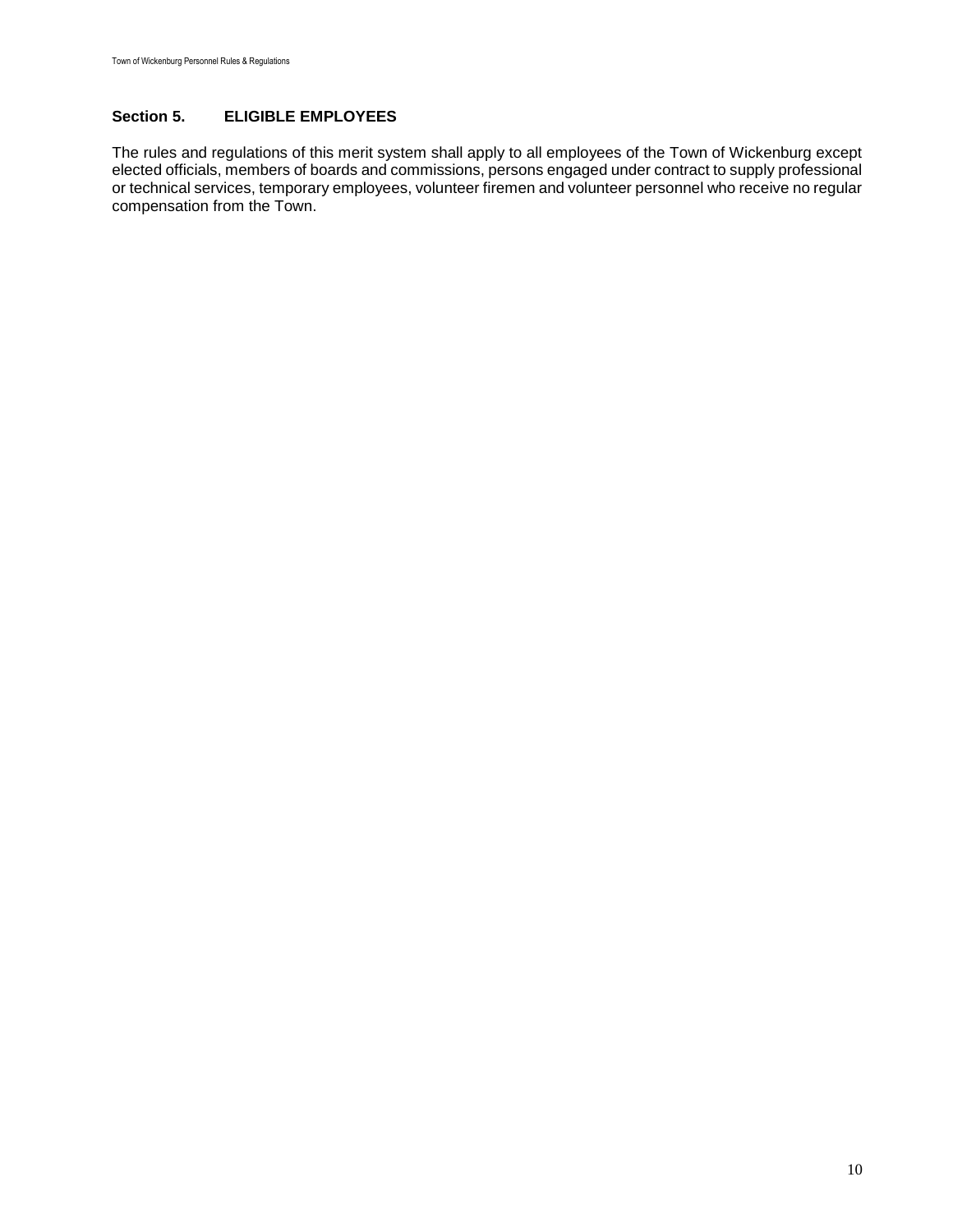## Section 5. ELIGIBLE EMPLOYEES

The rules and regulations of this merit system shall apply to all employees of the Town of Wickenburg except elected officials, members of boards and commissions, persons engaged under contract to supply professional or technical services, temporary employees, volunteer firemen and volunteer personnel who receive no regular compensation from the Town.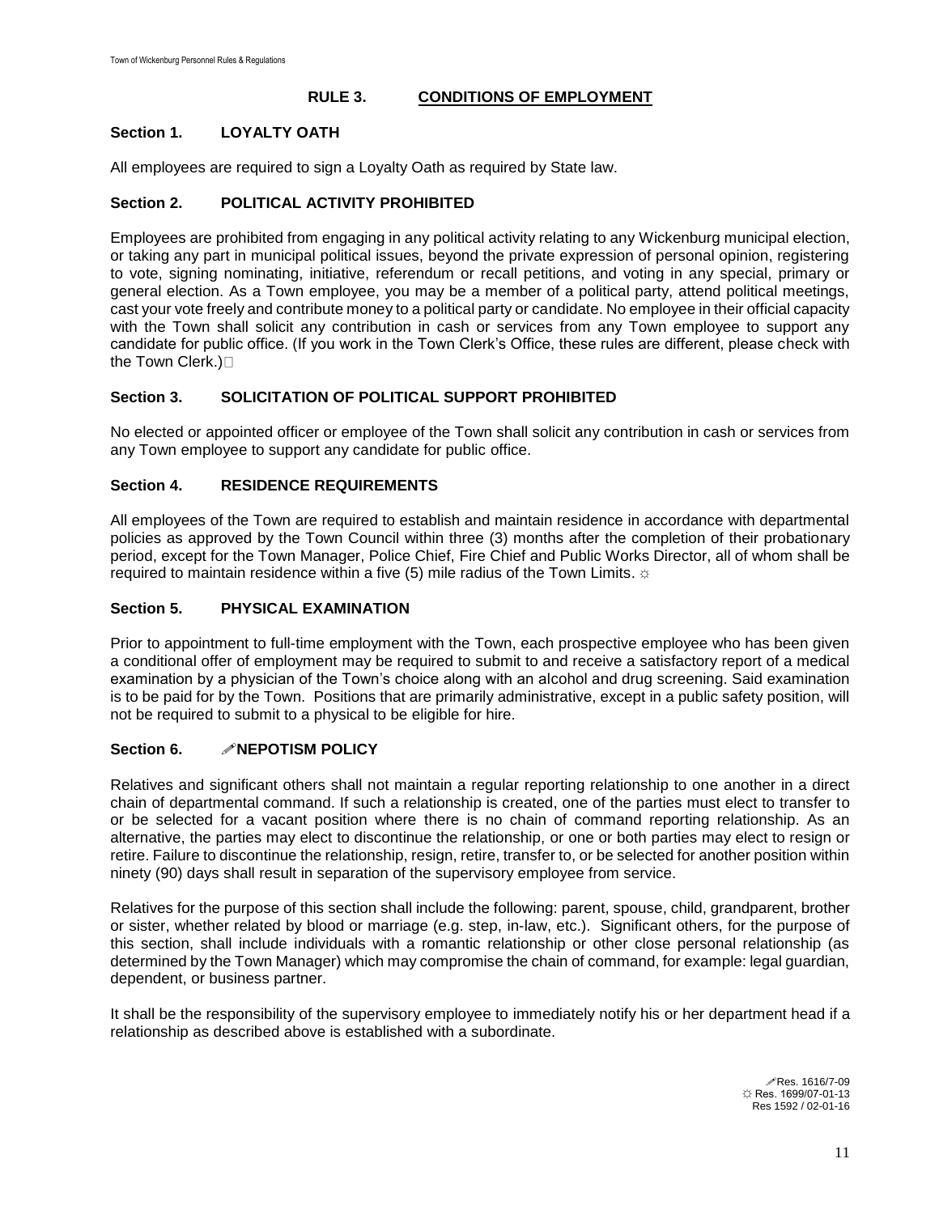## RULE 3. CONDITIONS OF EMPLOYMENT

### Section 1. LOYALTY OATH

All employees are required to sign a Loyalty Oath as required by State law.

### Section 2. POLITICAL ACTIVITY PROHIBITED

Employees are prohibited from engaging in any political activity relating to any Wickenburg municipal election, or taking any part in municipal political issues, beyond the private expression of personal opinion, registering to vote, signing nominating, initiative, referendum or recall petitions, and voting in any special, primary or general election. As a Town employee, you may be a member of a political party, attend political meetings, cast your vote freely and contribute money to a political party or candidate. No employee in their official capacity with the Town shall solicit any contribution in cash or services from any Town employee to support any candidate for public office. (If you work in the Town Clerk's Office, these rules are different, please check with the Town Clerk.)

### Section 3. SOLICITATION OF POLITICAL SUPPORT PROHIBITED

No elected or appointed officer or employee of the Town shall solicit any contribution in cash or services from any Town employee to support any candidate for public office.

### Section 4. RESIDENCE REQUIREMENTS

All employees of the Town are required to establish and maintain residence in accordance with departmental policies as approved by the Town Council within three (3) months after the completion of their probationary period, except for the Town Manager, Police Chief, Fire Chief and Public Works Director, all of whom shall be required to maintain residence within a five (5) mile radius of the Town Limits. ☼

### Section 5. PHYSICAL EXAMINATION

Prior to appointment to full-time employment with the Town, each prospective employee who has been given a conditional offer of employment may be required to submit to and receive a satisfactory report of a medical examination by a physician of the Town's choice along with an alcohol and drug screening. Said examination is to be paid for by the Town. Positions that are primarily administrative, except in a public safety position, will not be required to submit to a physical to be eligible for hire.

### Section 6. ✐NEPOTISM POLICY

Relatives and significant others shall not maintain a regular reporting relationship to one another in a direct chain of departmental command. If such a relationship is created, one of the parties must elect to transfer to or be selected for a vacant position where there is no chain of command reporting relationship. As an alternative, the parties may elect to discontinue the relationship, or one or both parties may elect to resign or retire. Failure to discontinue the relationship, resign, retire, transfer to, or be selected for another position within ninety (90) days shall result in separation of the supervisory employee from service.

Relatives for the purpose of this section shall include the following: parent, spouse, child, grandparent, brother or sister, whether related by blood or marriage (e.g. step, in-law, etc.). Significant others, for the purpose of this section, shall include individuals with a romantic relationship or other close personal relationship (as determined by the Town Manager) which may compromise the chain of command, for example: legal guardian, dependent, or business partner.

It shall be the responsibility of the supervisory employee to immediately notify his or her department head if a relationship as described above is established with a subordinate.

✐Res. 1616/7-09
☼ Res. 1699/07-01-13
Res 1592 / 02-01-16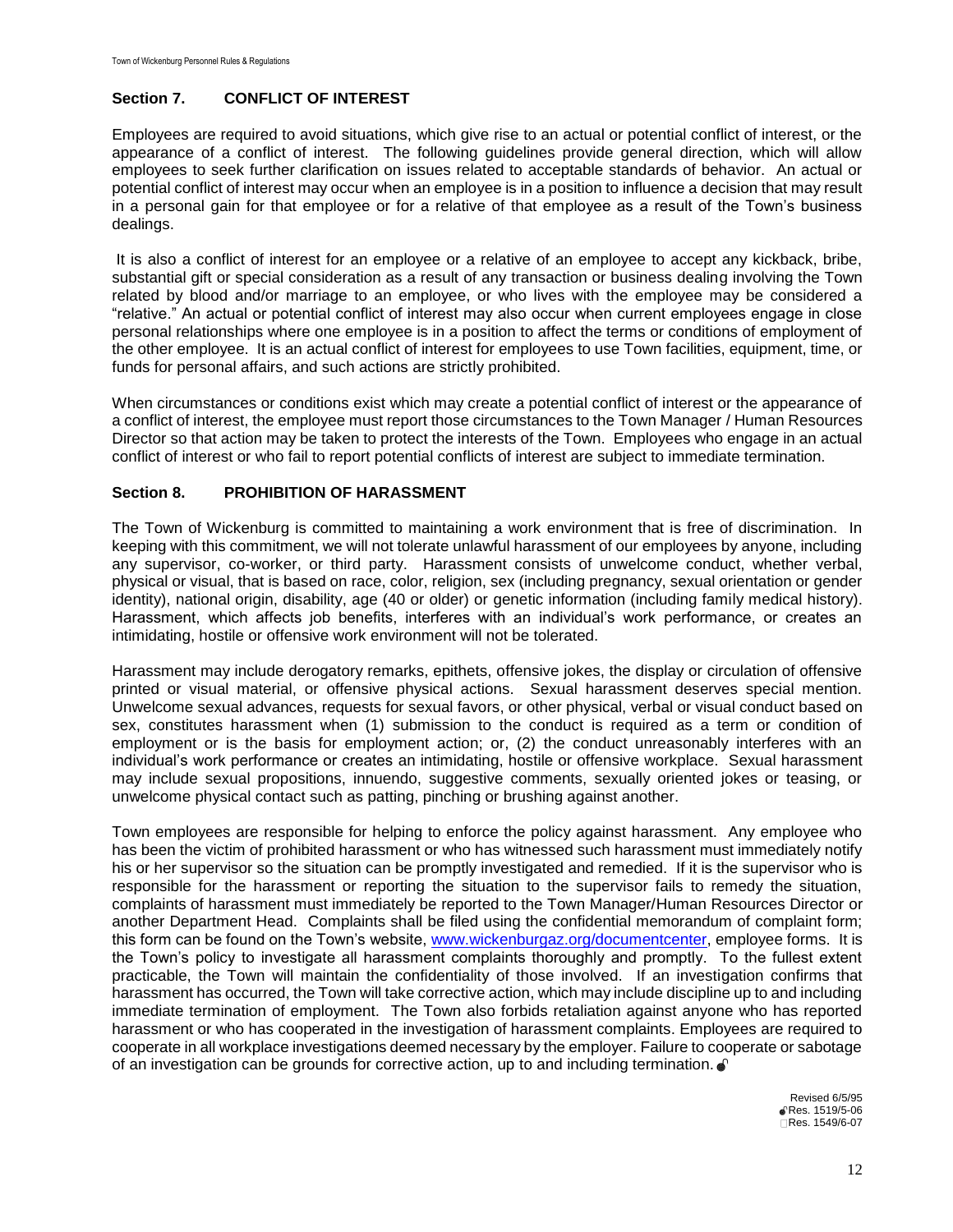## Section 7. CONFLICT OF INTEREST

Employees are required to avoid situations, which give rise to an actual or potential conflict of interest, or the appearance of a conflict of interest. The following guidelines provide general direction, which will allow employees to seek further clarification on issues related to acceptable standards of behavior. An actual or potential conflict of interest may occur when an employee is in a position to influence a decision that may result in a personal gain for that employee or for a relative of that employee as a result of the Town's business dealings.

It is also a conflict of interest for an employee or a relative of an employee to accept any kickback, bribe, substantial gift or special consideration as a result of any transaction or business dealing involving the Town related by blood and/or marriage to an employee, or who lives with the employee may be considered a "relative." An actual or potential conflict of interest may also occur when current employees engage in close personal relationships where one employee is in a position to affect the terms or conditions of employment of the other employee. It is an actual conflict of interest for employees to use Town facilities, equipment, time, or funds for personal affairs, and such actions are strictly prohibited.

When circumstances or conditions exist which may create a potential conflict of interest or the appearance of a conflict of interest, the employee must report those circumstances to the Town Manager / Human Resources Director so that action may be taken to protect the interests of the Town. Employees who engage in an actual conflict of interest or who fail to report potential conflicts of interest are subject to immediate termination.

## Section 8. PROHIBITION OF HARASSMENT

The Town of Wickenburg is committed to maintaining a work environment that is free of discrimination. In keeping with this commitment, we will not tolerate unlawful harassment of our employees by anyone, including any supervisor, co-worker, or third party. Harassment consists of unwelcome conduct, whether verbal, physical or visual, that is based on race, color, religion, sex (including pregnancy, sexual orientation or gender identity), national origin, disability, age (40 or older) or genetic information (including family medical history). Harassment, which affects job benefits, interferes with an individual's work performance, or creates an intimidating, hostile or offensive work environment will not be tolerated.

Harassment may include derogatory remarks, epithets, offensive jokes, the display or circulation of offensive printed or visual material, or offensive physical actions. Sexual harassment deserves special mention. Unwelcome sexual advances, requests for sexual favors, or other physical, verbal or visual conduct based on sex, constitutes harassment when (1) submission to the conduct is required as a term or condition of employment or is the basis for employment action; or, (2) the conduct unreasonably interferes with an individual's work performance or creates an intimidating, hostile or offensive workplace. Sexual harassment may include sexual propositions, innuendo, suggestive comments, sexually oriented jokes or teasing, or unwelcome physical contact such as patting, pinching or brushing against another.

Town employees are responsible for helping to enforce the policy against harassment. Any employee who has been the victim of prohibited harassment or who has witnessed such harassment must immediately notify his or her supervisor so the situation can be promptly investigated and remedied. If it is the supervisor who is responsible for the harassment or reporting the situation to the supervisor fails to remedy the situation, complaints of harassment must immediately be reported to the Town Manager/Human Resources Director or another Department Head. Complaints shall be filed using the confidential memorandum of complaint form; this form can be found on the Town's website, www.wickenburgaz.org/documentcenter, employee forms. It is the Town's policy to investigate all harassment complaints thoroughly and promptly. To the fullest extent practicable, the Town will maintain the confidentiality of those involved. If an investigation confirms that harassment has occurred, the Town will take corrective action, which may include discipline up to and including immediate termination of employment. The Town also forbids retaliation against anyone who has reported harassment or who has cooperated in the investigation of harassment complaints. Employees are required to cooperate in all workplace investigations deemed necessary by the employer. Failure to cooperate or sabotage of an investigation can be grounds for corrective action, up to and including termination.

Revised 6/5/95
Res. 1519/5-06
Res. 1549/6-07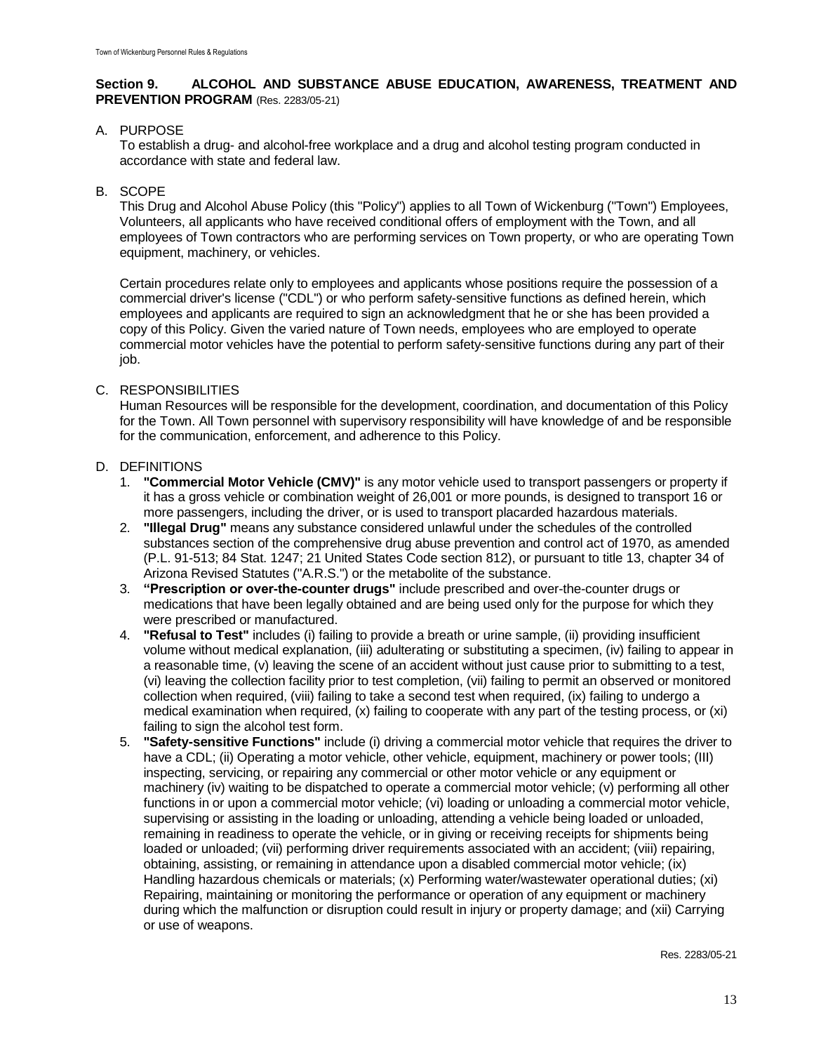## Section 9. ALCOHOL AND SUBSTANCE ABUSE EDUCATION, AWARENESS, TREATMENT AND PREVENTION PROGRAM (Res. 2283/05-21)

A. PURPOSE

To establish a drug- and alcohol-free workplace and a drug and alcohol testing program conducted in accordance with state and federal law.

B. SCOPE

This Drug and Alcohol Abuse Policy (this "Policy") applies to all Town of Wickenburg ("Town") Employees, Volunteers, all applicants who have received conditional offers of employment with the Town, and all employees of Town contractors who are performing services on Town property, or who are operating Town equipment, machinery, or vehicles.

Certain procedures relate only to employees and applicants whose positions require the possession of a commercial driver's license ("CDL") or who perform safety-sensitive functions as defined herein, which employees and applicants are required to sign an acknowledgment that he or she has been provided a copy of this Policy. Given the varied nature of Town needs, employees who are employed to operate commercial motor vehicles have the potential to perform safety-sensitive functions during any part of their job.

C. RESPONSIBILITIES

Human Resources will be responsible for the development, coordination, and documentation of this Policy for the Town. All Town personnel with supervisory responsibility will have knowledge of and be responsible for the communication, enforcement, and adherence to this Policy.

D. DEFINITIONS

1. **"Commercial Motor Vehicle (CMV)"** is any motor vehicle used to transport passengers or property if it has a gross vehicle or combination weight of 26,001 or more pounds, is designed to transport 16 or more passengers, including the driver, or is used to transport placarded hazardous materials.
2. **"Illegal Drug"** means any substance considered unlawful under the schedules of the controlled substances section of the comprehensive drug abuse prevention and control act of 1970, as amended (P.L. 91-513; 84 Stat. 1247; 21 United States Code section 812), or pursuant to title 13, chapter 34 of Arizona Revised Statutes ("A.R.S.") or the metabolite of the substance.
3. **"Prescription or over-the-counter drugs"** include prescribed and over-the-counter drugs or medications that have been legally obtained and are being used only for the purpose for which they were prescribed or manufactured.
4. **"Refusal to Test"** includes (i) failing to provide a breath or urine sample, (ii) providing insufficient volume without medical explanation, (iii) adulterating or substituting a specimen, (iv) failing to appear in a reasonable time, (v) leaving the scene of an accident without just cause prior to submitting to a test, (vi) leaving the collection facility prior to test completion, (vii) failing to permit an observed or monitored collection when required, (viii) failing to take a second test when required, (ix) failing to undergo a medical examination when required, (x) failing to cooperate with any part of the testing process, or (xi) failing to sign the alcohol test form.
5. **"Safety-sensitive Functions"** include (i) driving a commercial motor vehicle that requires the driver to have a CDL; (ii) Operating a motor vehicle, other vehicle, equipment, machinery or power tools; (III) inspecting, servicing, or repairing any commercial or other motor vehicle or any equipment or machinery (iv) waiting to be dispatched to operate a commercial motor vehicle; (v) performing all other functions in or upon a commercial motor vehicle; (vi) loading or unloading a commercial motor vehicle, supervising or assisting in the loading or unloading, attending a vehicle being loaded or unloaded, remaining in readiness to operate the vehicle, or in giving or receiving receipts for shipments being loaded or unloaded; (vii) performing driver requirements associated with an accident; (viii) repairing, obtaining, assisting, or remaining in attendance upon a disabled commercial motor vehicle; (ix) Handling hazardous chemicals or materials; (x) Performing water/wastewater operational duties; (xi) Repairing, maintaining or monitoring the performance or operation of any equipment or machinery during which the malfunction or disruption could result in injury or property damage; and (xii) Carrying or use of weapons.

Res. 2283/05-21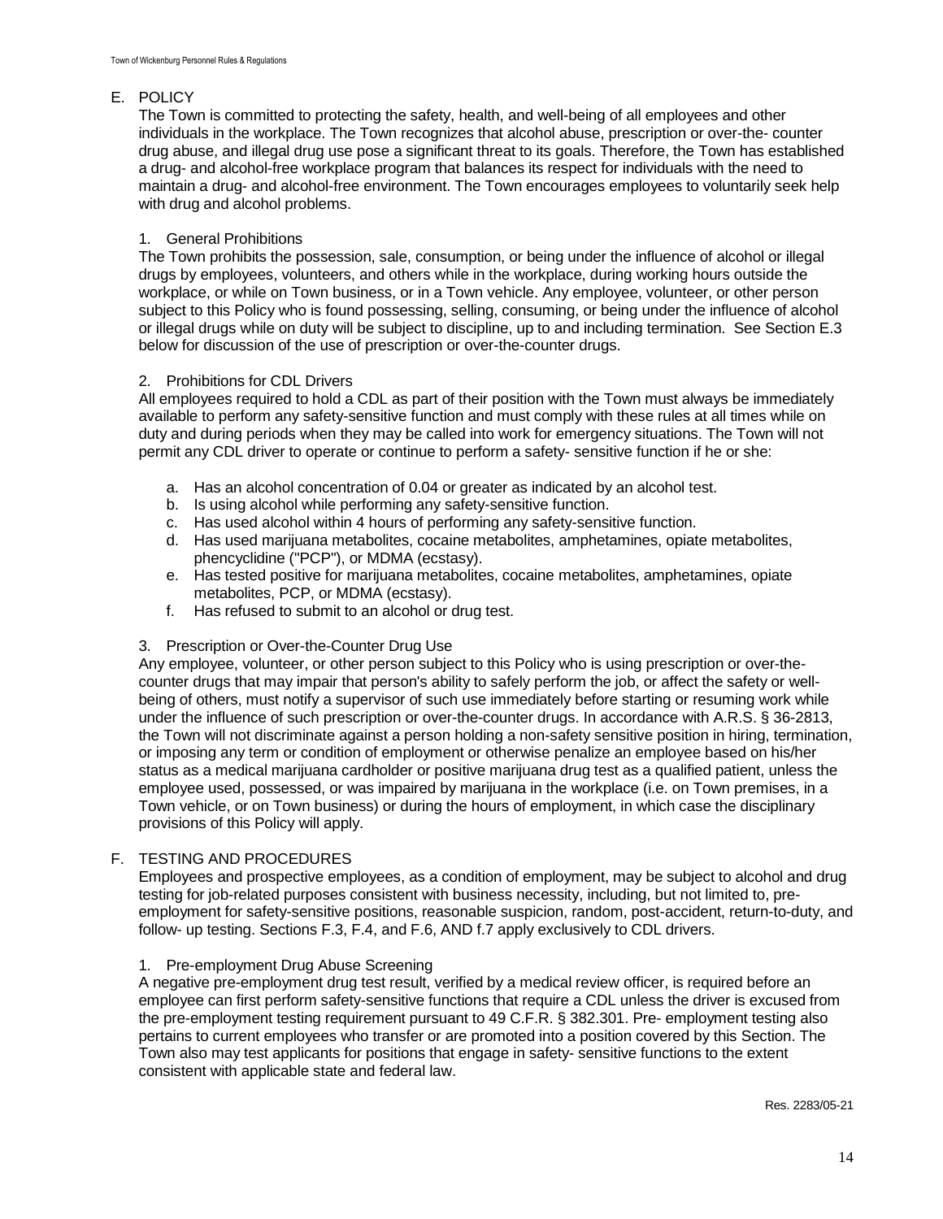## E. POLICY

The Town is committed to protecting the safety, health, and well-being of all employees and other individuals in the workplace. The Town recognizes that alcohol abuse, prescription or over-the- counter drug abuse, and illegal drug use pose a significant threat to its goals. Therefore, the Town has established a drug- and alcohol-free workplace program that balances its respect for individuals with the need to maintain a drug- and alcohol-free environment. The Town encourages employees to voluntarily seek help with drug and alcohol problems.

### 1. General Prohibitions

The Town prohibits the possession, sale, consumption, or being under the influence of alcohol or illegal drugs by employees, volunteers, and others while in the workplace, during working hours outside the workplace, or while on Town business, or in a Town vehicle. Any employee, volunteer, or other person subject to this Policy who is found possessing, selling, consuming, or being under the influence of alcohol or illegal drugs while on duty will be subject to discipline, up to and including termination. See Section E.3 below for discussion of the use of prescription or over-the-counter drugs.

### 2. Prohibitions for CDL Drivers

All employees required to hold a CDL as part of their position with the Town must always be immediately available to perform any safety-sensitive function and must comply with these rules at all times while on duty and during periods when they may be called into work for emergency situations. The Town will not permit any CDL driver to operate or continue to perform a safety- sensitive function if he or she:

a. Has an alcohol concentration of 0.04 or greater as indicated by an alcohol test.
b. Is using alcohol while performing any safety-sensitive function.
c. Has used alcohol within 4 hours of performing any safety-sensitive function.
d. Has used marijuana metabolites, cocaine metabolites, amphetamines, opiate metabolites, phencyclidine ("PCP"), or MDMA (ecstasy).
e. Has tested positive for marijuana metabolites, cocaine metabolites, amphetamines, opiate metabolites, PCP, or MDMA (ecstasy).
f. Has refused to submit to an alcohol or drug test.

### 3. Prescription or Over-the-Counter Drug Use

Any employee, volunteer, or other person subject to this Policy who is using prescription or over-the-counter drugs that may impair that person's ability to safely perform the job, or affect the safety or well-being of others, must notify a supervisor of such use immediately before starting or resuming work while under the influence of such prescription or over-the-counter drugs. In accordance with A.R.S. § 36-2813, the Town will not discriminate against a person holding a non-safety sensitive position in hiring, termination, or imposing any term or condition of employment or otherwise penalize an employee based on his/her status as a medical marijuana cardholder or positive marijuana drug test as a qualified patient, unless the employee used, possessed, or was impaired by marijuana in the workplace (i.e. on Town premises, in a Town vehicle, or on Town business) or during the hours of employment, in which case the disciplinary provisions of this Policy will apply.

## F. TESTING AND PROCEDURES

Employees and prospective employees, as a condition of employment, may be subject to alcohol and drug testing for job-related purposes consistent with business necessity, including, but not limited to, pre-employment for safety-sensitive positions, reasonable suspicion, random, post-accident, return-to-duty, and follow- up testing. Sections F.3, F.4, and F.6, AND f.7 apply exclusively to CDL drivers.

### 1. Pre-employment Drug Abuse Screening

A negative pre-employment drug test result, verified by a medical review officer, is required before an employee can first perform safety-sensitive functions that require a CDL unless the driver is excused from the pre-employment testing requirement pursuant to 49 C.F.R. § 382.301. Pre- employment testing also pertains to current employees who transfer or are promoted into a position covered by this Section. The Town also may test applicants for positions that engage in safety- sensitive functions to the extent consistent with applicable state and federal law.

Res. 2283/05-21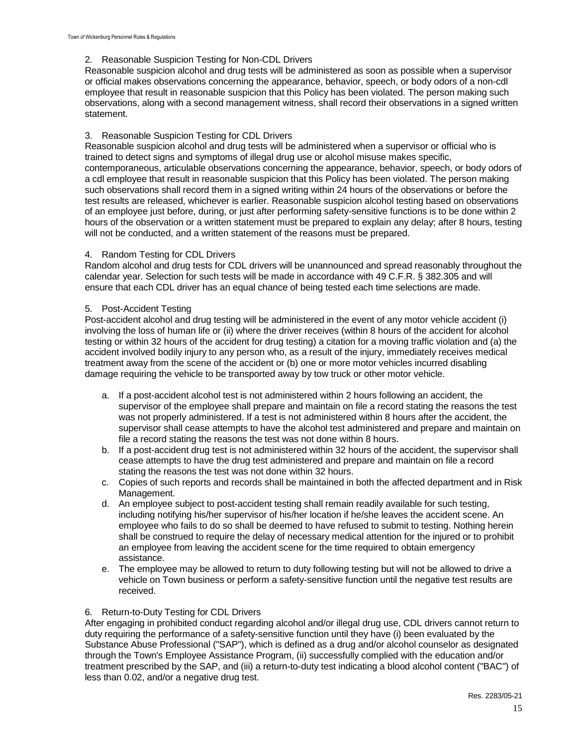2. Reasonable Suspicion Testing for Non-CDL Drivers

Reasonable suspicion alcohol and drug tests will be administered as soon as possible when a supervisor or official makes observations concerning the appearance, behavior, speech, or body odors of a non-cdl employee that result in reasonable suspicion that this Policy has been violated. The person making such observations, along with a second management witness, shall record their observations in a signed written statement.

3. Reasonable Suspicion Testing for CDL Drivers

Reasonable suspicion alcohol and drug tests will be administered when a supervisor or official who is trained to detect signs and symptoms of illegal drug use or alcohol misuse makes specific, contemporaneous, articulable observations concerning the appearance, behavior, speech, or body odors of a cdl employee that result in reasonable suspicion that this Policy has been violated. The person making such observations shall record them in a signed writing within 24 hours of the observations or before the test results are released, whichever is earlier. Reasonable suspicion alcohol testing based on observations of an employee just before, during, or just after performing safety-sensitive functions is to be done within 2 hours of the observation or a written statement must be prepared to explain any delay; after 8 hours, testing will not be conducted, and a written statement of the reasons must be prepared.

4. Random Testing for CDL Drivers

Random alcohol and drug tests for CDL drivers will be unannounced and spread reasonably throughout the calendar year. Selection for such tests will be made in accordance with 49 C.F.R. § 382.305 and will ensure that each CDL driver has an equal chance of being tested each time selections are made.

5. Post-Accident Testing

Post-accident alcohol and drug testing will be administered in the event of any motor vehicle accident (i) involving the loss of human life or (ii) where the driver receives (within 8 hours of the accident for alcohol testing or within 32 hours of the accident for drug testing) a citation for a moving traffic violation and (a) the accident involved bodily injury to any person who, as a result of the injury, immediately receives medical treatment away from the scene of the accident or (b) one or more motor vehicles incurred disabling damage requiring the vehicle to be transported away by tow truck or other motor vehicle.

a. If a post-accident alcohol test is not administered within 2 hours following an accident, the supervisor of the employee shall prepare and maintain on file a record stating the reasons the test was not properly administered. If a test is not administered within 8 hours after the accident, the supervisor shall cease attempts to have the alcohol test administered and prepare and maintain on file a record stating the reasons the test was not done within 8 hours.
b. If a post-accident drug test is not administered within 32 hours of the accident, the supervisor shall cease attempts to have the drug test administered and prepare and maintain on file a record stating the reasons the test was not done within 32 hours.
c. Copies of such reports and records shall be maintained in both the affected department and in Risk Management.
d. An employee subject to post-accident testing shall remain readily available for such testing, including notifying his/her supervisor of his/her location if he/she leaves the accident scene. An employee who fails to do so shall be deemed to have refused to submit to testing. Nothing herein shall be construed to require the delay of necessary medical attention for the injured or to prohibit an employee from leaving the accident scene for the time required to obtain emergency assistance.
e. The employee may be allowed to return to duty following testing but will not be allowed to drive a vehicle on Town business or perform a safety-sensitive function until the negative test results are received.

6. Return-to-Duty Testing for CDL Drivers

After engaging in prohibited conduct regarding alcohol and/or illegal drug use, CDL drivers cannot return to duty requiring the performance of a safety-sensitive function until they have (i) been evaluated by the Substance Abuse Professional ("SAP"), which is defined as a drug and/or alcohol counselor as designated through the Town's Employee Assistance Program, (ii) successfully complied with the education and/or treatment prescribed by the SAP, and (iii) a return-to-duty test indicating a blood alcohol content ("BAC") of less than 0.02, and/or a negative drug test.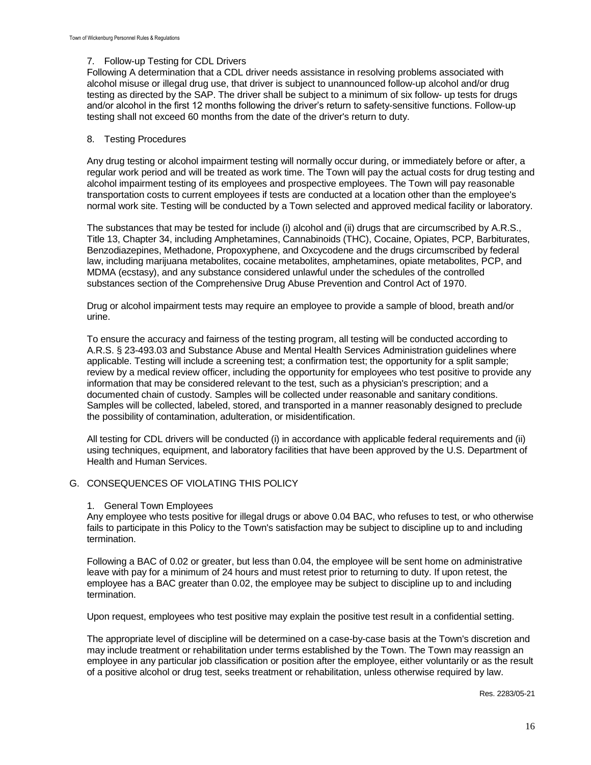7. Follow-up Testing for CDL Drivers

Following A determination that a CDL driver needs assistance in resolving problems associated with alcohol misuse or illegal drug use, that driver is subject to unannounced follow-up alcohol and/or drug testing as directed by the SAP. The driver shall be subject to a minimum of six follow- up tests for drugs and/or alcohol in the first 12 months following the driver's return to safety-sensitive functions. Follow-up testing shall not exceed 60 months from the date of the driver's return to duty.

8. Testing Procedures

Any drug testing or alcohol impairment testing will normally occur during, or immediately before or after, a regular work period and will be treated as work time. The Town will pay the actual costs for drug testing and alcohol impairment testing of its employees and prospective employees. The Town will pay reasonable transportation costs to current employees if tests are conducted at a location other than the employee's normal work site. Testing will be conducted by a Town selected and approved medical facility or laboratory.

The substances that may be tested for include (i) alcohol and (ii) drugs that are circumscribed by A.R.S., Title 13, Chapter 34, including Amphetamines, Cannabinoids (THC), Cocaine, Opiates, PCP, Barbiturates, Benzodiazepines, Methadone, Propoxyphene, and Oxcycodene and the drugs circumscribed by federal law, including marijuana metabolites, cocaine metabolites, amphetamines, opiate metabolites, PCP, and MDMA (ecstasy), and any substance considered unlawful under the schedules of the controlled substances section of the Comprehensive Drug Abuse Prevention and Control Act of 1970.

Drug or alcohol impairment tests may require an employee to provide a sample of blood, breath and/or urine.

To ensure the accuracy and fairness of the testing program, all testing will be conducted according to A.R.S. § 23-493.03 and Substance Abuse and Mental Health Services Administration guidelines where applicable. Testing will include a screening test; a confirmation test; the opportunity for a split sample; review by a medical review officer, including the opportunity for employees who test positive to provide any information that may be considered relevant to the test, such as a physician's prescription; and a documented chain of custody. Samples will be collected under reasonable and sanitary conditions. Samples will be collected, labeled, stored, and transported in a manner reasonably designed to preclude the possibility of contamination, adulteration, or misidentification.

All testing for CDL drivers will be conducted (i) in accordance with applicable federal requirements and (ii) using techniques, equipment, and laboratory facilities that have been approved by the U.S. Department of Health and Human Services.

## G. CONSEQUENCES OF VIOLATING THIS POLICY

1. General Town Employees

Any employee who tests positive for illegal drugs or above 0.04 BAC, who refuses to test, or who otherwise fails to participate in this Policy to the Town's satisfaction may be subject to discipline up to and including termination.

Following a BAC of 0.02 or greater, but less than 0.04, the employee will be sent home on administrative leave with pay for a minimum of 24 hours and must retest prior to returning to duty. If upon retest, the employee has a BAC greater than 0.02, the employee may be subject to discipline up to and including termination.

Upon request, employees who test positive may explain the positive test result in a confidential setting.

The appropriate level of discipline will be determined on a case-by-case basis at the Town's discretion and may include treatment or rehabilitation under terms established by the Town. The Town may reassign an employee in any particular job classification or position after the employee, either voluntarily or as the result of a positive alcohol or drug test, seeks treatment or rehabilitation, unless otherwise required by law.

Res. 2283/05-21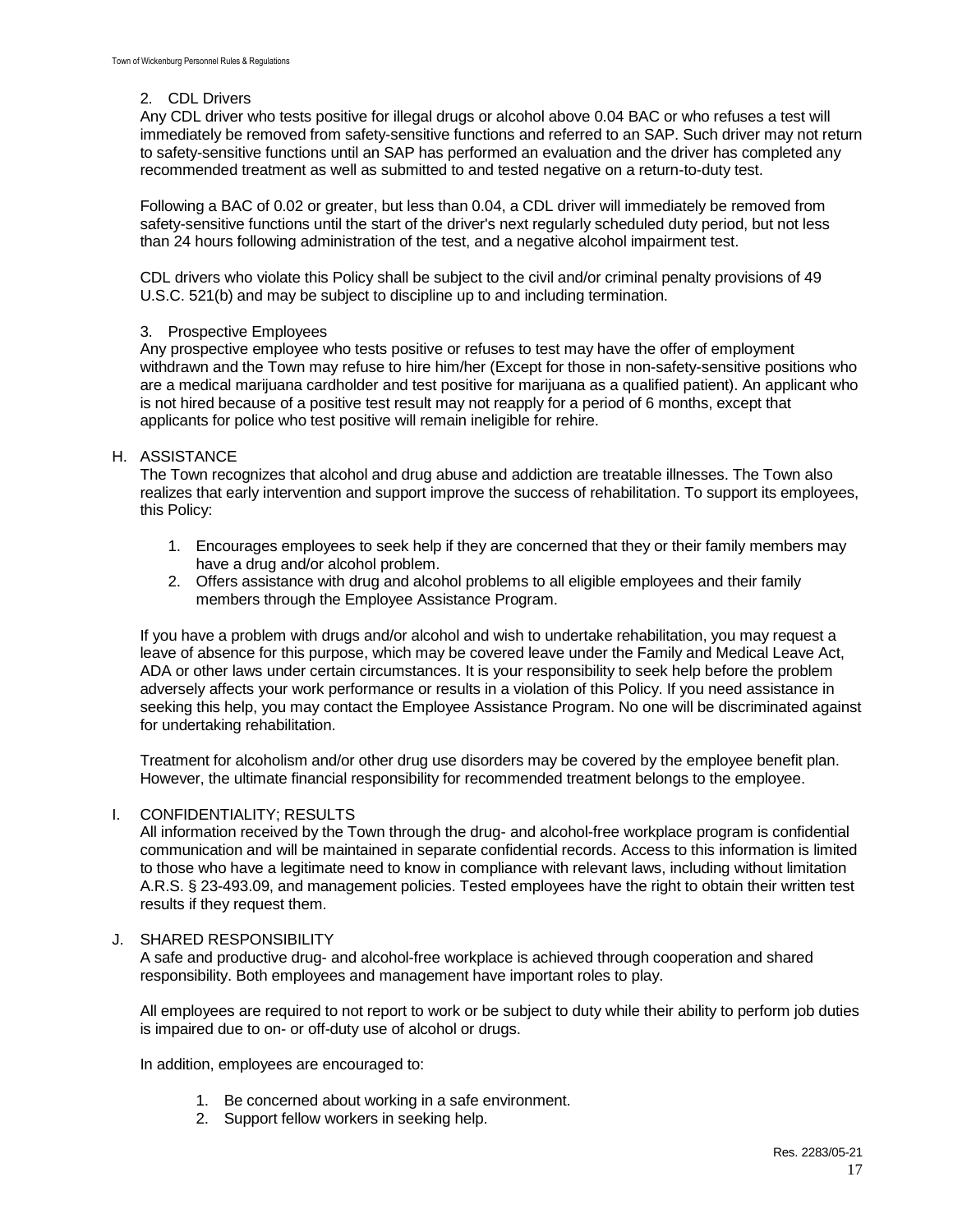2. CDL Drivers

Any CDL driver who tests positive for illegal drugs or alcohol above 0.04 BAC or who refuses a test will immediately be removed from safety-sensitive functions and referred to an SAP. Such driver may not return to safety-sensitive functions until an SAP has performed an evaluation and the driver has completed any recommended treatment as well as submitted to and tested negative on a return-to-duty test.

Following a BAC of 0.02 or greater, but less than 0.04, a CDL driver will immediately be removed from safety-sensitive functions until the start of the driver's next regularly scheduled duty period, but not less than 24 hours following administration of the test, and a negative alcohol impairment test.

CDL drivers who violate this Policy shall be subject to the civil and/or criminal penalty provisions of 49 U.S.C. 521(b) and may be subject to discipline up to and including termination.

3. Prospective Employees

Any prospective employee who tests positive or refuses to test may have the offer of employment withdrawn and the Town may refuse to hire him/her (Except for those in non-safety-sensitive positions who are a medical marijuana cardholder and test positive for marijuana as a qualified patient). An applicant who is not hired because of a positive test result may not reapply for a period of 6 months, except that applicants for police who test positive will remain ineligible for rehire.

H. ASSISTANCE

The Town recognizes that alcohol and drug abuse and addiction are treatable illnesses. The Town also realizes that early intervention and support improve the success of rehabilitation. To support its employees, this Policy:

1. Encourages employees to seek help if they are concerned that they or their family members may have a drug and/or alcohol problem.
2. Offers assistance with drug and alcohol problems to all eligible employees and their family members through the Employee Assistance Program.

If you have a problem with drugs and/or alcohol and wish to undertake rehabilitation, you may request a leave of absence for this purpose, which may be covered leave under the Family and Medical Leave Act, ADA or other laws under certain circumstances. It is your responsibility to seek help before the problem adversely affects your work performance or results in a violation of this Policy. If you need assistance in seeking this help, you may contact the Employee Assistance Program. No one will be discriminated against for undertaking rehabilitation.

Treatment for alcoholism and/or other drug use disorders may be covered by the employee benefit plan. However, the ultimate financial responsibility for recommended treatment belongs to the employee.

I. CONFIDENTIALITY; RESULTS

All information received by the Town through the drug- and alcohol-free workplace program is confidential communication and will be maintained in separate confidential records. Access to this information is limited to those who have a legitimate need to know in compliance with relevant laws, including without limitation A.R.S. § 23-493.09, and management policies. Tested employees have the right to obtain their written test results if they request them.

J. SHARED RESPONSIBILITY

A safe and productive drug- and alcohol-free workplace is achieved through cooperation and shared responsibility. Both employees and management have important roles to play.

All employees are required to not report to work or be subject to duty while their ability to perform job duties is impaired due to on- or off-duty use of alcohol or drugs.

In addition, employees are encouraged to:

1. Be concerned about working in a safe environment.
2. Support fellow workers in seeking help.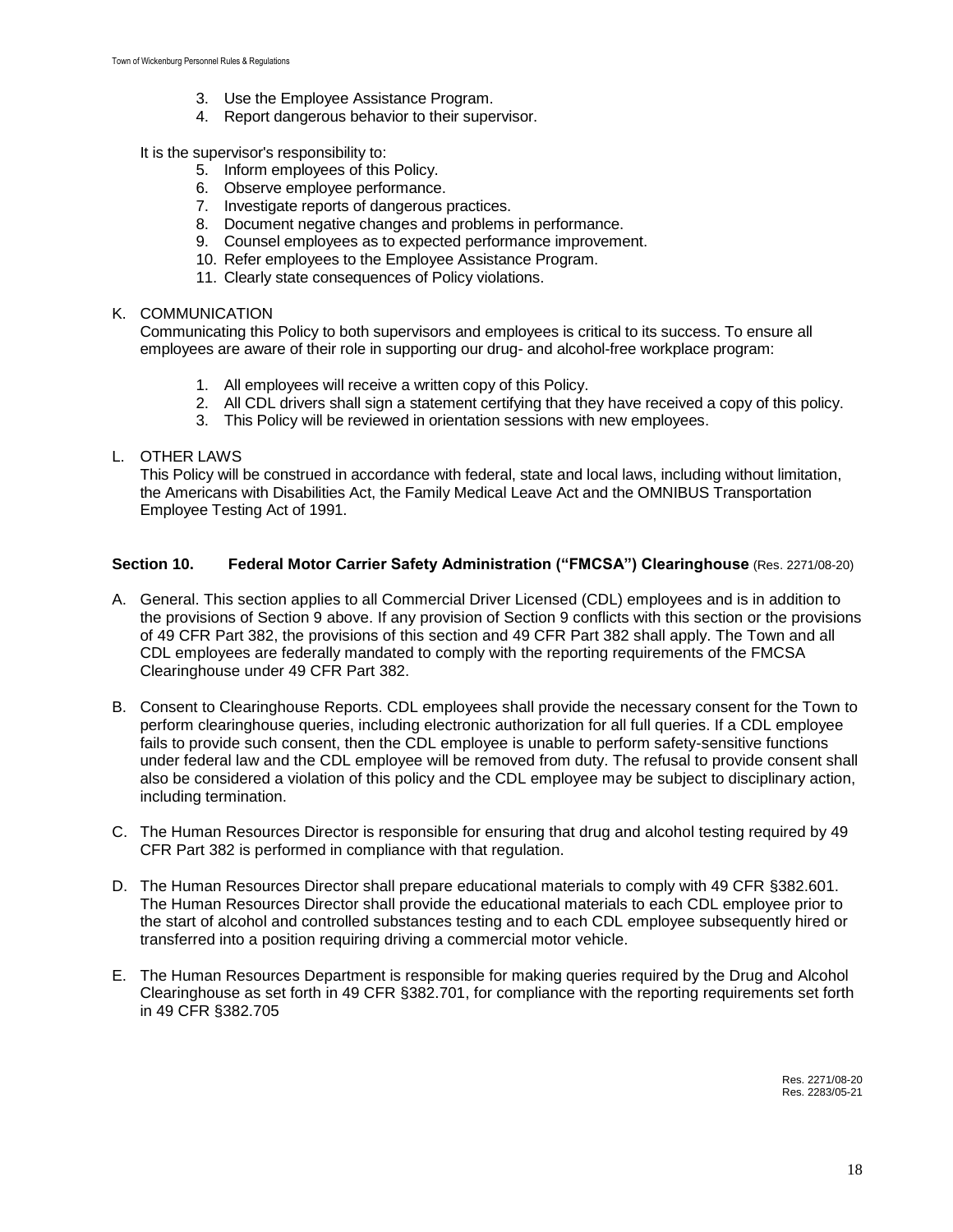3. Use the Employee Assistance Program.
4. Report dangerous behavior to their supervisor.

It is the supervisor's responsibility to:

5. Inform employees of this Policy.
6. Observe employee performance.
7. Investigate reports of dangerous practices.
8. Document negative changes and problems in performance.
9. Counsel employees as to expected performance improvement.
10. Refer employees to the Employee Assistance Program.
11. Clearly state consequences of Policy violations.

K. COMMUNICATION

Communicating this Policy to both supervisors and employees is critical to its success. To ensure all employees are aware of their role in supporting our drug- and alcohol-free workplace program:

1. All employees will receive a written copy of this Policy.
2. All CDL drivers shall sign a statement certifying that they have received a copy of this policy.
3. This Policy will be reviewed in orientation sessions with new employees.

L. OTHER LAWS

This Policy will be construed in accordance with federal, state and local laws, including without limitation, the Americans with Disabilities Act, the Family Medical Leave Act and the OMNIBUS Transportation Employee Testing Act of 1991.

## Section 10. Federal Motor Carrier Safety Administration ("FMCSA") Clearinghouse (Res. 2271/08-20)

A. General. This section applies to all Commercial Driver Licensed (CDL) employees and is in addition to the provisions of Section 9 above. If any provision of Section 9 conflicts with this section or the provisions of 49 CFR Part 382, the provisions of this section and 49 CFR Part 382 shall apply. The Town and all CDL employees are federally mandated to comply with the reporting requirements of the FMCSA Clearinghouse under 49 CFR Part 382.

B. Consent to Clearinghouse Reports. CDL employees shall provide the necessary consent for the Town to perform clearinghouse queries, including electronic authorization for all full queries. If a CDL employee fails to provide such consent, then the CDL employee is unable to perform safety-sensitive functions under federal law and the CDL employee will be removed from duty. The refusal to provide consent shall also be considered a violation of this policy and the CDL employee may be subject to disciplinary action, including termination.

C. The Human Resources Director is responsible for ensuring that drug and alcohol testing required by 49 CFR Part 382 is performed in compliance with that regulation.

D. The Human Resources Director shall prepare educational materials to comply with 49 CFR §382.601. The Human Resources Director shall provide the educational materials to each CDL employee prior to the start of alcohol and controlled substances testing and to each CDL employee subsequently hired or transferred into a position requiring driving a commercial motor vehicle.

E. The Human Resources Department is responsible for making queries required by the Drug and Alcohol Clearinghouse as set forth in 49 CFR §382.701, for compliance with the reporting requirements set forth in 49 CFR §382.705

Res. 2271/08-20
Res. 2283/05-21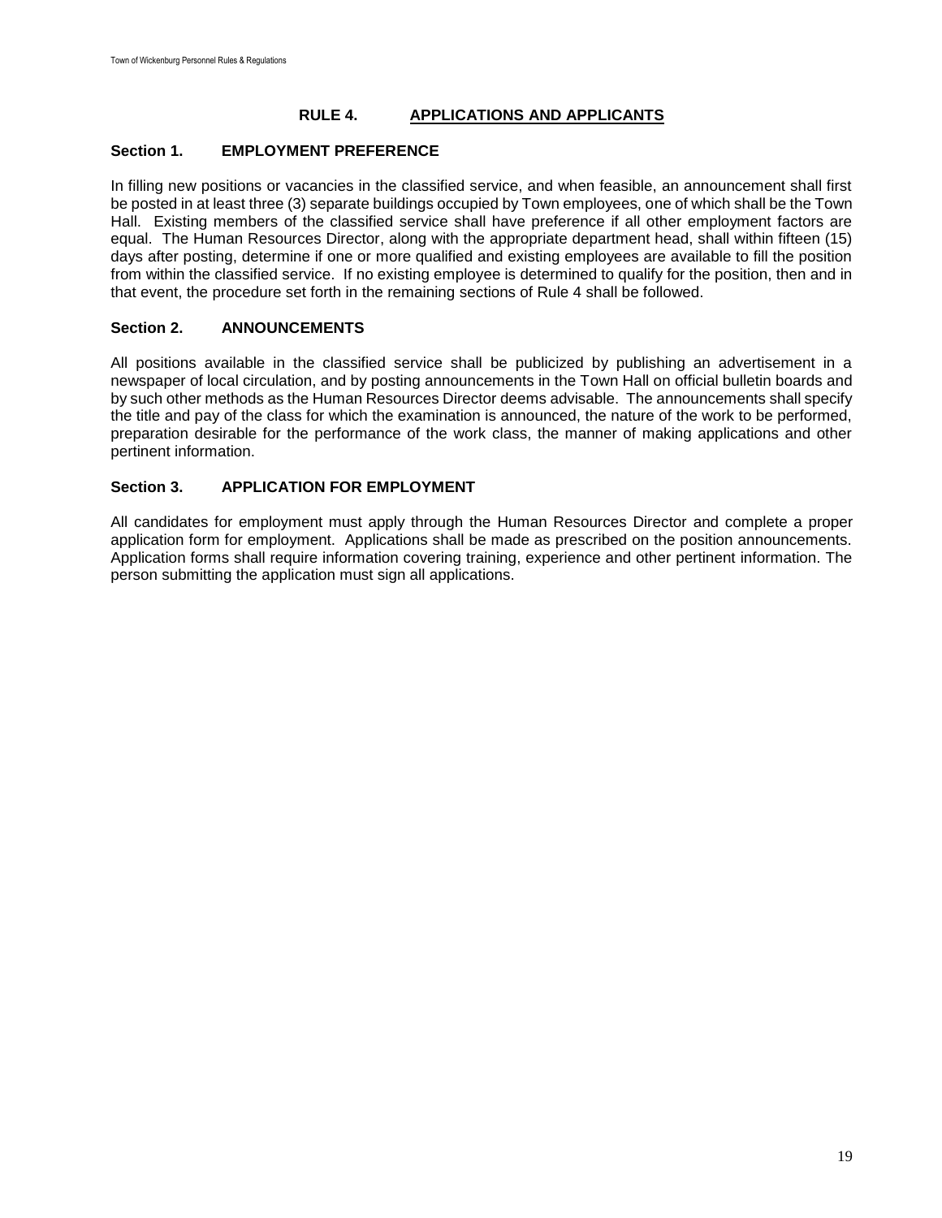## RULE 4. APPLICATIONS AND APPLICANTS

### Section 1. EMPLOYMENT PREFERENCE

In filling new positions or vacancies in the classified service, and when feasible, an announcement shall first be posted in at least three (3) separate buildings occupied by Town employees, one of which shall be the Town Hall. Existing members of the classified service shall have preference if all other employment factors are equal. The Human Resources Director, along with the appropriate department head, shall within fifteen (15) days after posting, determine if one or more qualified and existing employees are available to fill the position from within the classified service. If no existing employee is determined to qualify for the position, then and in that event, the procedure set forth in the remaining sections of Rule 4 shall be followed.

### Section 2. ANNOUNCEMENTS

All positions available in the classified service shall be publicized by publishing an advertisement in a newspaper of local circulation, and by posting announcements in the Town Hall on official bulletin boards and by such other methods as the Human Resources Director deems advisable. The announcements shall specify the title and pay of the class for which the examination is announced, the nature of the work to be performed, preparation desirable for the performance of the work class, the manner of making applications and other pertinent information.

### Section 3. APPLICATION FOR EMPLOYMENT

All candidates for employment must apply through the Human Resources Director and complete a proper application form for employment. Applications shall be made as prescribed on the position announcements. Application forms shall require information covering training, experience and other pertinent information. The person submitting the application must sign all applications.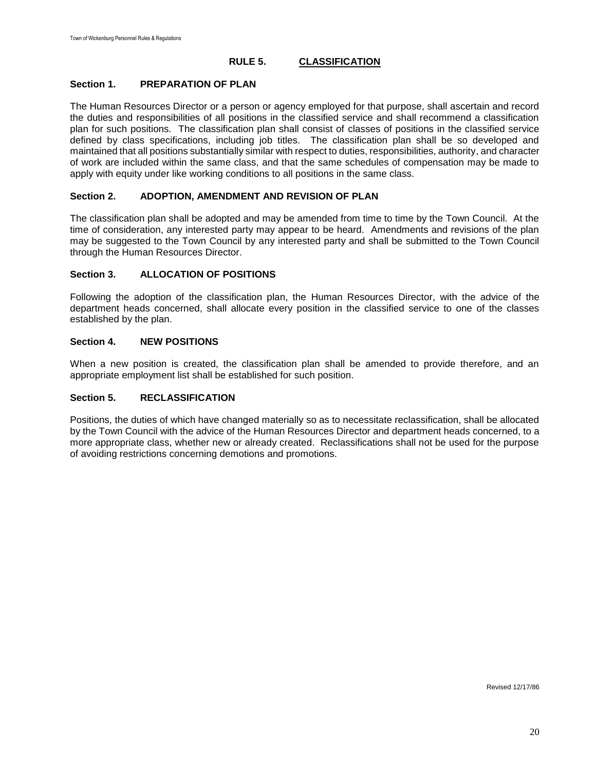# RULE 5. CLASSIFICATION

## Section 1. PREPARATION OF PLAN

The Human Resources Director or a person or agency employed for that purpose, shall ascertain and record the duties and responsibilities of all positions in the classified service and shall recommend a classification plan for such positions. The classification plan shall consist of classes of positions in the classified service defined by class specifications, including job titles. The classification plan shall be so developed and maintained that all positions substantially similar with respect to duties, responsibilities, authority, and character of work are included within the same class, and that the same schedules of compensation may be made to apply with equity under like working conditions to all positions in the same class.

## Section 2. ADOPTION, AMENDMENT AND REVISION OF PLAN

The classification plan shall be adopted and may be amended from time to time by the Town Council. At the time of consideration, any interested party may appear to be heard. Amendments and revisions of the plan may be suggested to the Town Council by any interested party and shall be submitted to the Town Council through the Human Resources Director.

## Section 3. ALLOCATION OF POSITIONS

Following the adoption of the classification plan, the Human Resources Director, with the advice of the department heads concerned, shall allocate every position in the classified service to one of the classes established by the plan.

## Section 4. NEW POSITIONS

When a new position is created, the classification plan shall be amended to provide therefore, and an appropriate employment list shall be established for such position.

## Section 5. RECLASSIFICATION

Positions, the duties of which have changed materially so as to necessitate reclassification, shall be allocated by the Town Council with the advice of the Human Resources Director and department heads concerned, to a more appropriate class, whether new or already created. Reclassifications shall not be used for the purpose of avoiding restrictions concerning demotions and promotions.

Revised 12/17/86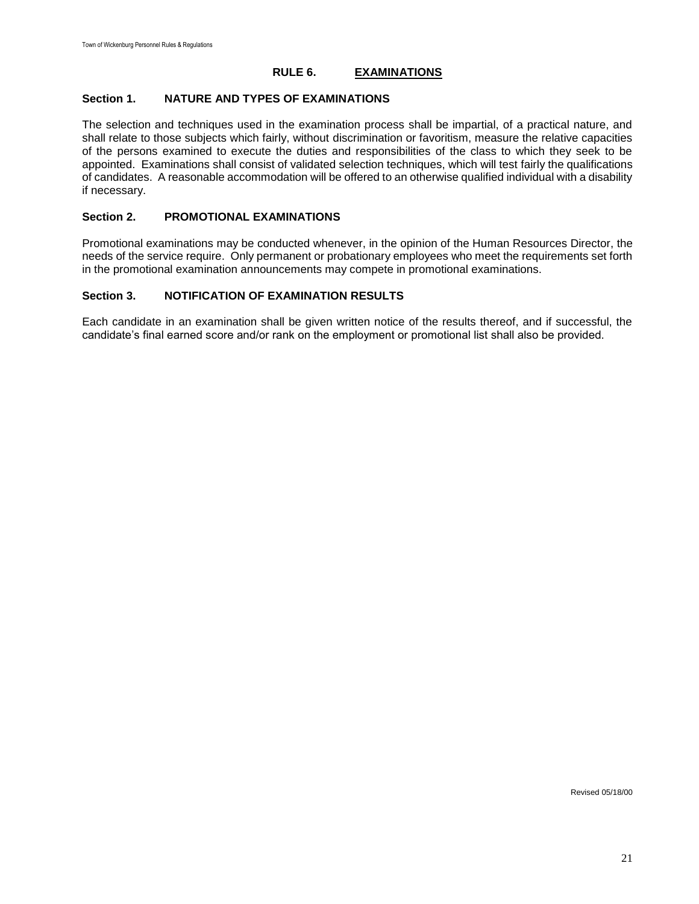# RULE 6. EXAMINATIONS

## Section 1. NATURE AND TYPES OF EXAMINATIONS

The selection and techniques used in the examination process shall be impartial, of a practical nature, and shall relate to those subjects which fairly, without discrimination or favoritism, measure the relative capacities of the persons examined to execute the duties and responsibilities of the class to which they seek to be appointed. Examinations shall consist of validated selection techniques, which will test fairly the qualifications of candidates. A reasonable accommodation will be offered to an otherwise qualified individual with a disability if necessary.

## Section 2. PROMOTIONAL EXAMINATIONS

Promotional examinations may be conducted whenever, in the opinion of the Human Resources Director, the needs of the service require. Only permanent or probationary employees who meet the requirements set forth in the promotional examination announcements may compete in promotional examinations.

## Section 3. NOTIFICATION OF EXAMINATION RESULTS

Each candidate in an examination shall be given written notice of the results thereof, and if successful, the candidate's final earned score and/or rank on the employment or promotional list shall also be provided.

Revised 05/18/00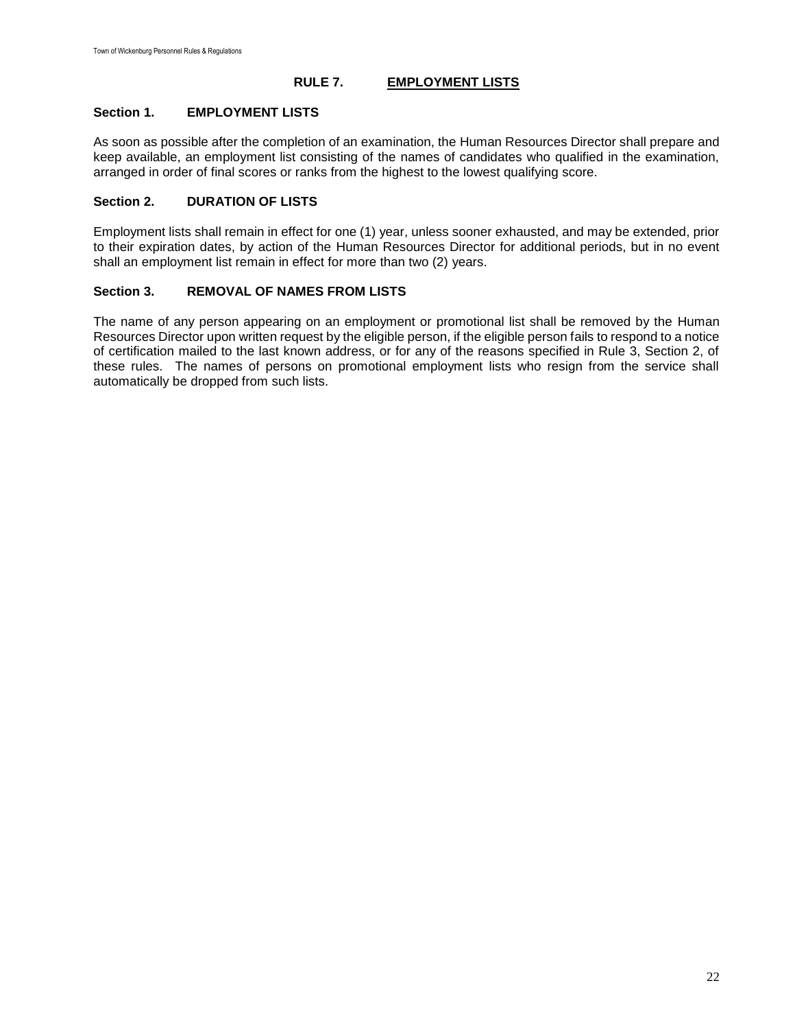## RULE 7. EMPLOYMENT LISTS

### Section 1. EMPLOYMENT LISTS

As soon as possible after the completion of an examination, the Human Resources Director shall prepare and keep available, an employment list consisting of the names of candidates who qualified in the examination, arranged in order of final scores or ranks from the highest to the lowest qualifying score.

### Section 2. DURATION OF LISTS

Employment lists shall remain in effect for one (1) year, unless sooner exhausted, and may be extended, prior to their expiration dates, by action of the Human Resources Director for additional periods, but in no event shall an employment list remain in effect for more than two (2) years.

### Section 3. REMOVAL OF NAMES FROM LISTS

The name of any person appearing on an employment or promotional list shall be removed by the Human Resources Director upon written request by the eligible person, if the eligible person fails to respond to a notice of certification mailed to the last known address, or for any of the reasons specified in Rule 3, Section 2, of these rules. The names of persons on promotional employment lists who resign from the service shall automatically be dropped from such lists.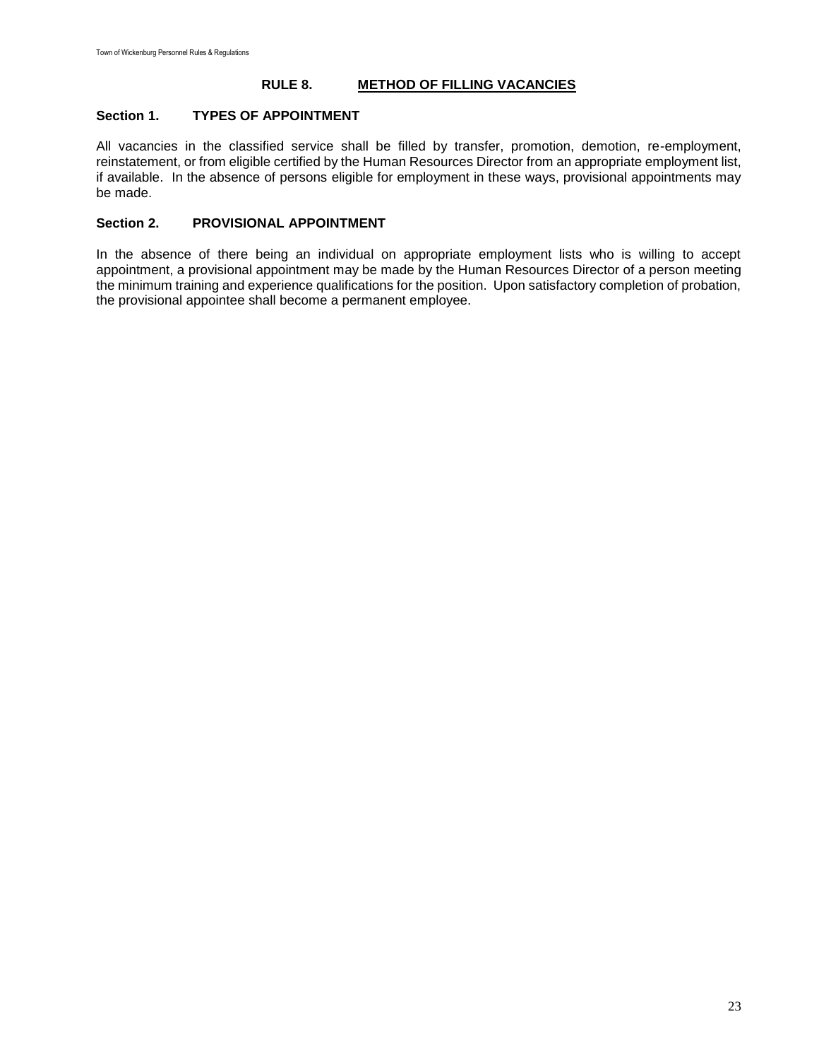## RULE 8. METHOD OF FILLING VACANCIES

### Section 1. TYPES OF APPOINTMENT

All vacancies in the classified service shall be filled by transfer, promotion, demotion, re-employment, reinstatement, or from eligible certified by the Human Resources Director from an appropriate employment list, if available. In the absence of persons eligible for employment in these ways, provisional appointments may be made.

### Section 2. PROVISIONAL APPOINTMENT

In the absence of there being an individual on appropriate employment lists who is willing to accept appointment, a provisional appointment may be made by the Human Resources Director of a person meeting the minimum training and experience qualifications for the position. Upon satisfactory completion of probation, the provisional appointee shall become a permanent employee.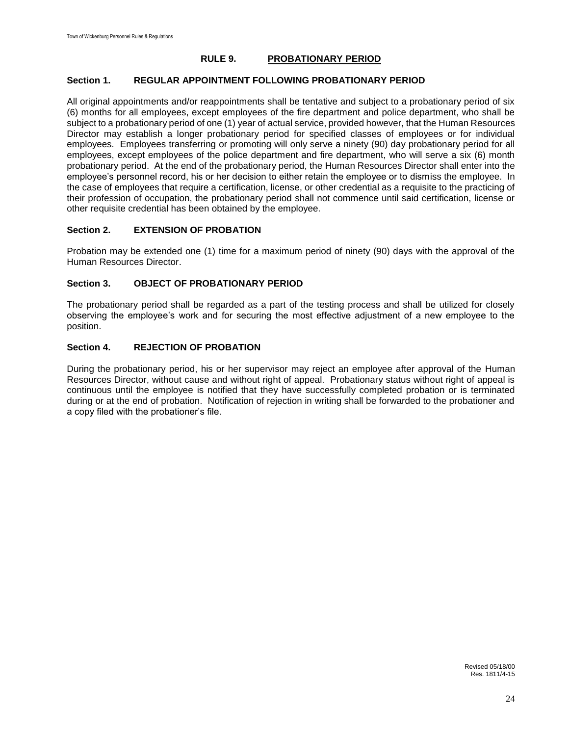## RULE 9. PROBATIONARY PERIOD

### Section 1. REGULAR APPOINTMENT FOLLOWING PROBATIONARY PERIOD

All original appointments and/or reappointments shall be tentative and subject to a probationary period of six (6) months for all employees, except employees of the fire department and police department, who shall be subject to a probationary period of one (1) year of actual service, provided however, that the Human Resources Director may establish a longer probationary period for specified classes of employees or for individual employees. Employees transferring or promoting will only serve a ninety (90) day probationary period for all employees, except employees of the police department and fire department, who will serve a six (6) month probationary period. At the end of the probationary period, the Human Resources Director shall enter into the employee's personnel record, his or her decision to either retain the employee or to dismiss the employee. In the case of employees that require a certification, license, or other credential as a requisite to the practicing of their profession of occupation, the probationary period shall not commence until said certification, license or other requisite credential has been obtained by the employee.

### Section 2. EXTENSION OF PROBATION

Probation may be extended one (1) time for a maximum period of ninety (90) days with the approval of the Human Resources Director.

### Section 3. OBJECT OF PROBATIONARY PERIOD

The probationary period shall be regarded as a part of the testing process and shall be utilized for closely observing the employee's work and for securing the most effective adjustment of a new employee to the position.

### Section 4. REJECTION OF PROBATION

During the probationary period, his or her supervisor may reject an employee after approval of the Human Resources Director, without cause and without right of appeal. Probationary status without right of appeal is continuous until the employee is notified that they have successfully completed probation or is terminated during or at the end of probation. Notification of rejection in writing shall be forwarded to the probationer and a copy filed with the probationer's file.

Revised 05/18/00
Res. 1811/4-15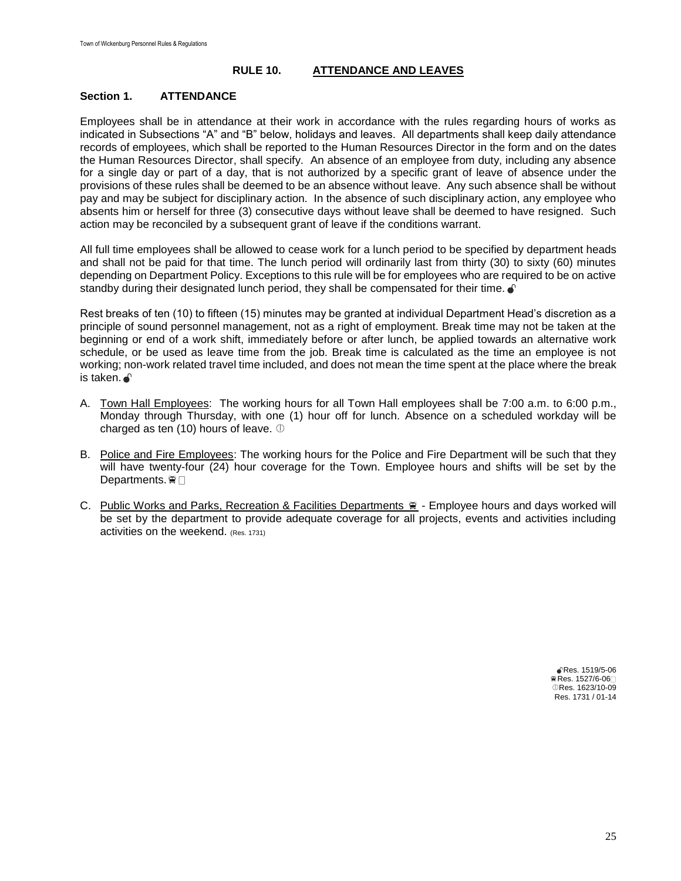# RULE 10. ATTENDANCE AND LEAVES

## Section 1. ATTENDANCE

Employees shall be in attendance at their work in accordance with the rules regarding hours of works as indicated in Subsections "A" and "B" below, holidays and leaves. All departments shall keep daily attendance records of employees, which shall be reported to the Human Resources Director in the form and on the dates the Human Resources Director, shall specify. An absence of an employee from duty, including any absence for a single day or part of a day, that is not authorized by a specific grant of leave of absence under the provisions of these rules shall be deemed to be an absence without leave. Any such absence shall be without pay and may be subject for disciplinary action. In the absence of such disciplinary action, any employee who absents him or herself for three (3) consecutive days without leave shall be deemed to have resigned. Such action may be reconciled by a subsequent grant of leave if the conditions warrant.

All full time employees shall be allowed to cease work for a lunch period to be specified by department heads and shall not be paid for that time. The lunch period will ordinarily last from thirty (30) to sixty (60) minutes depending on Department Policy. Exceptions to this rule will be for employees who are required to be on active standby during their designated lunch period, they shall be compensated for their time. 💣

Rest breaks of ten (10) to fifteen (15) minutes may be granted at individual Department Head's discretion as a principle of sound personnel management, not as a right of employment. Break time may not be taken at the beginning or end of a work shift, immediately before or after lunch, be applied towards an alternative work schedule, or be used as leave time from the job. Break time is calculated as the time an employee is not working; non-work related travel time included, and does not mean the time spent at the place where the break is taken. 💣

A. Town Hall Employees: The working hours for all Town Hall employees shall be 7:00 a.m. to 6:00 p.m., Monday through Thursday, with one (1) hour off for lunch. Absence on a scheduled workday will be charged as ten (10) hours of leave. ➀

B. Police and Fire Employees: The working hours for the Police and Fire Department will be such that they will have twenty-four (24) hour coverage for the Town. Employee hours and shifts will be set by the Departments. 🚍

C. Public Works and Parks, Recreation & Facilities Departments 🚍 - Employee hours and days worked will be set by the department to provide adequate coverage for all projects, events and activities including activities on the weekend. (Res. 1731)

💣Res. 1519/5-06
🚍Res. 1527/6-06
➀Res. 1623/10-09
Res. 1731 / 01-14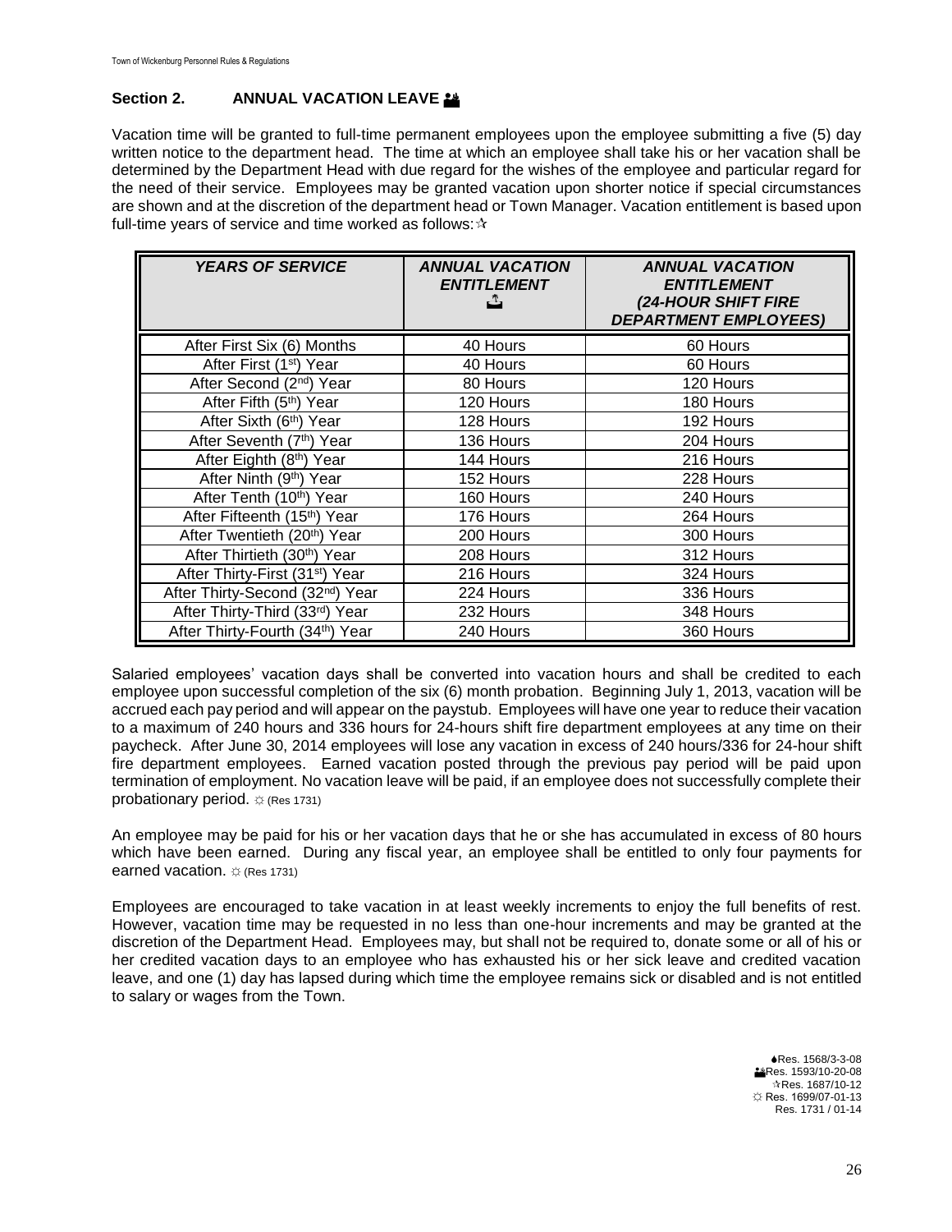## Section 2. ANNUAL VACATION LEAVE

Vacation time will be granted to full-time permanent employees upon the employee submitting a five (5) day written notice to the department head. The time at which an employee shall take his or her vacation shall be determined by the Department Head with due regard for the wishes of the employee and particular regard for the need of their service. Employees may be granted vacation upon shorter notice if special circumstances are shown and at the discretion of the department head or Town Manager. Vacation entitlement is based upon full-time years of service and time worked as follows: ✰

| *YEARS OF SERVICE* | *ANNUAL VACATION ENTITLEMENT* | *ANNUAL VACATION ENTITLEMENT (24-HOUR SHIFT FIRE DEPARTMENT EMPLOYEES)* |
|---|---|---|
| After First Six (6) Months | 40 Hours | 60 Hours |
| After First (1st) Year | 40 Hours | 60 Hours |
| After Second (2nd) Year | 80 Hours | 120 Hours |
| After Fifth (5th) Year | 120 Hours | 180 Hours |
| After Sixth (6th) Year | 128 Hours | 192 Hours |
| After Seventh (7th) Year | 136 Hours | 204 Hours |
| After Eighth (8th) Year | 144 Hours | 216 Hours |
| After Ninth (9th) Year | 152 Hours | 228 Hours |
| After Tenth (10th) Year | 160 Hours | 240 Hours |
| After Fifteenth (15th) Year | 176 Hours | 264 Hours |
| After Twentieth (20th) Year | 200 Hours | 300 Hours |
| After Thirtieth (30th) Year | 208 Hours | 312 Hours |
| After Thirty-First (31st) Year | 216 Hours | 324 Hours |
| After Thirty-Second (32nd) Year | 224 Hours | 336 Hours |
| After Thirty-Third (33rd) Year | 232 Hours | 348 Hours |
| After Thirty-Fourth (34th) Year | 240 Hours | 360 Hours |

Salaried employees' vacation days shall be converted into vacation hours and shall be credited to each employee upon successful completion of the six (6) month probation. Beginning July 1, 2013, vacation will be accrued each pay period and will appear on the paystub. Employees will have one year to reduce their vacation to a maximum of 240 hours and 336 hours for 24-hours shift fire department employees at any time on their paycheck. After June 30, 2014 employees will lose any vacation in excess of 240 hours/336 for 24-hour shift fire department employees. Earned vacation posted through the previous pay period will be paid upon termination of employment. No vacation leave will be paid, if an employee does not successfully complete their probationary period. ☼ (Res 1731)

An employee may be paid for his or her vacation days that he or she has accumulated in excess of 80 hours which have been earned. During any fiscal year, an employee shall be entitled to only four payments for earned vacation. ☼ (Res 1731)

Employees are encouraged to take vacation in at least weekly increments to enjoy the full benefits of rest. However, vacation time may be requested in no less than one-hour increments and may be granted at the discretion of the Department Head. Employees may, but shall not be required to, donate some or all of his or her credited vacation days to an employee who has exhausted his or her sick leave and credited vacation leave, and one (1) day has lapsed during which time the employee remains sick or disabled and is not entitled to salary or wages from the Town.

Res. 1568/3-3-08
Res. 1593/10-20-08
✰Res. 1687/10-12
☼ Res. 1699/07-01-13
Res. 1731 / 01-14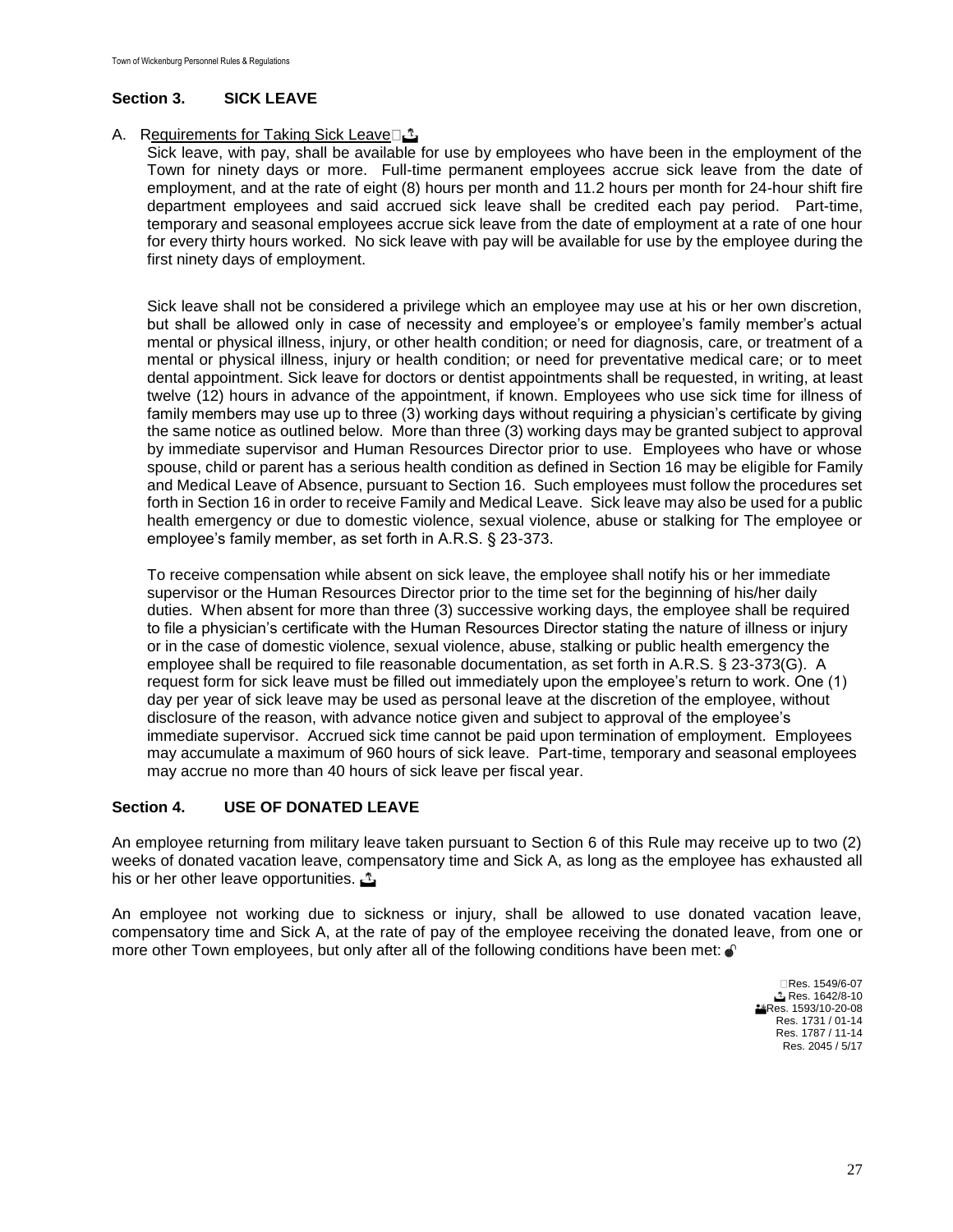## Section 3. SICK LEAVE

A. Requirements for Taking Sick Leave

Sick leave, with pay, shall be available for use by employees who have been in the employment of the Town for ninety days or more. Full-time permanent employees accrue sick leave from the date of employment, and at the rate of eight (8) hours per month and 11.2 hours per month for 24-hour shift fire department employees and said accrued sick leave shall be credited each pay period. Part-time, temporary and seasonal employees accrue sick leave from the date of employment at a rate of one hour for every thirty hours worked. No sick leave with pay will be available for use by the employee during the first ninety days of employment.

Sick leave shall not be considered a privilege which an employee may use at his or her own discretion, but shall be allowed only in case of necessity and employee's or employee's family member's actual mental or physical illness, injury, or other health condition; or need for diagnosis, care, or treatment of a mental or physical illness, injury or health condition; or need for preventative medical care; or to meet dental appointment. Sick leave for doctors or dentist appointments shall be requested, in writing, at least twelve (12) hours in advance of the appointment, if known. Employees who use sick time for illness of family members may use up to three (3) working days without requiring a physician's certificate by giving the same notice as outlined below. More than three (3) working days may be granted subject to approval by immediate supervisor and Human Resources Director prior to use. Employees who have or whose spouse, child or parent has a serious health condition as defined in Section 16 may be eligible for Family and Medical Leave of Absence, pursuant to Section 16. Such employees must follow the procedures set forth in Section 16 in order to receive Family and Medical Leave. Sick leave may also be used for a public health emergency or due to domestic violence, sexual violence, abuse or stalking for The employee or employee's family member, as set forth in A.R.S. § 23-373.

To receive compensation while absent on sick leave, the employee shall notify his or her immediate supervisor or the Human Resources Director prior to the time set for the beginning of his/her daily duties. When absent for more than three (3) successive working days, the employee shall be required to file a physician's certificate with the Human Resources Director stating the nature of illness or injury or in the case of domestic violence, sexual violence, abuse, stalking or public health emergency the employee shall be required to file reasonable documentation, as set forth in A.R.S. § 23-373(G). A request form for sick leave must be filled out immediately upon the employee's return to work. One (1) day per year of sick leave may be used as personal leave at the discretion of the employee, without disclosure of the reason, with advance notice given and subject to approval of the employee's immediate supervisor. Accrued sick time cannot be paid upon termination of employment. Employees may accumulate a maximum of 960 hours of sick leave. Part-time, temporary and seasonal employees may accrue no more than 40 hours of sick leave per fiscal year.

## Section 4. USE OF DONATED LEAVE

An employee returning from military leave taken pursuant to Section 6 of this Rule may receive up to two (2) weeks of donated vacation leave, compensatory time and Sick A, as long as the employee has exhausted all his or her other leave opportunities.

An employee not working due to sickness or injury, shall be allowed to use donated vacation leave, compensatory time and Sick A, at the rate of pay of the employee receiving the donated leave, from one or more other Town employees, but only after all of the following conditions have been met:

Res. 1549/6-07
Res. 1642/8-10
Res. 1593/10-20-08
Res. 1731 / 01-14
Res. 1787 / 11-14
Res. 2045 / 5/17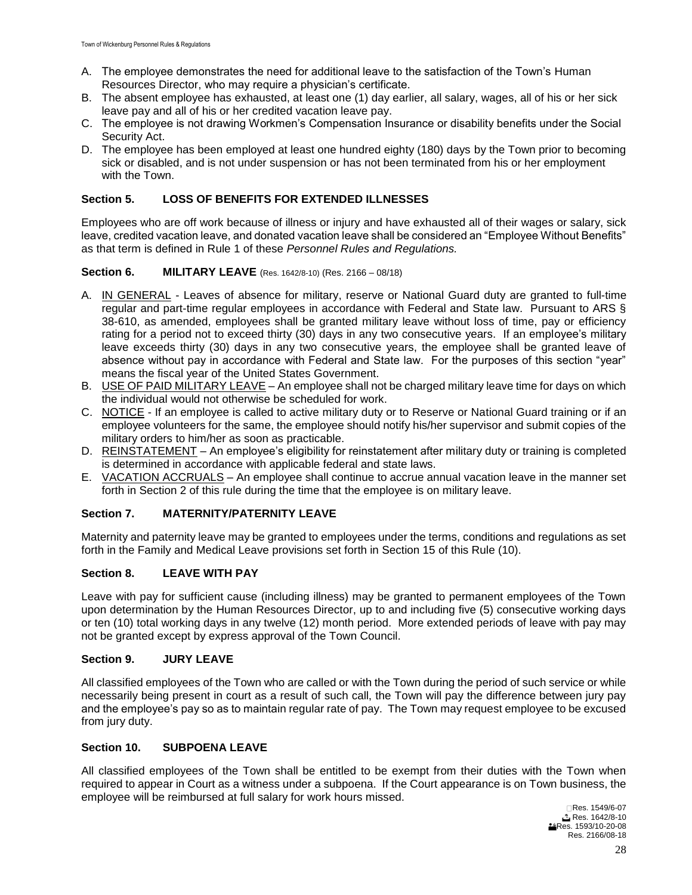A. The employee demonstrates the need for additional leave to the satisfaction of the Town's Human Resources Director, who may require a physician's certificate.
B. The absent employee has exhausted, at least one (1) day earlier, all salary, wages, all of his or her sick leave pay and all of his or her credited vacation leave pay.
C. The employee is not drawing Workmen's Compensation Insurance or disability benefits under the Social Security Act.
D. The employee has been employed at least one hundred eighty (180) days by the Town prior to becoming sick or disabled, and is not under suspension or has not been terminated from his or her employment with the Town.

### Section 5. LOSS OF BENEFITS FOR EXTENDED ILLNESSES

Employees who are off work because of illness or injury and have exhausted all of their wages or salary, sick leave, credited vacation leave, and donated vacation leave shall be considered an "Employee Without Benefits" as that term is defined in Rule 1 of these *Personnel Rules and Regulations.*

### Section 6. MILITARY LEAVE (Res. 1642/8-10) (Res. 2166 – 08/18)

A. IN GENERAL - Leaves of absence for military, reserve or National Guard duty are granted to full-time regular and part-time regular employees in accordance with Federal and State law. Pursuant to ARS § 38-610, as amended, employees shall be granted military leave without loss of time, pay or efficiency rating for a period not to exceed thirty (30) days in any two consecutive years. If an employee's military leave exceeds thirty (30) days in any two consecutive years, the employee shall be granted leave of absence without pay in accordance with Federal and State law. For the purposes of this section "year" means the fiscal year of the United States Government.
B. USE OF PAID MILITARY LEAVE – An employee shall not be charged military leave time for days on which the individual would not otherwise be scheduled for work.
C. NOTICE - If an employee is called to active military duty or to Reserve or National Guard training or if an employee volunteers for the same, the employee should notify his/her supervisor and submit copies of the military orders to him/her as soon as practicable.
D. REINSTATEMENT – An employee's eligibility for reinstatement after military duty or training is completed is determined in accordance with applicable federal and state laws.
E. VACATION ACCRUALS – An employee shall continue to accrue annual vacation leave in the manner set forth in Section 2 of this rule during the time that the employee is on military leave.

### Section 7. MATERNITY/PATERNITY LEAVE

Maternity and paternity leave may be granted to employees under the terms, conditions and regulations as set forth in the Family and Medical Leave provisions set forth in Section 15 of this Rule (10).

### Section 8. LEAVE WITH PAY

Leave with pay for sufficient cause (including illness) may be granted to permanent employees of the Town upon determination by the Human Resources Director, up to and including five (5) consecutive working days or ten (10) total working days in any twelve (12) month period. More extended periods of leave with pay may not be granted except by express approval of the Town Council.

### Section 9. JURY LEAVE

All classified employees of the Town who are called or with the Town during the period of such service or while necessarily being present in court as a result of such call, the Town will pay the difference between jury pay and the employee's pay so as to maintain regular rate of pay. The Town may request employee to be excused from jury duty.

### Section 10. SUBPOENA LEAVE

All classified employees of the Town shall be entitled to be exempt from their duties with the Town when required to appear in Court as a witness under a subpoena. If the Court appearance is on Town business, the employee will be reimbursed at full salary for work hours missed.

Res. 1549/6-07
Res. 1642/8-10
Res. 1593/10-20-08
Res. 2166/08-18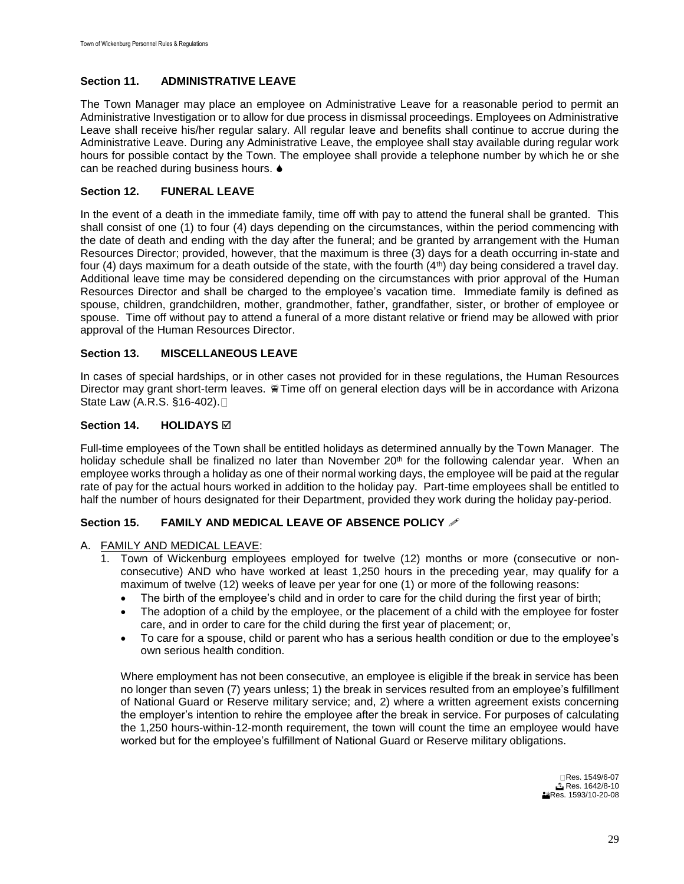## Section 11. ADMINISTRATIVE LEAVE

The Town Manager may place an employee on Administrative Leave for a reasonable period to permit an Administrative Investigation or to allow for due process in dismissal proceedings. Employees on Administrative Leave shall receive his/her regular salary. All regular leave and benefits shall continue to accrue during the Administrative Leave. During any Administrative Leave, the employee shall stay available during regular work hours for possible contact by the Town. The employee shall provide a telephone number by which he or she can be reached during business hours. ♠

## Section 12. FUNERAL LEAVE

In the event of a death in the immediate family, time off with pay to attend the funeral shall be granted. This shall consist of one (1) to four (4) days depending on the circumstances, within the period commencing with the date of death and ending with the day after the funeral; and be granted by arrangement with the Human Resources Director; provided, however, that the maximum is three (3) days for a death occurring in-state and four (4) days maximum for a death outside of the state, with the fourth (4th) day being considered a travel day. Additional leave time may be considered depending on the circumstances with prior approval of the Human Resources Director and shall be charged to the employee's vacation time. Immediate family is defined as spouse, children, grandchildren, mother, grandmother, father, grandfather, sister, or brother of employee or spouse. Time off without pay to attend a funeral of a more distant relative or friend may be allowed with prior approval of the Human Resources Director.

## Section 13. MISCELLANEOUS LEAVE

In cases of special hardships, or in other cases not provided for in these regulations, the Human Resources Director may grant short-term leaves. Time off on general election days will be in accordance with Arizona State Law (A.R.S. §16-402).

## Section 14. HOLIDAYS ☑

Full-time employees of the Town shall be entitled holidays as determined annually by the Town Manager. The holiday schedule shall be finalized no later than November 20th for the following calendar year. When an employee works through a holiday as one of their normal working days, the employee will be paid at the regular rate of pay for the actual hours worked in addition to the holiday pay. Part-time employees shall be entitled to half the number of hours designated for their Department, provided they work during the holiday pay-period.

## Section 15. FAMILY AND MEDICAL LEAVE OF ABSENCE POLICY

A. FAMILY AND MEDICAL LEAVE:

1. Town of Wickenburg employees employed for twelve (12) months or more (consecutive or non-consecutive) AND who have worked at least 1,250 hours in the preceding year, may qualify for a maximum of twelve (12) weeks of leave per year for one (1) or more of the following reasons:
   - The birth of the employee's child and in order to care for the child during the first year of birth;
   - The adoption of a child by the employee, or the placement of a child with the employee for foster care, and in order to care for the child during the first year of placement; or,
   - To care for a spouse, child or parent who has a serious health condition or due to the employee's own serious health condition.

   Where employment has not been consecutive, an employee is eligible if the break in service has been no longer than seven (7) years unless; 1) the break in services resulted from an employee's fulfillment of National Guard or Reserve military service; and, 2) where a written agreement exists concerning the employer's intention to rehire the employee after the break in service. For purposes of calculating the 1,250 hours-within-12-month requirement, the town will count the time an employee would have worked but for the employee's fulfillment of National Guard or Reserve military obligations.

Res. 1549/6-07
Res. 1642/8-10
Res. 1593/10-20-08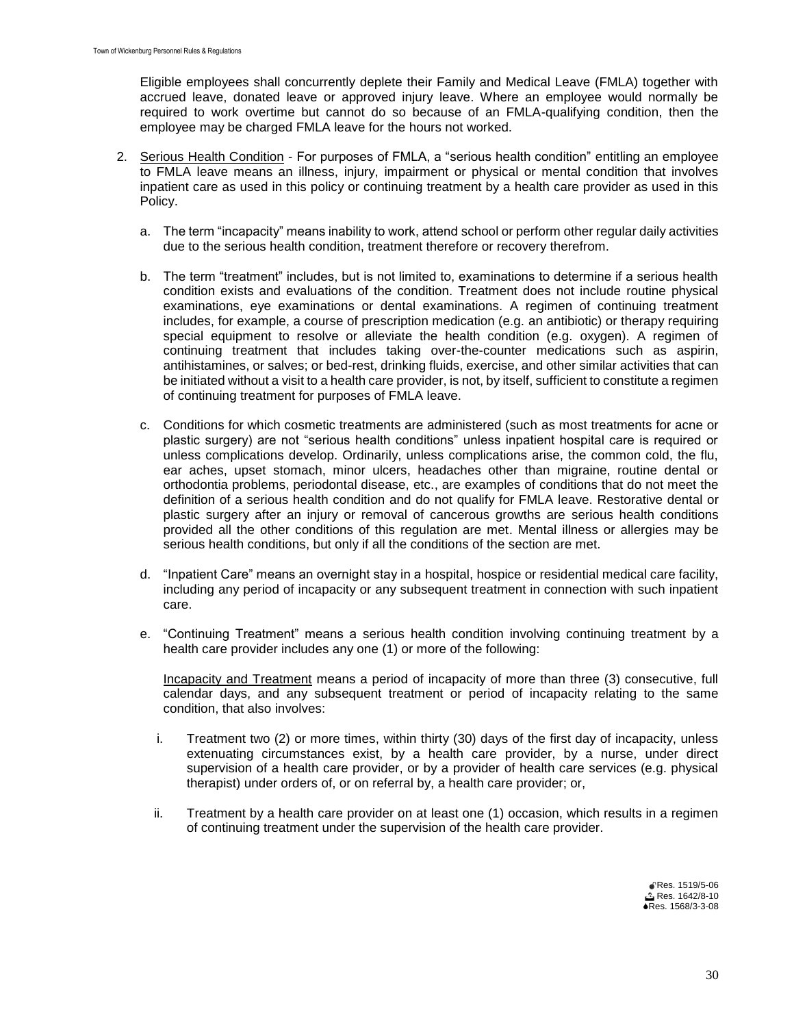Eligible employees shall concurrently deplete their Family and Medical Leave (FMLA) together with accrued leave, donated leave or approved injury leave. Where an employee would normally be required to work overtime but cannot do so because of an FMLA-qualifying condition, then the employee may be charged FMLA leave for the hours not worked.

2. Serious Health Condition - For purposes of FMLA, a "serious health condition" entitling an employee to FMLA leave means an illness, injury, impairment or physical or mental condition that involves inpatient care as used in this policy or continuing treatment by a health care provider as used in this Policy.

   a. The term "incapacity" means inability to work, attend school or perform other regular daily activities due to the serious health condition, treatment therefore or recovery therefrom.

   b. The term "treatment" includes, but is not limited to, examinations to determine if a serious health condition exists and evaluations of the condition. Treatment does not include routine physical examinations, eye examinations or dental examinations. A regimen of continuing treatment includes, for example, a course of prescription medication (e.g. an antibiotic) or therapy requiring special equipment to resolve or alleviate the health condition (e.g. oxygen). A regimen of continuing treatment that includes taking over-the-counter medications such as aspirin, antihistamines, or salves; or bed-rest, drinking fluids, exercise, and other similar activities that can be initiated without a visit to a health care provider, is not, by itself, sufficient to constitute a regimen of continuing treatment for purposes of FMLA leave.

   c. Conditions for which cosmetic treatments are administered (such as most treatments for acne or plastic surgery) are not "serious health conditions" unless inpatient hospital care is required or unless complications develop. Ordinarily, unless complications arise, the common cold, the flu, ear aches, upset stomach, minor ulcers, headaches other than migraine, routine dental or orthodontia problems, periodontal disease, etc., are examples of conditions that do not meet the definition of a serious health condition and do not qualify for FMLA leave. Restorative dental or plastic surgery after an injury or removal of cancerous growths are serious health conditions provided all the other conditions of this regulation are met. Mental illness or allergies may be serious health conditions, but only if all the conditions of the section are met.

   d. "Inpatient Care" means an overnight stay in a hospital, hospice or residential medical care facility, including any period of incapacity or any subsequent treatment in connection with such inpatient care.

   e. "Continuing Treatment" means a serious health condition involving continuing treatment by a health care provider includes any one (1) or more of the following:

      Incapacity and Treatment means a period of incapacity of more than three (3) consecutive, full calendar days, and any subsequent treatment or period of incapacity relating to the same condition, that also involves:

      i. Treatment two (2) or more times, within thirty (30) days of the first day of incapacity, unless extenuating circumstances exist, by a health care provider, by a nurse, under direct supervision of a health care provider, or by a provider of health care services (e.g. physical therapist) under orders of, or on referral by, a health care provider; or,

      ii. Treatment by a health care provider on at least one (1) occasion, which results in a regimen of continuing treatment under the supervision of the health care provider.

Res. 1519/5-06
Res. 1642/8-10
Res. 1568/3-3-08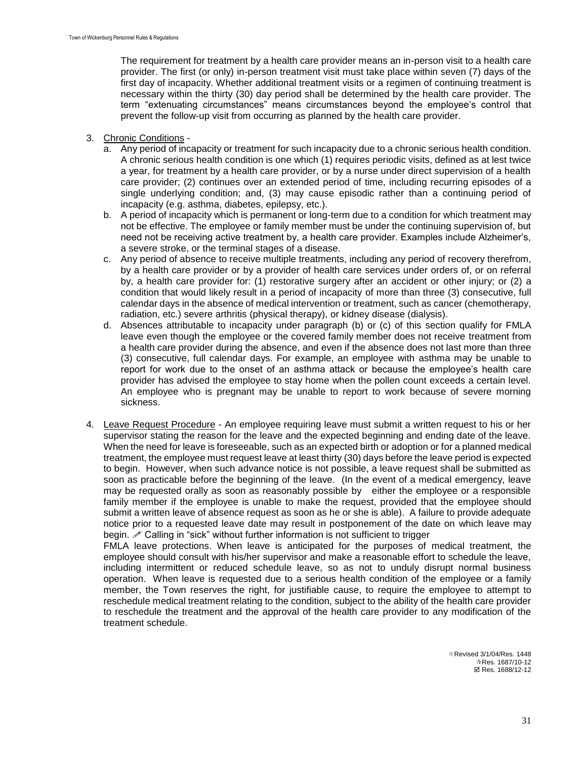The requirement for treatment by a health care provider means an in-person visit to a health care provider. The first (or only) in-person treatment visit must take place within seven (7) days of the first day of incapacity. Whether additional treatment visits or a regimen of continuing treatment is necessary within the thirty (30) day period shall be determined by the health care provider. The term "extenuating circumstances" means circumstances beyond the employee's control that prevent the follow-up visit from occurring as planned by the health care provider.

3. Chronic Conditions -
   a. Any period of incapacity or treatment for such incapacity due to a chronic serious health condition. A chronic serious health condition is one which (1) requires periodic visits, defined as at lest twice a year, for treatment by a health care provider, or by a nurse under direct supervision of a health care provider; (2) continues over an extended period of time, including recurring episodes of a single underlying condition; and, (3) may cause episodic rather than a continuing period of incapacity (e.g. asthma, diabetes, epilepsy, etc.).
   b. A period of incapacity which is permanent or long-term due to a condition for which treatment may not be effective. The employee or family member must be under the continuing supervision of, but need not be receiving active treatment by, a health care provider. Examples include Alzheimer's, a severe stroke, or the terminal stages of a disease.
   c. Any period of absence to receive multiple treatments, including any period of recovery therefrom, by a health care provider or by a provider of health care services under orders of, or on referral by, a health care provider for: (1) restorative surgery after an accident or other injury; or (2) a condition that would likely result in a period of incapacity of more than three (3) consecutive, full calendar days in the absence of medical intervention or treatment, such as cancer (chemotherapy, radiation, etc.) severe arthritis (physical therapy), or kidney disease (dialysis).
   d. Absences attributable to incapacity under paragraph (b) or (c) of this section qualify for FMLA leave even though the employee or the covered family member does not receive treatment from a health care provider during the absence, and even if the absence does not last more than three (3) consecutive, full calendar days. For example, an employee with asthma may be unable to report for work due to the onset of an asthma attack or because the employee's health care provider has advised the employee to stay home when the pollen count exceeds a certain level. An employee who is pregnant may be unable to report to work because of severe morning sickness.

4. Leave Request Procedure - An employee requiring leave must submit a written request to his or her supervisor stating the reason for the leave and the expected beginning and ending date of the leave. When the need for leave is foreseeable, such as an expected birth or adoption or for a planned medical treatment, the employee must request leave at least thirty (30) days before the leave period is expected to begin. However, when such advance notice is not possible, a leave request shall be submitted as soon as practicable before the beginning of the leave. (In the event of a medical emergency, leave may be requested orally as soon as reasonably possible by either the employee or a responsible family member if the employee is unable to make the request, provided that the employee should submit a written leave of absence request as soon as he or she is able). A failure to provide adequate notice prior to a requested leave date may result in postponement of the date on which leave may begin. ✐ Calling in "sick" without further information is not sufficient to trigger FMLA leave protections. When leave is anticipated for the purposes of medical treatment, the employee should consult with his/her supervisor and make a reasonable effort to schedule the leave, including intermittent or reduced schedule leave, so as not to unduly disrupt normal business operation. When leave is requested due to a serious health condition of the employee or a family member, the Town reserves the right, for justifiable cause, to require the employee to attempt to reschedule medical treatment relating to the condition, subject to the ability of the health care provider to reschedule the treatment and the approval of the health care provider to any modification of the treatment schedule.

⊕Revised 3/1/04/Res. 1448
✰Res. 1687/10-12
☑ Res. 1688/12-12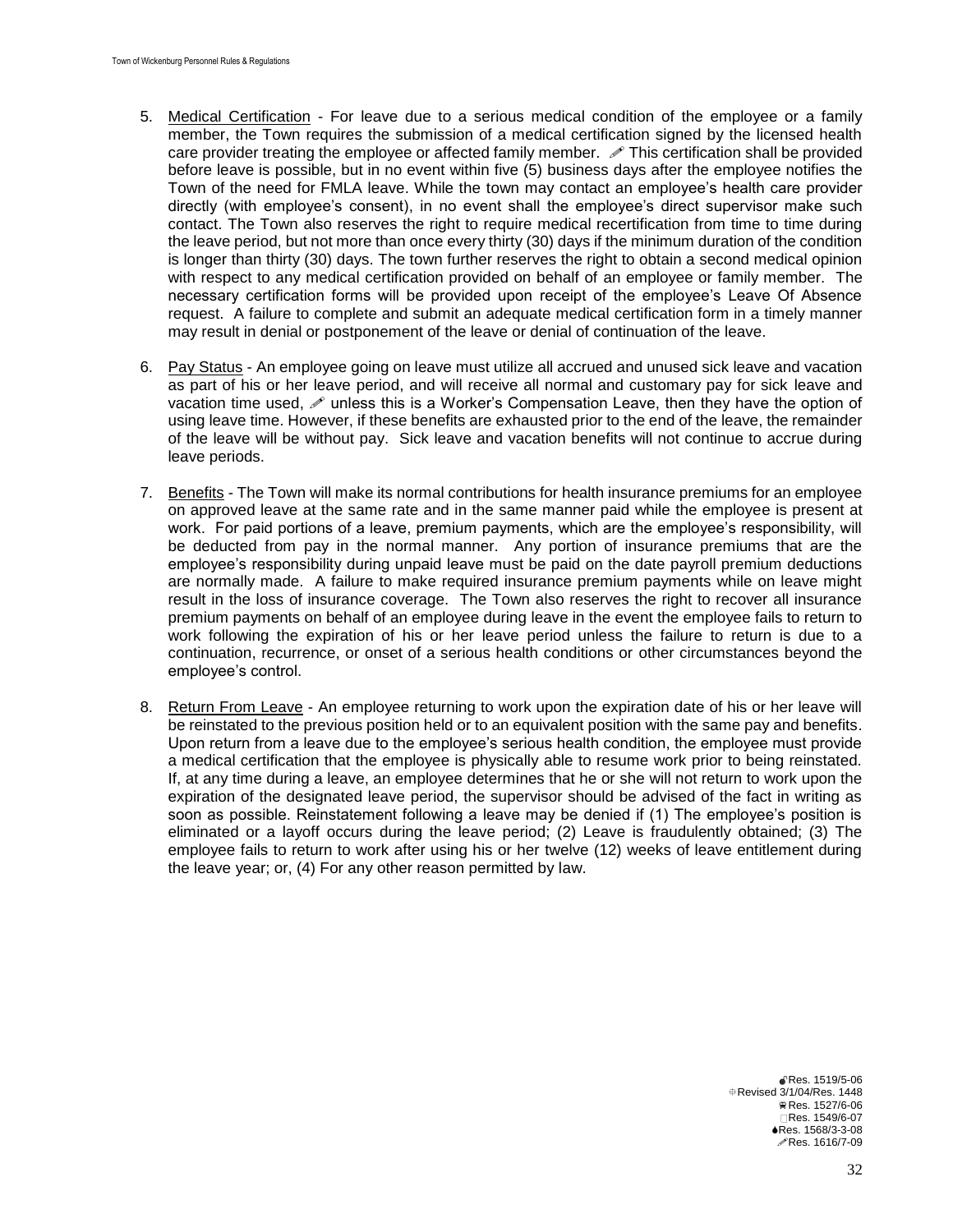5. Medical Certification - For leave due to a serious medical condition of the employee or a family member, the Town requires the submission of a medical certification signed by the licensed health care provider treating the employee or affected family member. ✐ This certification shall be provided before leave is possible, but in no event within five (5) business days after the employee notifies the Town of the need for FMLA leave. While the town may contact an employee's health care provider directly (with employee's consent), in no event shall the employee's direct supervisor make such contact. The Town also reserves the right to require medical recertification from time to time during the leave period, but not more than once every thirty (30) days if the minimum duration of the condition is longer than thirty (30) days. The town further reserves the right to obtain a second medical opinion with respect to any medical certification provided on behalf of an employee or family member. The necessary certification forms will be provided upon receipt of the employee's Leave Of Absence request. A failure to complete and submit an adequate medical certification form in a timely manner may result in denial or postponement of the leave or denial of continuation of the leave.

6. Pay Status - An employee going on leave must utilize all accrued and unused sick leave and vacation as part of his or her leave period, and will receive all normal and customary pay for sick leave and vacation time used, ✐ unless this is a Worker's Compensation Leave, then they have the option of using leave time. However, if these benefits are exhausted prior to the end of the leave, the remainder of the leave will be without pay. Sick leave and vacation benefits will not continue to accrue during leave periods.

7. Benefits - The Town will make its normal contributions for health insurance premiums for an employee on approved leave at the same rate and in the same manner paid while the employee is present at work. For paid portions of a leave, premium payments, which are the employee's responsibility, will be deducted from pay in the normal manner. Any portion of insurance premiums that are the employee's responsibility during unpaid leave must be paid on the date payroll premium deductions are normally made. A failure to make required insurance premium payments while on leave might result in the loss of insurance coverage. The Town also reserves the right to recover all insurance premium payments on behalf of an employee during leave in the event the employee fails to return to work following the expiration of his or her leave period unless the failure to return is due to a continuation, recurrence, or onset of a serious health conditions or other circumstances beyond the employee's control.

8. Return From Leave - An employee returning to work upon the expiration date of his or her leave will be reinstated to the previous position held or to an equivalent position with the same pay and benefits. Upon return from a leave due to the employee's serious health condition, the employee must provide a medical certification that the employee is physically able to resume work prior to being reinstated. If, at any time during a leave, an employee determines that he or she will not return to work upon the expiration of the designated leave period, the supervisor should be advised of the fact in writing as soon as possible. Reinstatement following a leave may be denied if (1) The employee's position is eliminated or a layoff occurs during the leave period; (2) Leave is fraudulently obtained; (3) The employee fails to return to work after using his or her twelve (12) weeks of leave entitlement during the leave year; or, (4) For any other reason permitted by law.

Res. 1519/5-06
Revised 3/1/04/Res. 1448
Res. 1527/6-06
Res. 1549/6-07
Res. 1568/3-3-08
✐Res. 1616/7-09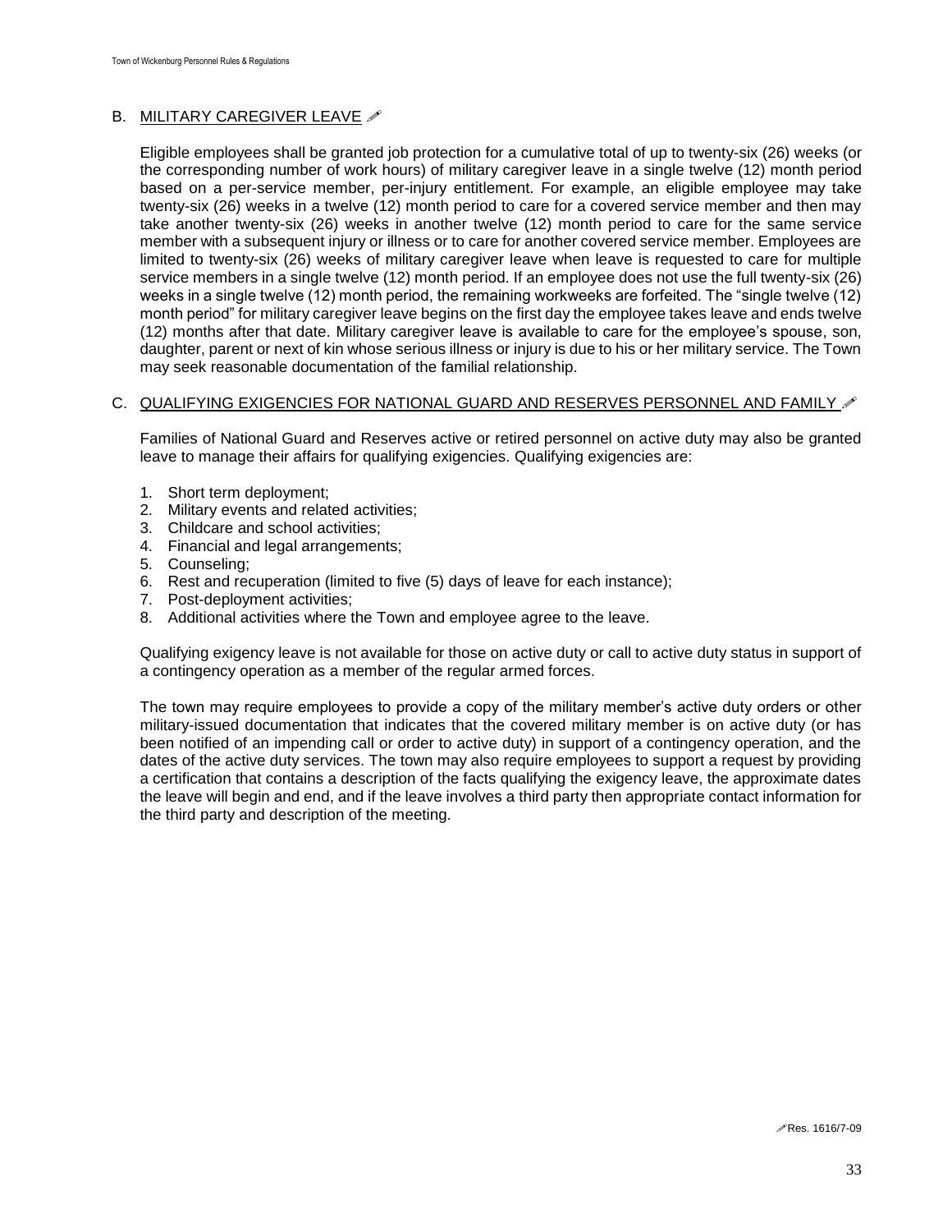### B. <u>MILITARY CAREGIVER LEAVE</u> ✐

Eligible employees shall be granted job protection for a cumulative total of up to twenty-six (26) weeks (or the corresponding number of work hours) of military caregiver leave in a single twelve (12) month period based on a per-service member, per-injury entitlement. For example, an eligible employee may take twenty-six (26) weeks in a twelve (12) month period to care for a covered service member and then may take another twenty-six (26) weeks in another twelve (12) month period to care for the same service member with a subsequent injury or illness or to care for another covered service member. Employees are limited to twenty-six (26) weeks of military caregiver leave when leave is requested to care for multiple service members in a single twelve (12) month period. If an employee does not use the full twenty-six (26) weeks in a single twelve (12) month period, the remaining workweeks are forfeited. The "single twelve (12) month period" for military caregiver leave begins on the first day the employee takes leave and ends twelve (12) months after that date. Military caregiver leave is available to care for the employee's spouse, son, daughter, parent or next of kin whose serious illness or injury is due to his or her military service. The Town may seek reasonable documentation of the familial relationship.

### C. <u>QUALIFYING EXIGENCIES FOR NATIONAL GUARD AND RESERVES PERSONNEL AND FAMILY</u> ✐

Families of National Guard and Reserves active or retired personnel on active duty may also be granted leave to manage their affairs for qualifying exigencies. Qualifying exigencies are:

1. Short term deployment;
2. Military events and related activities;
3. Childcare and school activities;
4. Financial and legal arrangements;
5. Counseling;
6. Rest and recuperation (limited to five (5) days of leave for each instance);
7. Post-deployment activities;
8. Additional activities where the Town and employee agree to the leave.

Qualifying exigency leave is not available for those on active duty or call to active duty status in support of a contingency operation as a member of the regular armed forces.

The town may require employees to provide a copy of the military member's active duty orders or other military-issued documentation that indicates that the covered military member is on active duty (or has been notified of an impending call or order to active duty) in support of a contingency operation, and the dates of the active duty services. The town may also require employees to support a request by providing a certification that contains a description of the facts qualifying the exigency leave, the approximate dates the leave will begin and end, and if the leave involves a third party then appropriate contact information for the third party and description of the meeting.

✐Res. 1616/7-09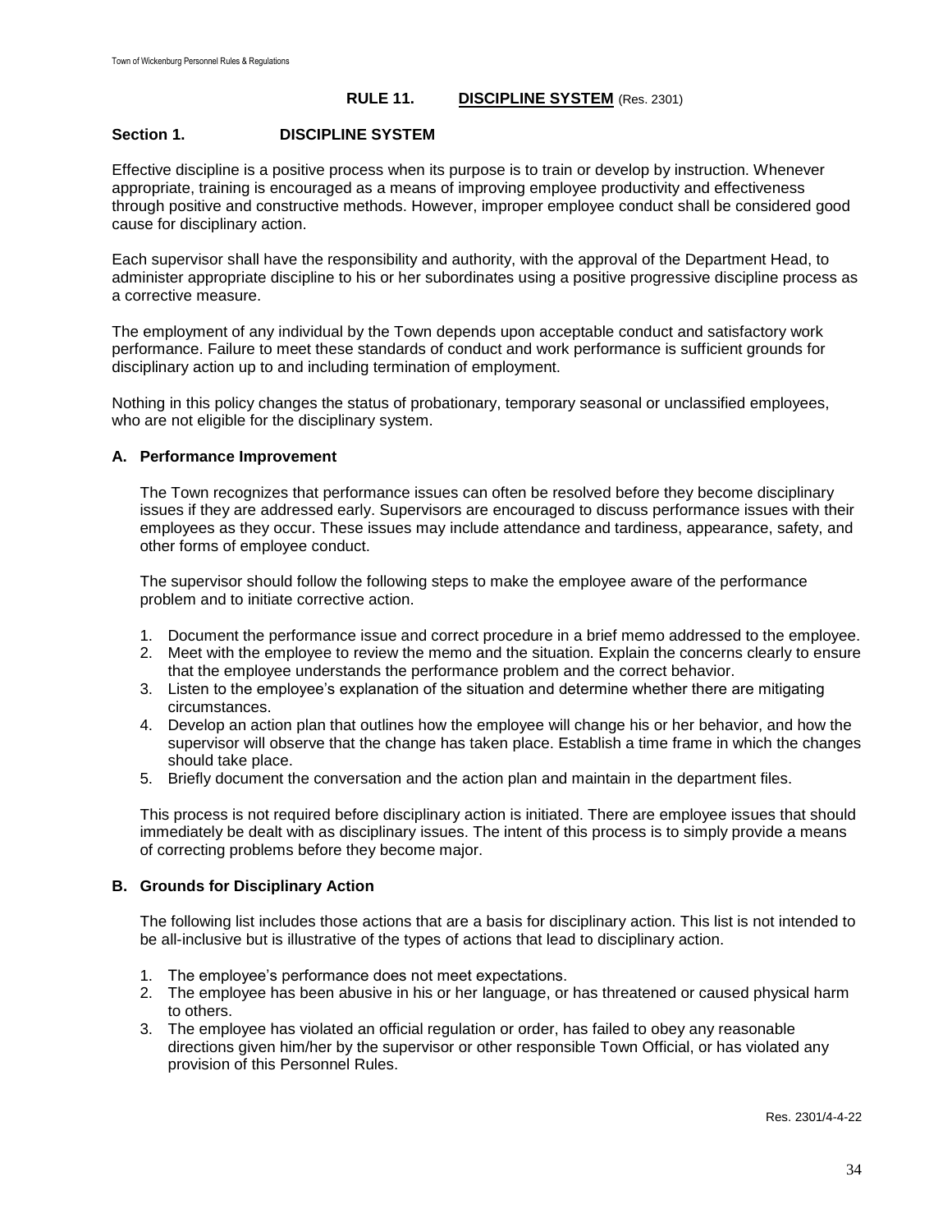## RULE 11. DISCIPLINE SYSTEM (Res. 2301)

### Section 1. DISCIPLINE SYSTEM

Effective discipline is a positive process when its purpose is to train or develop by instruction. Whenever appropriate, training is encouraged as a means of improving employee productivity and effectiveness through positive and constructive methods. However, improper employee conduct shall be considered good cause for disciplinary action.

Each supervisor shall have the responsibility and authority, with the approval of the Department Head, to administer appropriate discipline to his or her subordinates using a positive progressive discipline process as a corrective measure.

The employment of any individual by the Town depends upon acceptable conduct and satisfactory work performance. Failure to meet these standards of conduct and work performance is sufficient grounds for disciplinary action up to and including termination of employment.

Nothing in this policy changes the status of probationary, temporary seasonal or unclassified employees, who are not eligible for the disciplinary system.

#### A. Performance Improvement

The Town recognizes that performance issues can often be resolved before they become disciplinary issues if they are addressed early. Supervisors are encouraged to discuss performance issues with their employees as they occur. These issues may include attendance and tardiness, appearance, safety, and other forms of employee conduct.

The supervisor should follow the following steps to make the employee aware of the performance problem and to initiate corrective action.

1. Document the performance issue and correct procedure in a brief memo addressed to the employee.
2. Meet with the employee to review the memo and the situation. Explain the concerns clearly to ensure that the employee understands the performance problem and the correct behavior.
3. Listen to the employee's explanation of the situation and determine whether there are mitigating circumstances.
4. Develop an action plan that outlines how the employee will change his or her behavior, and how the supervisor will observe that the change has taken place. Establish a time frame in which the changes should take place.
5. Briefly document the conversation and the action plan and maintain in the department files.

This process is not required before disciplinary action is initiated. There are employee issues that should immediately be dealt with as disciplinary issues. The intent of this process is to simply provide a means of correcting problems before they become major.

#### B. Grounds for Disciplinary Action

The following list includes those actions that are a basis for disciplinary action. This list is not intended to be all-inclusive but is illustrative of the types of actions that lead to disciplinary action.

1. The employee's performance does not meet expectations.
2. The employee has been abusive in his or her language, or has threatened or caused physical harm to others.
3. The employee has violated an official regulation or order, has failed to obey any reasonable directions given him/her by the supervisor or other responsible Town Official, or has violated any provision of this Personnel Rules.

Res. 2301/4-4-22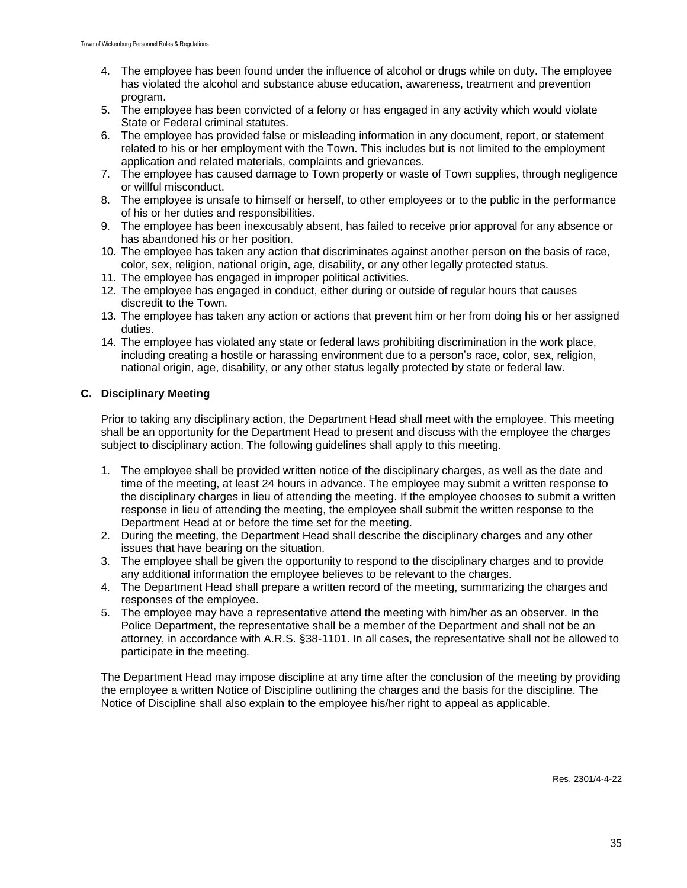4. The employee has been found under the influence of alcohol or drugs while on duty. The employee has violated the alcohol and substance abuse education, awareness, treatment and prevention program.
5. The employee has been convicted of a felony or has engaged in any activity which would violate State or Federal criminal statutes.
6. The employee has provided false or misleading information in any document, report, or statement related to his or her employment with the Town. This includes but is not limited to the employment application and related materials, complaints and grievances.
7. The employee has caused damage to Town property or waste of Town supplies, through negligence or willful misconduct.
8. The employee is unsafe to himself or herself, to other employees or to the public in the performance of his or her duties and responsibilities.
9. The employee has been inexcusably absent, has failed to receive prior approval for any absence or has abandoned his or her position.
10. The employee has taken any action that discriminates against another person on the basis of race, color, sex, religion, national origin, age, disability, or any other legally protected status.
11. The employee has engaged in improper political activities.
12. The employee has engaged in conduct, either during or outside of regular hours that causes discredit to the Town.
13. The employee has taken any action or actions that prevent him or her from doing his or her assigned duties.
14. The employee has violated any state or federal laws prohibiting discrimination in the work place, including creating a hostile or harassing environment due to a person's race, color, sex, religion, national origin, age, disability, or any other status legally protected by state or federal law.

### C. Disciplinary Meeting

Prior to taking any disciplinary action, the Department Head shall meet with the employee. This meeting shall be an opportunity for the Department Head to present and discuss with the employee the charges subject to disciplinary action. The following guidelines shall apply to this meeting.

1. The employee shall be provided written notice of the disciplinary charges, as well as the date and time of the meeting, at least 24 hours in advance. The employee may submit a written response to the disciplinary charges in lieu of attending the meeting. If the employee chooses to submit a written response in lieu of attending the meeting, the employee shall submit the written response to the Department Head at or before the time set for the meeting.
2. During the meeting, the Department Head shall describe the disciplinary charges and any other issues that have bearing on the situation.
3. The employee shall be given the opportunity to respond to the disciplinary charges and to provide any additional information the employee believes to be relevant to the charges.
4. The Department Head shall prepare a written record of the meeting, summarizing the charges and responses of the employee.
5. The employee may have a representative attend the meeting with him/her as an observer. In the Police Department, the representative shall be a member of the Department and shall not be an attorney, in accordance with A.R.S. §38-1101. In all cases, the representative shall not be allowed to participate in the meeting.

The Department Head may impose discipline at any time after the conclusion of the meeting by providing the employee a written Notice of Discipline outlining the charges and the basis for the discipline. The Notice of Discipline shall also explain to the employee his/her right to appeal as applicable.

Res. 2301/4-4-22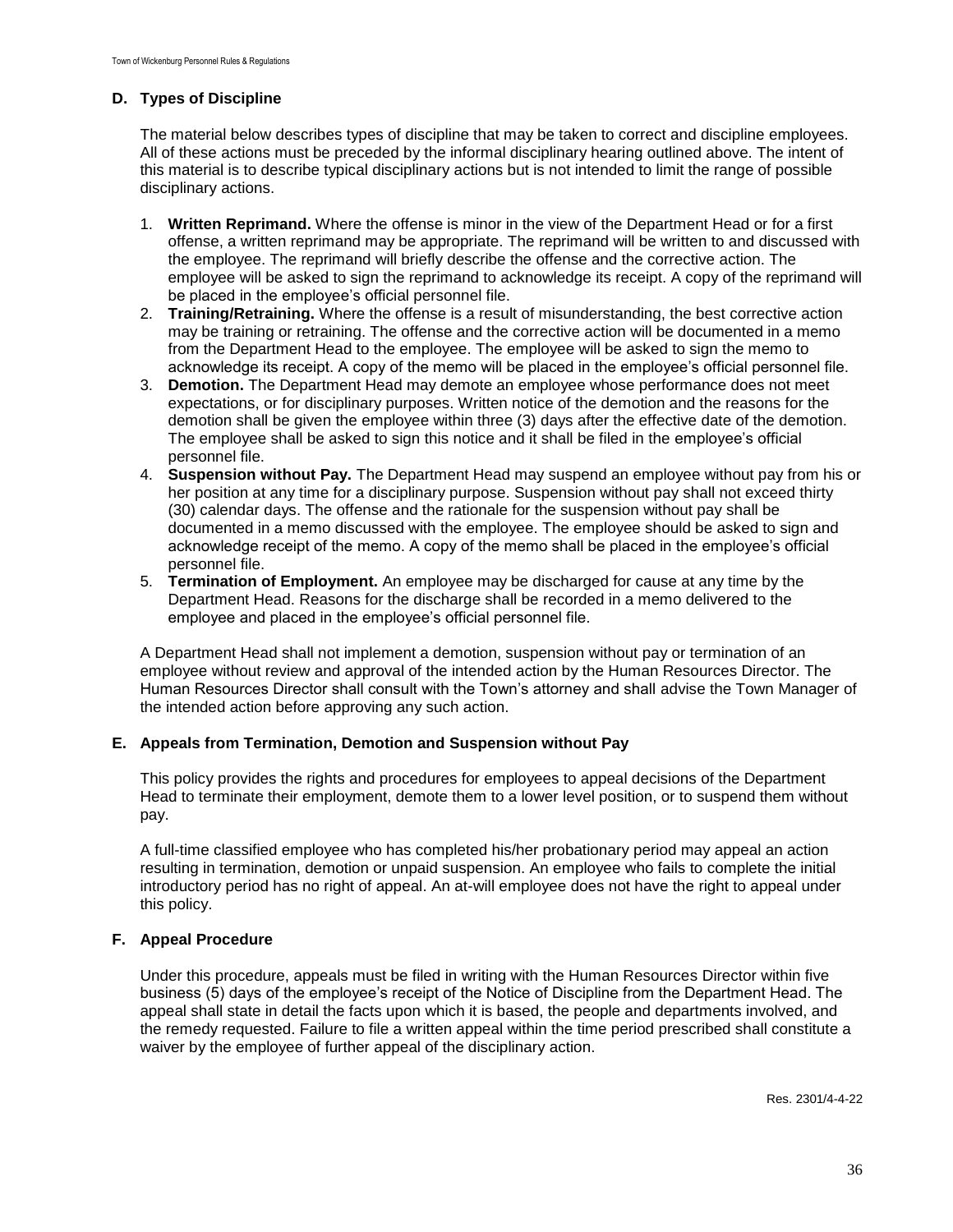### D. Types of Discipline

The material below describes types of discipline that may be taken to correct and discipline employees. All of these actions must be preceded by the informal disciplinary hearing outlined above. The intent of this material is to describe typical disciplinary actions but is not intended to limit the range of possible disciplinary actions.

1. **Written Reprimand.** Where the offense is minor in the view of the Department Head or for a first offense, a written reprimand may be appropriate. The reprimand will be written to and discussed with the employee. The reprimand will briefly describe the offense and the corrective action. The employee will be asked to sign the reprimand to acknowledge its receipt. A copy of the reprimand will be placed in the employee's official personnel file.
2. **Training/Retraining.** Where the offense is a result of misunderstanding, the best corrective action may be training or retraining. The offense and the corrective action will be documented in a memo from the Department Head to the employee. The employee will be asked to sign the memo to acknowledge its receipt. A copy of the memo will be placed in the employee's official personnel file.
3. **Demotion.** The Department Head may demote an employee whose performance does not meet expectations, or for disciplinary purposes. Written notice of the demotion and the reasons for the demotion shall be given the employee within three (3) days after the effective date of the demotion. The employee shall be asked to sign this notice and it shall be filed in the employee's official personnel file.
4. **Suspension without Pay.** The Department Head may suspend an employee without pay from his or her position at any time for a disciplinary purpose. Suspension without pay shall not exceed thirty (30) calendar days. The offense and the rationale for the suspension without pay shall be documented in a memo discussed with the employee. The employee should be asked to sign and acknowledge receipt of the memo. A copy of the memo shall be placed in the employee's official personnel file.
5. **Termination of Employment.** An employee may be discharged for cause at any time by the Department Head. Reasons for the discharge shall be recorded in a memo delivered to the employee and placed in the employee's official personnel file.

A Department Head shall not implement a demotion, suspension without pay or termination of an employee without review and approval of the intended action by the Human Resources Director. The Human Resources Director shall consult with the Town's attorney and shall advise the Town Manager of the intended action before approving any such action.

### E. Appeals from Termination, Demotion and Suspension without Pay

This policy provides the rights and procedures for employees to appeal decisions of the Department Head to terminate their employment, demote them to a lower level position, or to suspend them without pay.

A full-time classified employee who has completed his/her probationary period may appeal an action resulting in termination, demotion or unpaid suspension. An employee who fails to complete the initial introductory period has no right of appeal. An at-will employee does not have the right to appeal under this policy.

### F. Appeal Procedure

Under this procedure, appeals must be filed in writing with the Human Resources Director within five business (5) days of the employee's receipt of the Notice of Discipline from the Department Head. The appeal shall state in detail the facts upon which it is based, the people and departments involved, and the remedy requested. Failure to file a written appeal within the time period prescribed shall constitute a waiver by the employee of further appeal of the disciplinary action.

Res. 2301/4-4-22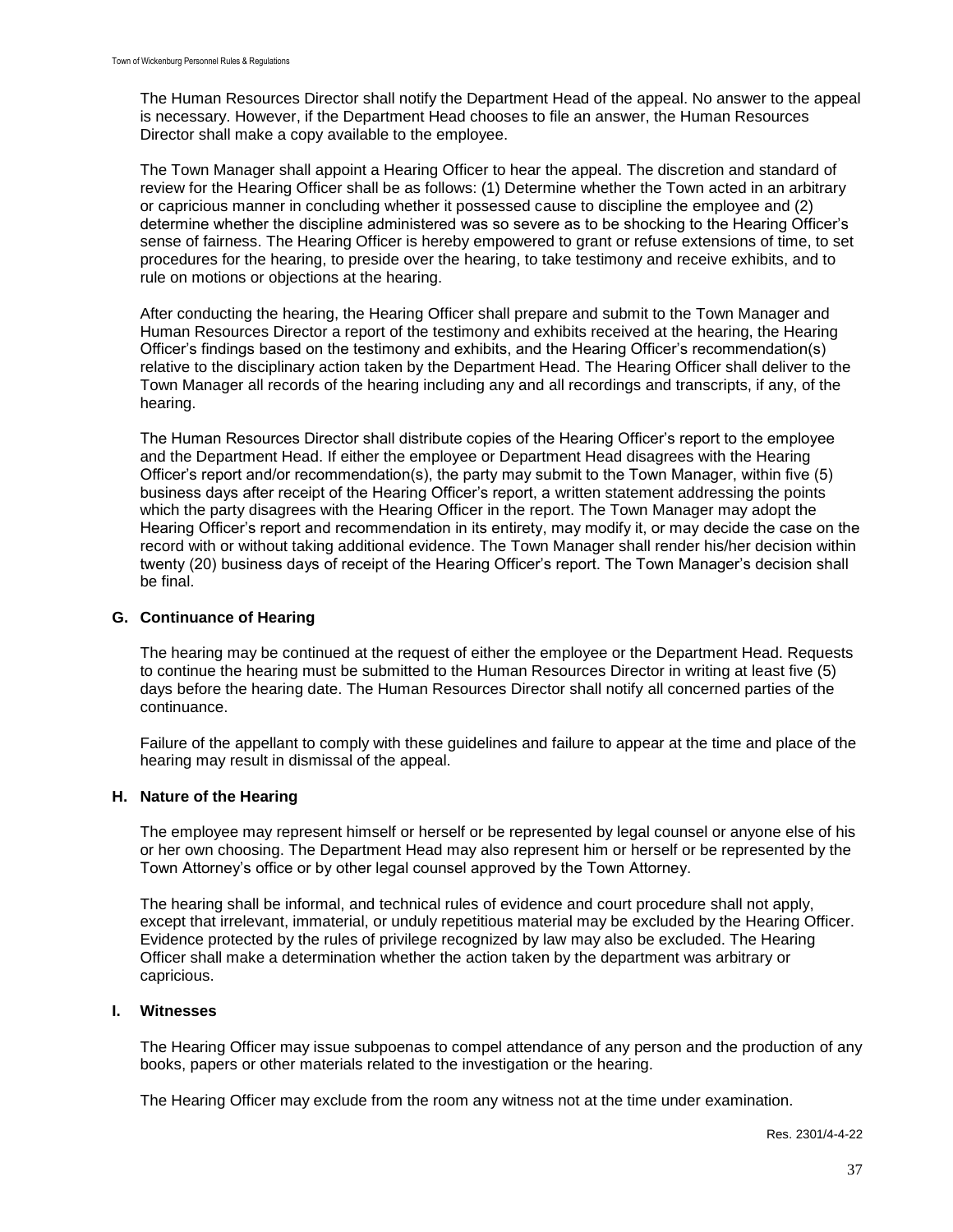The Human Resources Director shall notify the Department Head of the appeal. No answer to the appeal is necessary. However, if the Department Head chooses to file an answer, the Human Resources Director shall make a copy available to the employee.

The Town Manager shall appoint a Hearing Officer to hear the appeal. The discretion and standard of review for the Hearing Officer shall be as follows: (1) Determine whether the Town acted in an arbitrary or capricious manner in concluding whether it possessed cause to discipline the employee and (2) determine whether the discipline administered was so severe as to be shocking to the Hearing Officer's sense of fairness. The Hearing Officer is hereby empowered to grant or refuse extensions of time, to set procedures for the hearing, to preside over the hearing, to take testimony and receive exhibits, and to rule on motions or objections at the hearing.

After conducting the hearing, the Hearing Officer shall prepare and submit to the Town Manager and Human Resources Director a report of the testimony and exhibits received at the hearing, the Hearing Officer's findings based on the testimony and exhibits, and the Hearing Officer's recommendation(s) relative to the disciplinary action taken by the Department Head. The Hearing Officer shall deliver to the Town Manager all records of the hearing including any and all recordings and transcripts, if any, of the hearing.

The Human Resources Director shall distribute copies of the Hearing Officer's report to the employee and the Department Head. If either the employee or Department Head disagrees with the Hearing Officer's report and/or recommendation(s), the party may submit to the Town Manager, within five (5) business days after receipt of the Hearing Officer's report, a written statement addressing the points which the party disagrees with the Hearing Officer in the report. The Town Manager may adopt the Hearing Officer's report and recommendation in its entirety, may modify it, or may decide the case on the record with or without taking additional evidence. The Town Manager shall render his/her decision within twenty (20) business days of receipt of the Hearing Officer's report. The Town Manager's decision shall be final.

### G. Continuance of Hearing

The hearing may be continued at the request of either the employee or the Department Head. Requests to continue the hearing must be submitted to the Human Resources Director in writing at least five (5) days before the hearing date. The Human Resources Director shall notify all concerned parties of the continuance.

Failure of the appellant to comply with these guidelines and failure to appear at the time and place of the hearing may result in dismissal of the appeal.

### H. Nature of the Hearing

The employee may represent himself or herself or be represented by legal counsel or anyone else of his or her own choosing. The Department Head may also represent him or herself or be represented by the Town Attorney's office or by other legal counsel approved by the Town Attorney.

The hearing shall be informal, and technical rules of evidence and court procedure shall not apply, except that irrelevant, immaterial, or unduly repetitious material may be excluded by the Hearing Officer. Evidence protected by the rules of privilege recognized by law may also be excluded. The Hearing Officer shall make a determination whether the action taken by the department was arbitrary or capricious.

### I. Witnesses

The Hearing Officer may issue subpoenas to compel attendance of any person and the production of any books, papers or other materials related to the investigation or the hearing.

The Hearing Officer may exclude from the room any witness not at the time under examination.

Res. 2301/4-4-22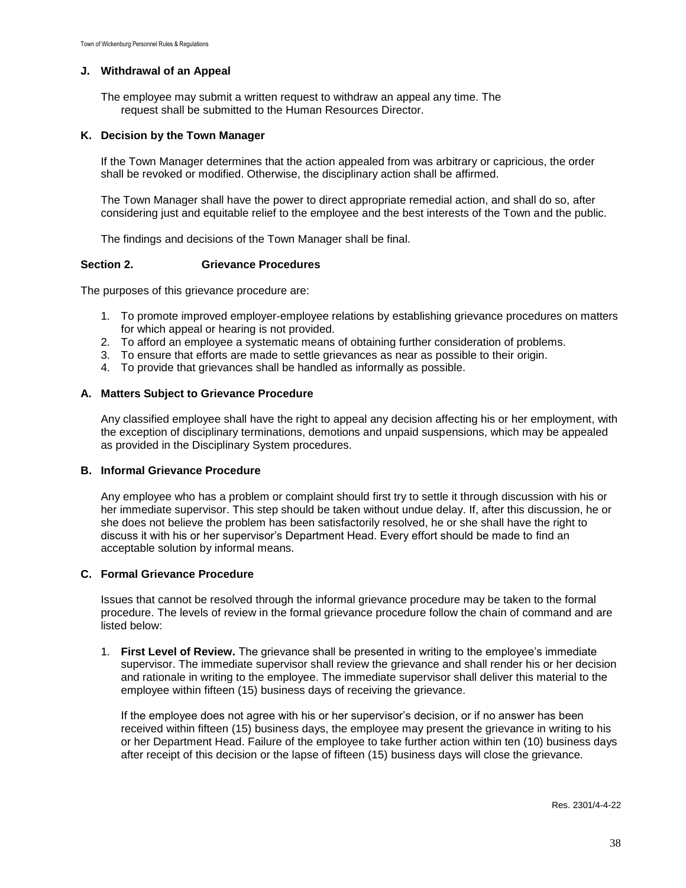### J. Withdrawal of an Appeal

The employee may submit a written request to withdraw an appeal any time. The request shall be submitted to the Human Resources Director.

### K. Decision by the Town Manager

If the Town Manager determines that the action appealed from was arbitrary or capricious, the order shall be revoked or modified. Otherwise, the disciplinary action shall be affirmed.

The Town Manager shall have the power to direct appropriate remedial action, and shall do so, after considering just and equitable relief to the employee and the best interests of the Town and the public.

The findings and decisions of the Town Manager shall be final.

## Section 2. Grievance Procedures

The purposes of this grievance procedure are:

1. To promote improved employer-employee relations by establishing grievance procedures on matters for which appeal or hearing is not provided.
2. To afford an employee a systematic means of obtaining further consideration of problems.
3. To ensure that efforts are made to settle grievances as near as possible to their origin.
4. To provide that grievances shall be handled as informally as possible.

### A. Matters Subject to Grievance Procedure

Any classified employee shall have the right to appeal any decision affecting his or her employment, with the exception of disciplinary terminations, demotions and unpaid suspensions, which may be appealed as provided in the Disciplinary System procedures.

### B. Informal Grievance Procedure

Any employee who has a problem or complaint should first try to settle it through discussion with his or her immediate supervisor. This step should be taken without undue delay. If, after this discussion, he or she does not believe the problem has been satisfactorily resolved, he or she shall have the right to discuss it with his or her supervisor's Department Head. Every effort should be made to find an acceptable solution by informal means.

### C. Formal Grievance Procedure

Issues that cannot be resolved through the informal grievance procedure may be taken to the formal procedure. The levels of review in the formal grievance procedure follow the chain of command and are listed below:

1. **First Level of Review.** The grievance shall be presented in writing to the employee's immediate supervisor. The immediate supervisor shall review the grievance and shall render his or her decision and rationale in writing to the employee. The immediate supervisor shall deliver this material to the employee within fifteen (15) business days of receiving the grievance.

   If the employee does not agree with his or her supervisor's decision, or if no answer has been received within fifteen (15) business days, the employee may present the grievance in writing to his or her Department Head. Failure of the employee to take further action within ten (10) business days after receipt of this decision or the lapse of fifteen (15) business days will close the grievance.

Res. 2301/4-4-22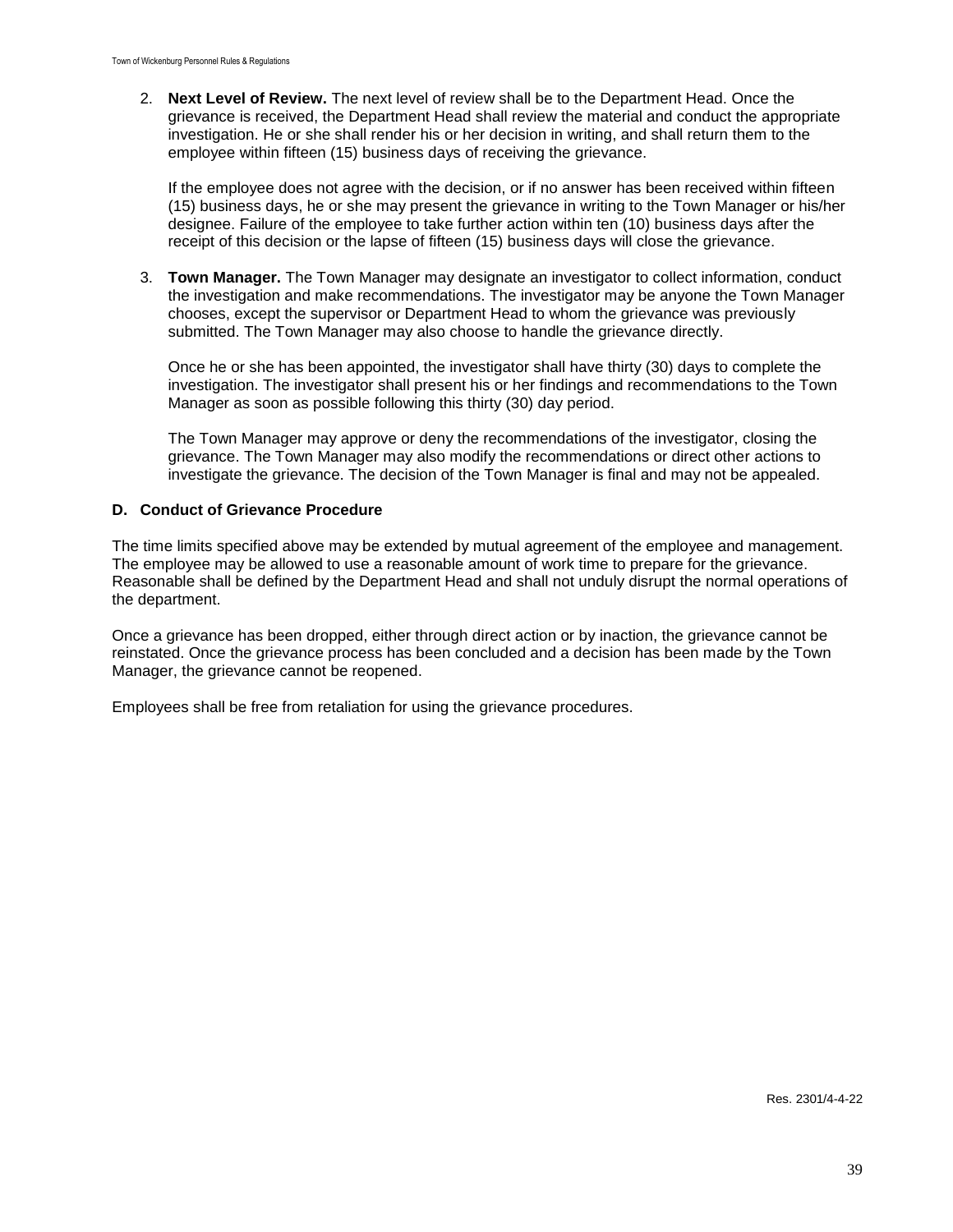2. **Next Level of Review.** The next level of review shall be to the Department Head. Once the grievance is received, the Department Head shall review the material and conduct the appropriate investigation. He or she shall render his or her decision in writing, and shall return them to the employee within fifteen (15) business days of receiving the grievance.

   If the employee does not agree with the decision, or if no answer has been received within fifteen (15) business days, he or she may present the grievance in writing to the Town Manager or his/her designee. Failure of the employee to take further action within ten (10) business days after the receipt of this decision or the lapse of fifteen (15) business days will close the grievance.

3. **Town Manager.** The Town Manager may designate an investigator to collect information, conduct the investigation and make recommendations. The investigator may be anyone the Town Manager chooses, except the supervisor or Department Head to whom the grievance was previously submitted. The Town Manager may also choose to handle the grievance directly.

   Once he or she has been appointed, the investigator shall have thirty (30) days to complete the investigation. The investigator shall present his or her findings and recommendations to the Town Manager as soon as possible following this thirty (30) day period.

   The Town Manager may approve or deny the recommendations of the investigator, closing the grievance. The Town Manager may also modify the recommendations or direct other actions to investigate the grievance. The decision of the Town Manager is final and may not be appealed.

### D. Conduct of Grievance Procedure

The time limits specified above may be extended by mutual agreement of the employee and management. The employee may be allowed to use a reasonable amount of work time to prepare for the grievance. Reasonable shall be defined by the Department Head and shall not unduly disrupt the normal operations of the department.

Once a grievance has been dropped, either through direct action or by inaction, the grievance cannot be reinstated. Once the grievance process has been concluded and a decision has been made by the Town Manager, the grievance cannot be reopened.

Employees shall be free from retaliation for using the grievance procedures.

Res. 2301/4-4-22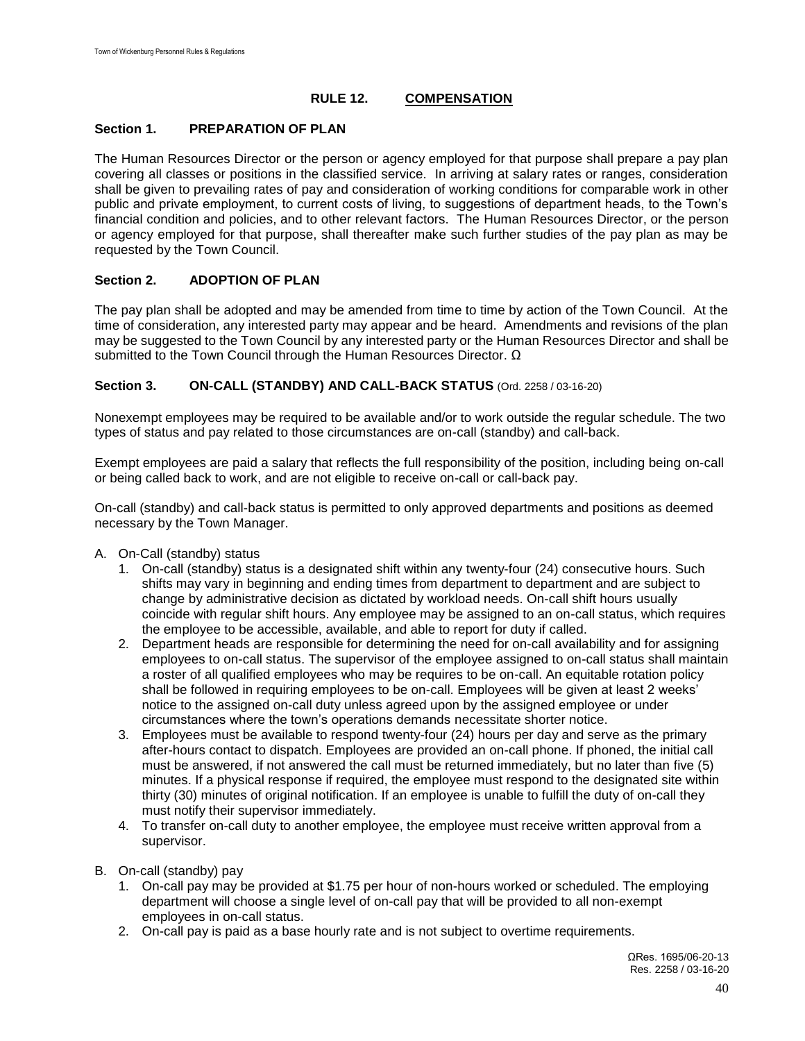## RULE 12. COMPENSATION

### Section 1. PREPARATION OF PLAN

The Human Resources Director or the person or agency employed for that purpose shall prepare a pay plan covering all classes or positions in the classified service. In arriving at salary rates or ranges, consideration shall be given to prevailing rates of pay and consideration of working conditions for comparable work in other public and private employment, to current costs of living, to suggestions of department heads, to the Town's financial condition and policies, and to other relevant factors. The Human Resources Director, or the person or agency employed for that purpose, shall thereafter make such further studies of the pay plan as may be requested by the Town Council.

### Section 2. ADOPTION OF PLAN

The pay plan shall be adopted and may be amended from time to time by action of the Town Council. At the time of consideration, any interested party may appear and be heard. Amendments and revisions of the plan may be suggested to the Town Council by any interested party or the Human Resources Director and shall be submitted to the Town Council through the Human Resources Director. Ω

### Section 3. ON-CALL (STANDBY) AND CALL-BACK STATUS (Ord. 2258 / 03-16-20)

Nonexempt employees may be required to be available and/or to work outside the regular schedule. The two types of status and pay related to those circumstances are on-call (standby) and call-back.

Exempt employees are paid a salary that reflects the full responsibility of the position, including being on-call or being called back to work, and are not eligible to receive on-call or call-back pay.

On-call (standby) and call-back status is permitted to only approved departments and positions as deemed necessary by the Town Manager.

A. On-Call (standby) status
   1. On-call (standby) status is a designated shift within any twenty-four (24) consecutive hours. Such shifts may vary in beginning and ending times from department to department and are subject to change by administrative decision as dictated by workload needs. On-call shift hours usually coincide with regular shift hours. Any employee may be assigned to an on-call status, which requires the employee to be accessible, available, and able to report for duty if called.
   2. Department heads are responsible for determining the need for on-call availability and for assigning employees to on-call status. The supervisor of the employee assigned to on-call status shall maintain a roster of all qualified employees who may be requires to be on-call. An equitable rotation policy shall be followed in requiring employees to be on-call. Employees will be given at least 2 weeks' notice to the assigned on-call duty unless agreed upon by the assigned employee or under circumstances where the town's operations demands necessitate shorter notice.
   3. Employees must be available to respond twenty-four (24) hours per day and serve as the primary after-hours contact to dispatch. Employees are provided an on-call phone. If phoned, the initial call must be answered, if not answered the call must be returned immediately, but no later than five (5) minutes. If a physical response if required, the employee must respond to the designated site within thirty (30) minutes of original notification. If an employee is unable to fulfill the duty of on-call they must notify their supervisor immediately.
   4. To transfer on-call duty to another employee, the employee must receive written approval from a supervisor.

B. On-call (standby) pay
   1. On-call pay may be provided at $1.75 per hour of non-hours worked or scheduled. The employing department will choose a single level of on-call pay that will be provided to all non-exempt employees in on-call status.
   2. On-call pay is paid as a base hourly rate and is not subject to overtime requirements.

ΩRes. 1695/06-20-13
Res. 2258 / 03-16-20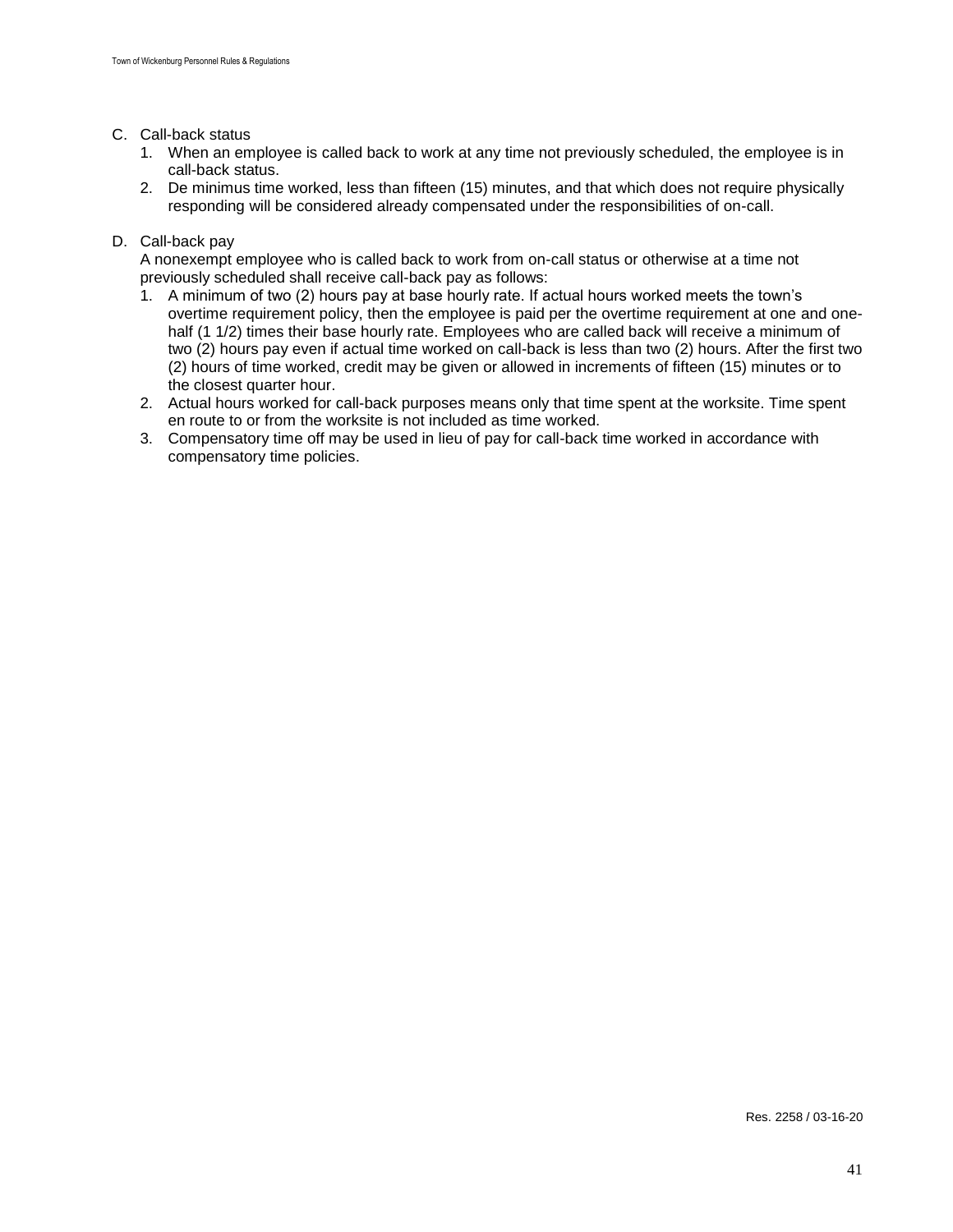C. Call-back status
   1. When an employee is called back to work at any time not previously scheduled, the employee is in call-back status.
   2. De minimus time worked, less than fifteen (15) minutes, and that which does not require physically responding will be considered already compensated under the responsibilities of on-call.

D. Call-back pay

   A nonexempt employee who is called back to work from on-call status or otherwise at a time not previously scheduled shall receive call-back pay as follows:
   1. A minimum of two (2) hours pay at base hourly rate. If actual hours worked meets the town's overtime requirement policy, then the employee is paid per the overtime requirement at one and one-half (1 1/2) times their base hourly rate. Employees who are called back will receive a minimum of two (2) hours pay even if actual time worked on call-back is less than two (2) hours. After the first two (2) hours of time worked, credit may be given or allowed in increments of fifteen (15) minutes or to the closest quarter hour.
   2. Actual hours worked for call-back purposes means only that time spent at the worksite. Time spent en route to or from the worksite is not included as time worked.
   3. Compensatory time off may be used in lieu of pay for call-back time worked in accordance with compensatory time policies.

Res. 2258 / 03-16-20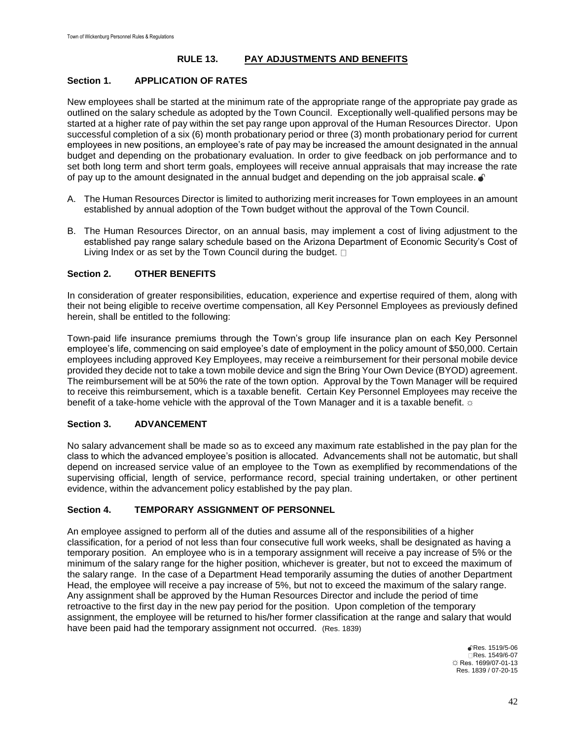## RULE 13. PAY ADJUSTMENTS AND BENEFITS

### Section 1. APPLICATION OF RATES

New employees shall be started at the minimum rate of the appropriate range of the appropriate pay grade as outlined on the salary schedule as adopted by the Town Council. Exceptionally well-qualified persons may be started at a higher rate of pay within the set pay range upon approval of the Human Resources Director. Upon successful completion of a six (6) month probationary period or three (3) month probationary period for current employees in new positions, an employee's rate of pay may be increased the amount designated in the annual budget and depending on the probationary evaluation. In order to give feedback on job performance and to set both long term and short term goals, employees will receive annual appraisals that may increase the rate of pay up to the amount designated in the annual budget and depending on the job appraisal scale. ☝

A. The Human Resources Director is limited to authorizing merit increases for Town employees in an amount established by annual adoption of the Town budget without the approval of the Town Council.

B. The Human Resources Director, on an annual basis, may implement a cost of living adjustment to the established pay range salary schedule based on the Arizona Department of Economic Security's Cost of Living Index or as set by the Town Council during the budget. □

### Section 2. OTHER BENEFITS

In consideration of greater responsibilities, education, experience and expertise required of them, along with their not being eligible to receive overtime compensation, all Key Personnel Employees as previously defined herein, shall be entitled to the following:

Town-paid life insurance premiums through the Town's group life insurance plan on each Key Personnel employee's life, commencing on said employee's date of employment in the policy amount of $50,000. Certain employees including approved Key Employees, may receive a reimbursement for their personal mobile device provided they decide not to take a town mobile device and sign the Bring Your Own Device (BYOD) agreement. The reimbursement will be at 50% the rate of the town option. Approval by the Town Manager will be required to receive this reimbursement, which is a taxable benefit. Certain Key Personnel Employees may receive the benefit of a take-home vehicle with the approval of the Town Manager and it is a taxable benefit. ☼

### Section 3. ADVANCEMENT

No salary advancement shall be made so as to exceed any maximum rate established in the pay plan for the class to which the advanced employee's position is allocated. Advancements shall not be automatic, but shall depend on increased service value of an employee to the Town as exemplified by recommendations of the supervising official, length of service, performance record, special training undertaken, or other pertinent evidence, within the advancement policy established by the pay plan.

### Section 4. TEMPORARY ASSIGNMENT OF PERSONNEL

An employee assigned to perform all of the duties and assume all of the responsibilities of a higher classification, for a period of not less than four consecutive full work weeks, shall be designated as having a temporary position. An employee who is in a temporary assignment will receive a pay increase of 5% or the minimum of the salary range for the higher position, whichever is greater, but not to exceed the maximum of the salary range. In the case of a Department Head temporarily assuming the duties of another Department Head, the employee will receive a pay increase of 5%, but not to exceed the maximum of the salary range. Any assignment shall be approved by the Human Resources Director and include the period of time retroactive to the first day in the new pay period for the position. Upon completion of the temporary assignment, the employee will be returned to his/her former classification at the range and salary that would have been paid had the temporary assignment not occurred. (Res. 1839)

☝Res. 1519/5-06
□Res. 1549/6-07
☼ Res. 1699/07-01-13
Res. 1839 / 07-20-15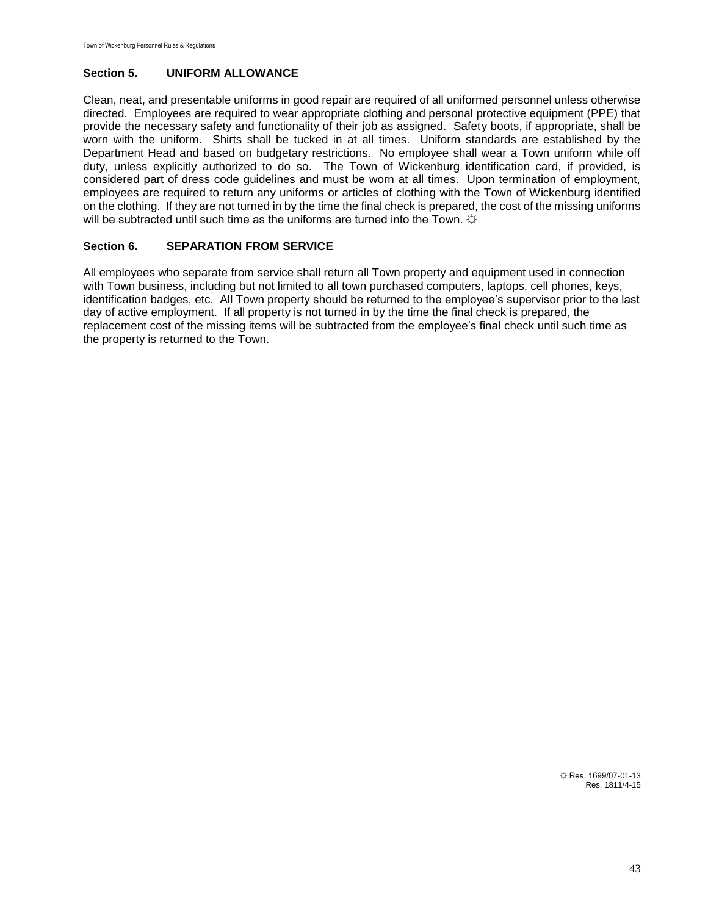### Section 5. UNIFORM ALLOWANCE

Clean, neat, and presentable uniforms in good repair are required of all uniformed personnel unless otherwise directed. Employees are required to wear appropriate clothing and personal protective equipment (PPE) that provide the necessary safety and functionality of their job as assigned. Safety boots, if appropriate, shall be worn with the uniform. Shirts shall be tucked in at all times. Uniform standards are established by the Department Head and based on budgetary restrictions. No employee shall wear a Town uniform while off duty, unless explicitly authorized to do so. The Town of Wickenburg identification card, if provided, is considered part of dress code guidelines and must be worn at all times. Upon termination of employment, employees are required to return any uniforms or articles of clothing with the Town of Wickenburg identified on the clothing. If they are not turned in by the time the final check is prepared, the cost of the missing uniforms will be subtracted until such time as the uniforms are turned into the Town. ☼

### Section 6. SEPARATION FROM SERVICE

All employees who separate from service shall return all Town property and equipment used in connection with Town business, including but not limited to all town purchased computers, laptops, cell phones, keys, identification badges, etc. All Town property should be returned to the employee's supervisor prior to the last day of active employment. If all property is not turned in by the time the final check is prepared, the replacement cost of the missing items will be subtracted from the employee's final check until such time as the property is returned to the Town.

☼ Res. 1699/07-01-13
Res. 1811/4-15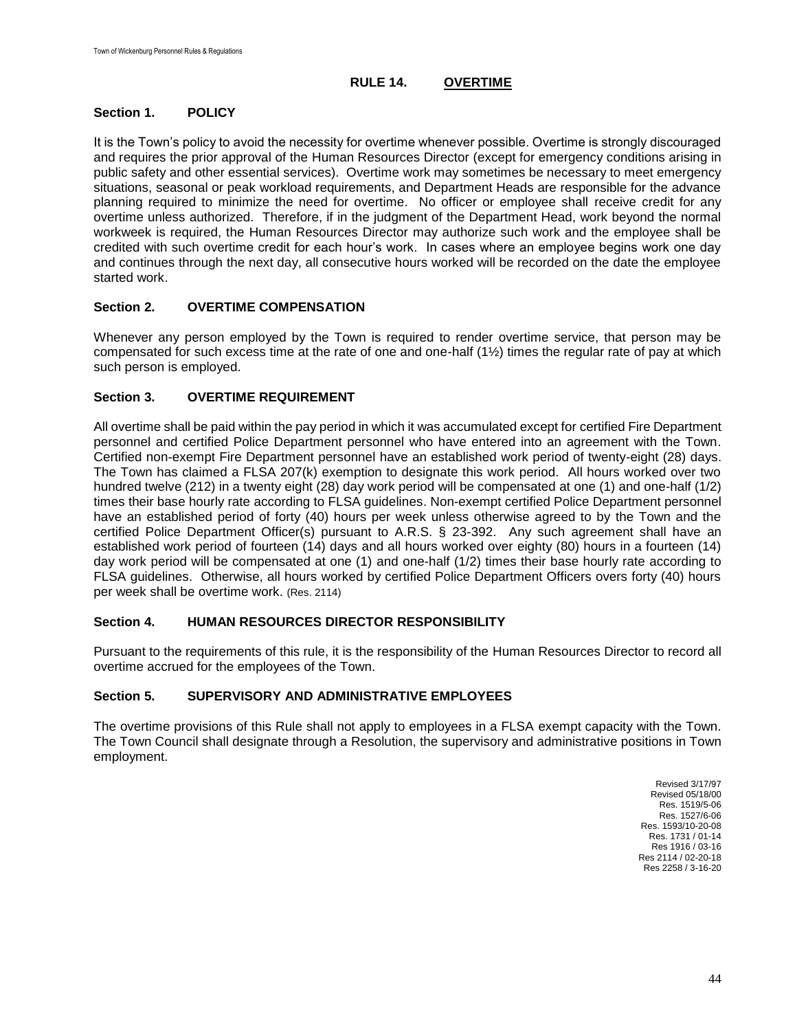# RULE 14. OVERTIME

## Section 1. POLICY

It is the Town's policy to avoid the necessity for overtime whenever possible. Overtime is strongly discouraged and requires the prior approval of the Human Resources Director (except for emergency conditions arising in public safety and other essential services). Overtime work may sometimes be necessary to meet emergency situations, seasonal or peak workload requirements, and Department Heads are responsible for the advance planning required to minimize the need for overtime. No officer or employee shall receive credit for any overtime unless authorized. Therefore, if in the judgment of the Department Head, work beyond the normal workweek is required, the Human Resources Director may authorize such work and the employee shall be credited with such overtime credit for each hour's work. In cases where an employee begins work one day and continues through the next day, all consecutive hours worked will be recorded on the date the employee started work.

## Section 2. OVERTIME COMPENSATION

Whenever any person employed by the Town is required to render overtime service, that person may be compensated for such excess time at the rate of one and one-half (1½) times the regular rate of pay at which such person is employed.

## Section 3. OVERTIME REQUIREMENT

All overtime shall be paid within the pay period in which it was accumulated except for certified Fire Department personnel and certified Police Department personnel who have entered into an agreement with the Town. Certified non-exempt Fire Department personnel have an established work period of twenty-eight (28) days. The Town has claimed a FLSA 207(k) exemption to designate this work period. All hours worked over two hundred twelve (212) in a twenty eight (28) day work period will be compensated at one (1) and one-half (1/2) times their base hourly rate according to FLSA guidelines. Non-exempt certified Police Department personnel have an established period of forty (40) hours per week unless otherwise agreed to by the Town and the certified Police Department Officer(s) pursuant to A.R.S. § 23-392. Any such agreement shall have an established work period of fourteen (14) days and all hours worked over eighty (80) hours in a fourteen (14) day work period will be compensated at one (1) and one-half (1/2) times their base hourly rate according to FLSA guidelines. Otherwise, all hours worked by certified Police Department Officers overs forty (40) hours per week shall be overtime work. (Res. 2114)

## Section 4. HUMAN RESOURCES DIRECTOR RESPONSIBILITY

Pursuant to the requirements of this rule, it is the responsibility of the Human Resources Director to record all overtime accrued for the employees of the Town.

## Section 5. SUPERVISORY AND ADMINISTRATIVE EMPLOYEES

The overtime provisions of this Rule shall not apply to employees in a FLSA exempt capacity with the Town. The Town Council shall designate through a Resolution, the supervisory and administrative positions in Town employment.

Revised 3/17/97
Revised 05/18/00
Res. 1519/5-06
Res. 1527/6-06
Res. 1593/10-20-08
Res. 1731 / 01-14
Res 1916 / 03-16
Res 2114 / 02-20-18
Res 2258 / 3-16-20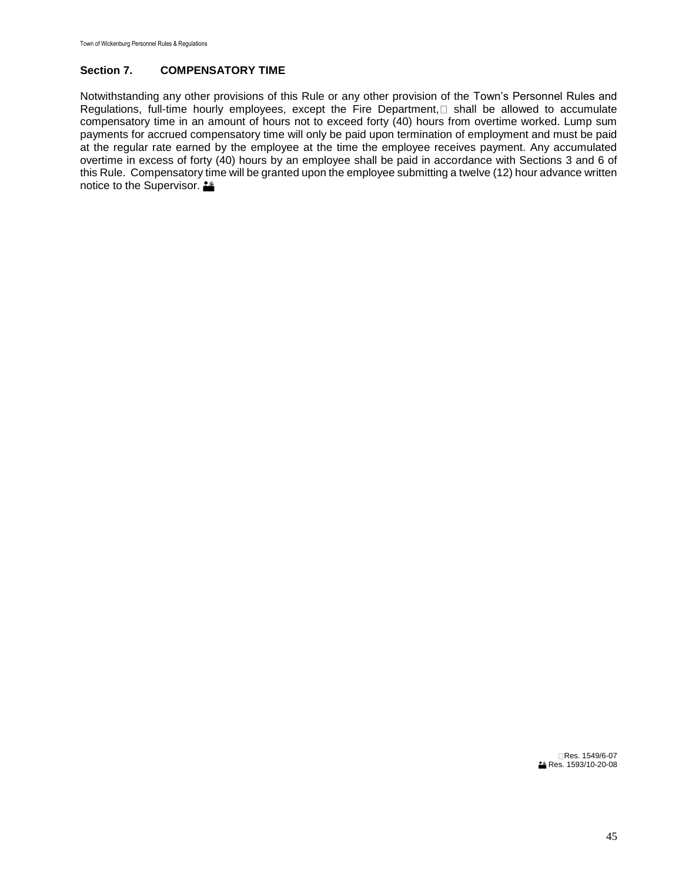## Section 7. COMPENSATORY TIME

Notwithstanding any other provisions of this Rule or any other provision of the Town's Personnel Rules and Regulations, full-time hourly employees, except the Fire Department, shall be allowed to accumulate compensatory time in an amount of hours not to exceed forty (40) hours from overtime worked. Lump sum payments for accrued compensatory time will only be paid upon termination of employment and must be paid at the regular rate earned by the employee at the time the employee receives payment. Any accumulated overtime in excess of forty (40) hours by an employee shall be paid in accordance with Sections 3 and 6 of this Rule. Compensatory time will be granted upon the employee submitting a twelve (12) hour advance written notice to the Supervisor.

Res. 1549/6-07
Res. 1593/10-20-08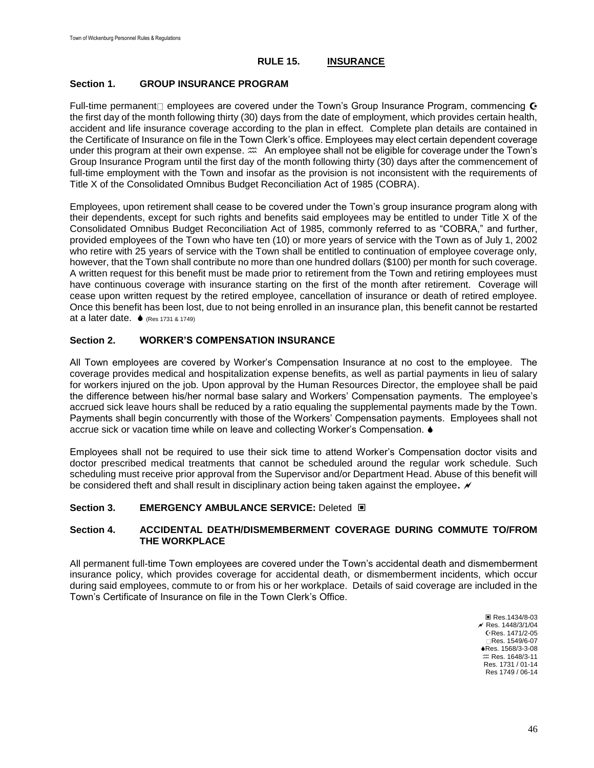## RULE 15. INSURANCE

### Section 1. GROUP INSURANCE PROGRAM

Full-time permanent□ employees are covered under the Town's Group Insurance Program, commencing ☪ the first day of the month following thirty (30) days from the date of employment, which provides certain health, accident and life insurance coverage according to the plan in effect. Complete plan details are contained in the Certificate of Insurance on file in the Town Clerk's office. Employees may elect certain dependent coverage under this program at their own expense. ♒ An employee shall not be eligible for coverage under the Town's Group Insurance Program until the first day of the month following thirty (30) days after the commencement of full-time employment with the Town and insofar as the provision is not inconsistent with the requirements of Title X of the Consolidated Omnibus Budget Reconciliation Act of 1985 (COBRA).

Employees, upon retirement shall cease to be covered under the Town's group insurance program along with their dependents, except for such rights and benefits said employees may be entitled to under Title X of the Consolidated Omnibus Budget Reconciliation Act of 1985, commonly referred to as "COBRA," and further, provided employees of the Town who have ten (10) or more years of service with the Town as of July 1, 2002 who retire with 25 years of service with the Town shall be entitled to continuation of employee coverage only, however, that the Town shall contribute no more than one hundred dollars ($100) per month for such coverage. A written request for this benefit must be made prior to retirement from the Town and retiring employees must have continuous coverage with insurance starting on the first of the month after retirement. Coverage will cease upon written request by the retired employee, cancellation of insurance or death of retired employee. Once this benefit has been lost, due to not being enrolled in an insurance plan, this benefit cannot be restarted at a later date. ♠ (Res 1731 & 1749)

### Section 2. WORKER'S COMPENSATION INSURANCE

All Town employees are covered by Worker's Compensation Insurance at no cost to the employee. The coverage provides medical and hospitalization expense benefits, as well as partial payments in lieu of salary for workers injured on the job. Upon approval by the Human Resources Director, the employee shall be paid the difference between his/her normal base salary and Workers' Compensation payments. The employee's accrued sick leave hours shall be reduced by a ratio equaling the supplemental payments made by the Town. Payments shall begin concurrently with those of the Workers' Compensation payments. Employees shall not accrue sick or vacation time while on leave and collecting Worker's Compensation. ♠

Employees shall not be required to use their sick time to attend Worker's Compensation doctor visits and doctor prescribed medical treatments that cannot be scheduled around the regular work schedule. Such scheduling must receive prior approval from the Supervisor and/or Department Head. Abuse of this benefit will be considered theft and shall result in disciplinary action being taken against the employee. ≁

### Section 3. EMERGENCY AMBULANCE SERVICE: Deleted ▣

### Section 4. ACCIDENTAL DEATH/DISMEMBERMENT COVERAGE DURING COMMUTE TO/FROM THE WORKPLACE

All permanent full-time Town employees are covered under the Town's accidental death and dismemberment insurance policy, which provides coverage for accidental death, or dismemberment incidents, which occur during said employees, commute to or from his or her workplace. Details of said coverage are included in the Town's Certificate of Insurance on file in the Town Clerk's Office.

▣ Res.1434/8-03
≁ Res. 1448/3/1/04
☪ Res. 1471/2-05
□ Res. 1549/6-07
♠ Res. 1568/3-3-08
♒ Res. 1648/3-11
Res. 1731 / 01-14
Res 1749 / 06-14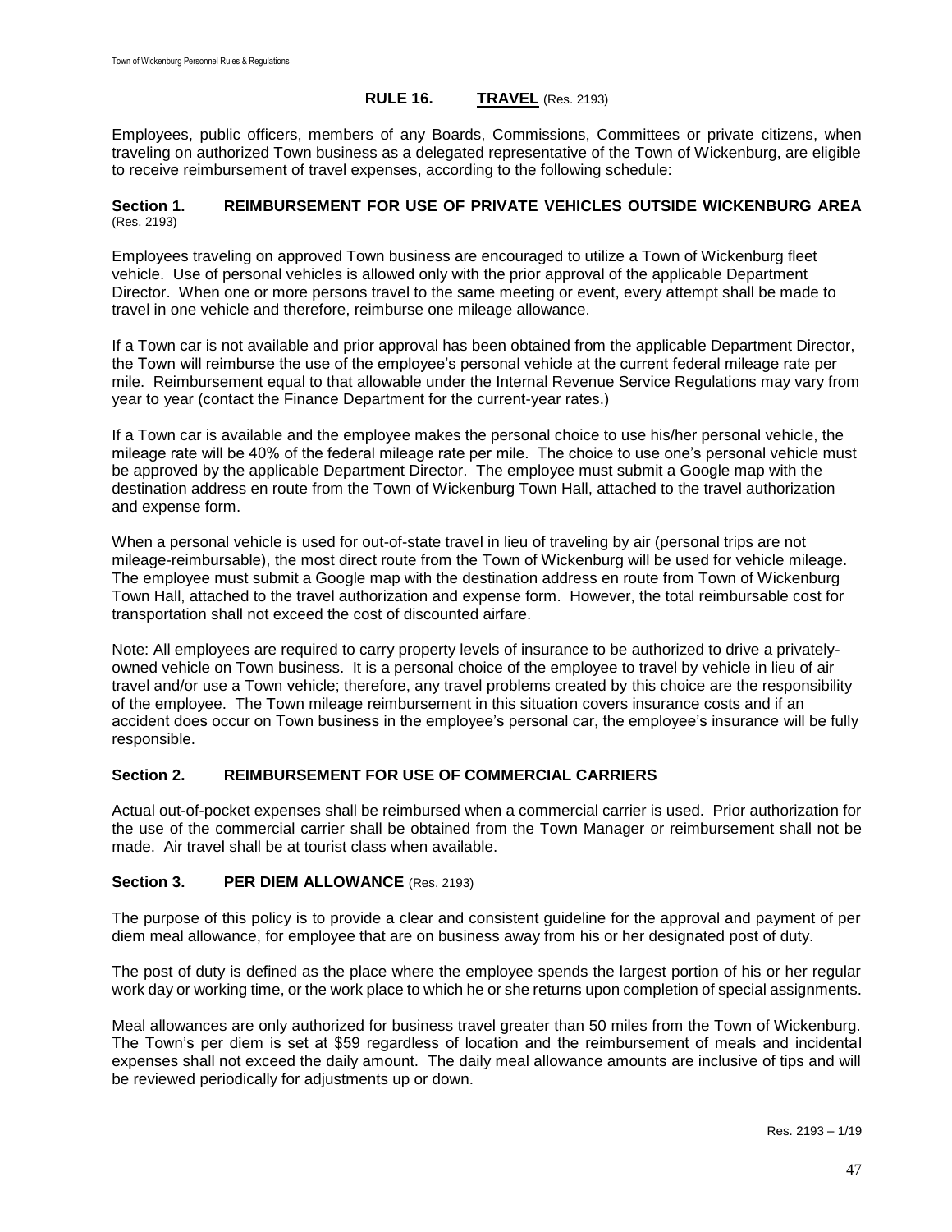## RULE 16. TRAVEL (Res. 2193)

Employees, public officers, members of any Boards, Commissions, Committees or private citizens, when traveling on authorized Town business as a delegated representative of the Town of Wickenburg, are eligible to receive reimbursement of travel expenses, according to the following schedule:

### Section 1. REIMBURSEMENT FOR USE OF PRIVATE VEHICLES OUTSIDE WICKENBURG AREA (Res. 2193)

Employees traveling on approved Town business are encouraged to utilize a Town of Wickenburg fleet vehicle. Use of personal vehicles is allowed only with the prior approval of the applicable Department Director. When one or more persons travel to the same meeting or event, every attempt shall be made to travel in one vehicle and therefore, reimburse one mileage allowance.

If a Town car is not available and prior approval has been obtained from the applicable Department Director, the Town will reimburse the use of the employee's personal vehicle at the current federal mileage rate per mile. Reimbursement equal to that allowable under the Internal Revenue Service Regulations may vary from year to year (contact the Finance Department for the current-year rates.)

If a Town car is available and the employee makes the personal choice to use his/her personal vehicle, the mileage rate will be 40% of the federal mileage rate per mile. The choice to use one's personal vehicle must be approved by the applicable Department Director. The employee must submit a Google map with the destination address en route from the Town of Wickenburg Town Hall, attached to the travel authorization and expense form.

When a personal vehicle is used for out-of-state travel in lieu of traveling by air (personal trips are not mileage-reimbursable), the most direct route from the Town of Wickenburg will be used for vehicle mileage. The employee must submit a Google map with the destination address en route from Town of Wickenburg Town Hall, attached to the travel authorization and expense form. However, the total reimbursable cost for transportation shall not exceed the cost of discounted airfare.

Note: All employees are required to carry property levels of insurance to be authorized to drive a privately-owned vehicle on Town business. It is a personal choice of the employee to travel by vehicle in lieu of air travel and/or use a Town vehicle; therefore, any travel problems created by this choice are the responsibility of the employee. The Town mileage reimbursement in this situation covers insurance costs and if an accident does occur on Town business in the employee's personal car, the employee's insurance will be fully responsible.

### Section 2. REIMBURSEMENT FOR USE OF COMMERCIAL CARRIERS

Actual out-of-pocket expenses shall be reimbursed when a commercial carrier is used. Prior authorization for the use of the commercial carrier shall be obtained from the Town Manager or reimbursement shall not be made. Air travel shall be at tourist class when available.

### Section 3. PER DIEM ALLOWANCE (Res. 2193)

The purpose of this policy is to provide a clear and consistent guideline for the approval and payment of per diem meal allowance, for employee that are on business away from his or her designated post of duty.

The post of duty is defined as the place where the employee spends the largest portion of his or her regular work day or working time, or the work place to which he or she returns upon completion of special assignments.

Meal allowances are only authorized for business travel greater than 50 miles from the Town of Wickenburg. The Town's per diem is set at $59 regardless of location and the reimbursement of meals and incidental expenses shall not exceed the daily amount. The daily meal allowance amounts are inclusive of tips and will be reviewed periodically for adjustments up or down.

Res. 2193 – 1/19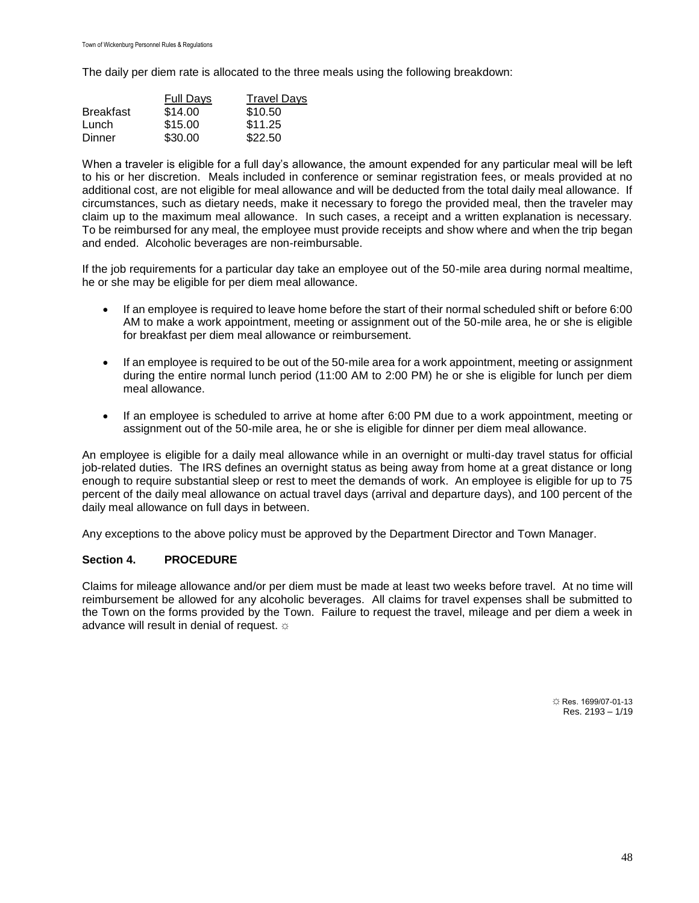The daily per diem rate is allocated to the three meals using the following breakdown:

| | Full Days | Travel Days |
|---|---|---|
| Breakfast | $14.00 | $10.50 |
| Lunch | $15.00 | $11.25 |
| Dinner | $30.00 | $22.50 |

When a traveler is eligible for a full day's allowance, the amount expended for any particular meal will be left to his or her discretion. Meals included in conference or seminar registration fees, or meals provided at no additional cost, are not eligible for meal allowance and will be deducted from the total daily meal allowance. If circumstances, such as dietary needs, make it necessary to forego the provided meal, then the traveler may claim up to the maximum meal allowance. In such cases, a receipt and a written explanation is necessary. To be reimbursed for any meal, the employee must provide receipts and show where and when the trip began and ended. Alcoholic beverages are non-reimbursable.

If the job requirements for a particular day take an employee out of the 50-mile area during normal mealtime, he or she may be eligible for per diem meal allowance.

- If an employee is required to leave home before the start of their normal scheduled shift or before 6:00 AM to make a work appointment, meeting or assignment out of the 50-mile area, he or she is eligible for breakfast per diem meal allowance or reimbursement.
- If an employee is required to be out of the 50-mile area for a work appointment, meeting or assignment during the entire normal lunch period (11:00 AM to 2:00 PM) he or she is eligible for lunch per diem meal allowance.
- If an employee is scheduled to arrive at home after 6:00 PM due to a work appointment, meeting or assignment out of the 50-mile area, he or she is eligible for dinner per diem meal allowance.

An employee is eligible for a daily meal allowance while in an overnight or multi-day travel status for official job-related duties. The IRS defines an overnight status as being away from home at a great distance or long enough to require substantial sleep or rest to meet the demands of work. An employee is eligible for up to 75 percent of the daily meal allowance on actual travel days (arrival and departure days), and 100 percent of the daily meal allowance on full days in between.

Any exceptions to the above policy must be approved by the Department Director and Town Manager.

### Section 4. PROCEDURE

Claims for mileage allowance and/or per diem must be made at least two weeks before travel. At no time will reimbursement be allowed for any alcoholic beverages. All claims for travel expenses shall be submitted to the Town on the forms provided by the Town. Failure to request the travel, mileage and per diem a week in advance will result in denial of request. ☼

☼ Res. 1699/07-01-13
Res. 2193 – 1/19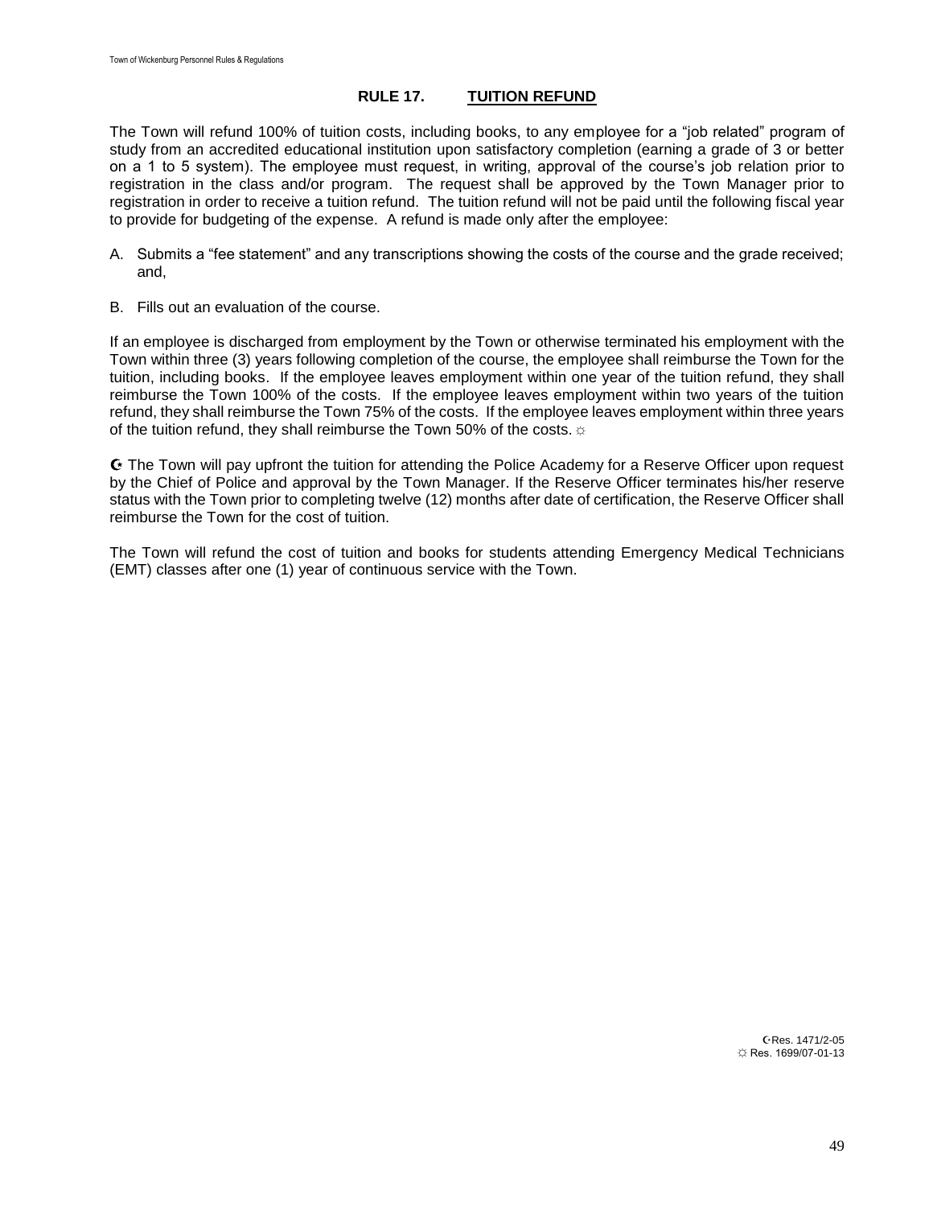## RULE 17. TUITION REFUND

The Town will refund 100% of tuition costs, including books, to any employee for a “job related” program of study from an accredited educational institution upon satisfactory completion (earning a grade of 3 or better on a 1 to 5 system). The employee must request, in writing, approval of the course’s job relation prior to registration in the class and/or program. The request shall be approved by the Town Manager prior to registration in order to receive a tuition refund. The tuition refund will not be paid until the following fiscal year to provide for budgeting of the expense. A refund is made only after the employee:

A. Submits a “fee statement” and any transcriptions showing the costs of the course and the grade received; and,

B. Fills out an evaluation of the course.

If an employee is discharged from employment by the Town or otherwise terminated his employment with the Town within three (3) years following completion of the course, the employee shall reimburse the Town for the tuition, including books. If the employee leaves employment within one year of the tuition refund, they shall reimburse the Town 100% of the costs. If the employee leaves employment within two years of the tuition refund, they shall reimburse the Town 75% of the costs. If the employee leaves employment within three years of the tuition refund, they shall reimburse the Town 50% of the costs. ☼

☪ The Town will pay upfront the tuition for attending the Police Academy for a Reserve Officer upon request by the Chief of Police and approval by the Town Manager. If the Reserve Officer terminates his/her reserve status with the Town prior to completing twelve (12) months after date of certification, the Reserve Officer shall reimburse the Town for the cost of tuition.

The Town will refund the cost of tuition and books for students attending Emergency Medical Technicians (EMT) classes after one (1) year of continuous service with the Town.

☪ Res. 1471/2-05
☼ Res. 1699/07-01-13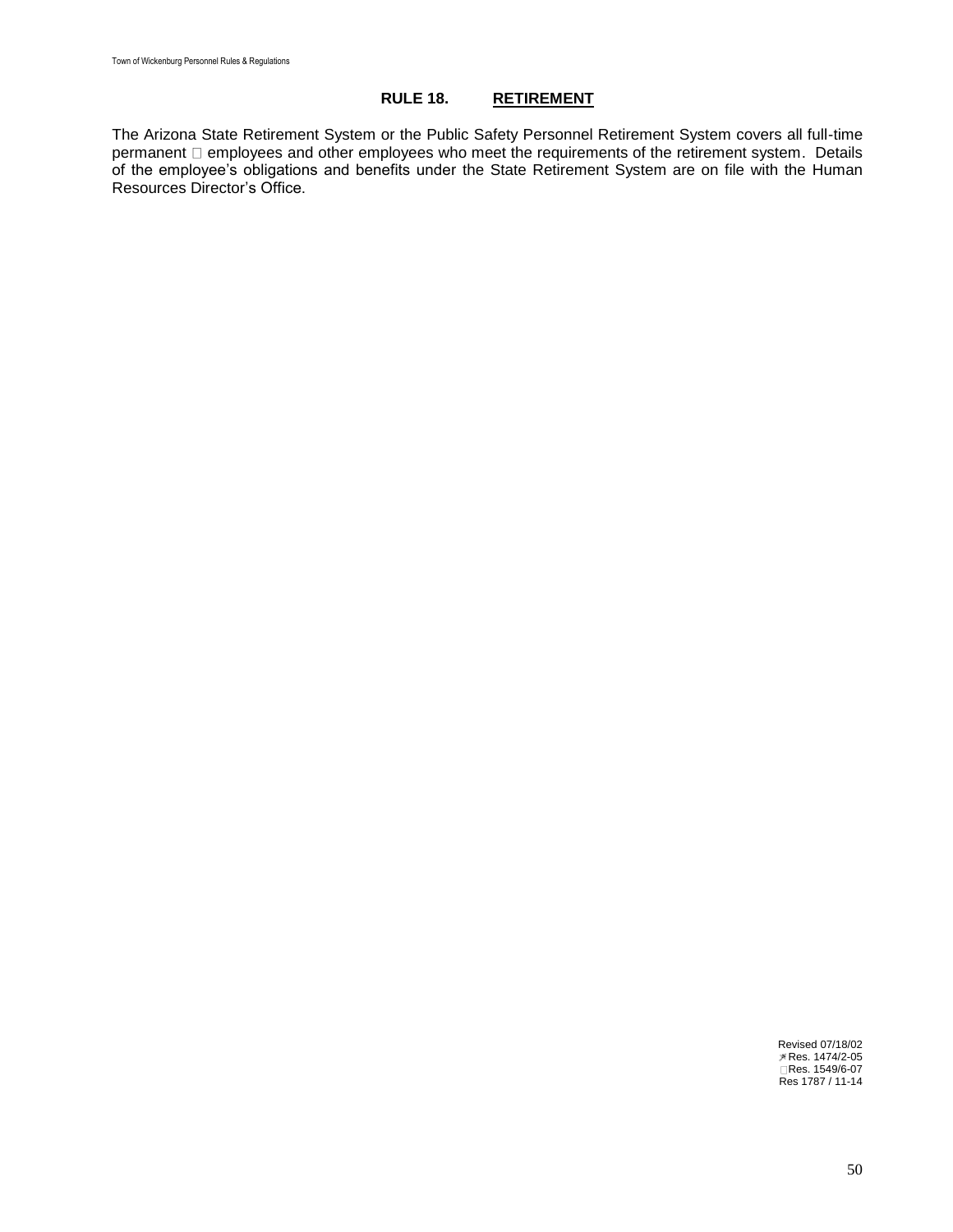## RULE 18. RETIREMENT

The Arizona State Retirement System or the Public Safety Personnel Retirement System covers all full-time permanent  employees and other employees who meet the requirements of the retirement system. Details of the employee's obligations and benefits under the State Retirement System are on file with the Human Resources Director's Office.

Revised 07/18/02
Res. 1474/2-05
Res. 1549/6-07
Res 1787 / 11-14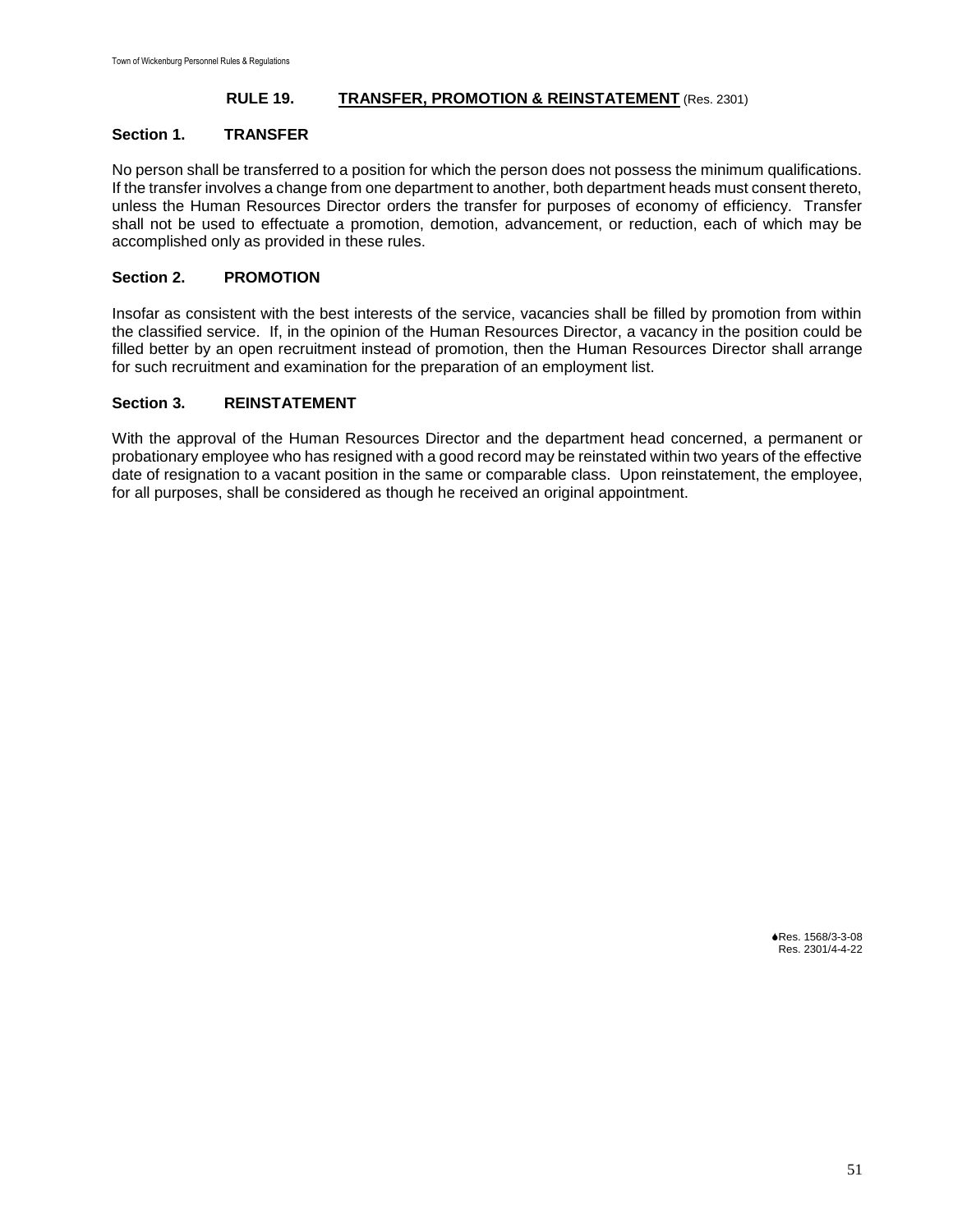# RULE 19. TRANSFER, PROMOTION & REINSTATEMENT (Res. 2301)

## Section 1. TRANSFER

No person shall be transferred to a position for which the person does not possess the minimum qualifications. If the transfer involves a change from one department to another, both department heads must consent thereto, unless the Human Resources Director orders the transfer for purposes of economy of efficiency. Transfer shall not be used to effectuate a promotion, demotion, advancement, or reduction, each of which may be accomplished only as provided in these rules.

## Section 2. PROMOTION

Insofar as consistent with the best interests of the service, vacancies shall be filled by promotion from within the classified service. If, in the opinion of the Human Resources Director, a vacancy in the position could be filled better by an open recruitment instead of promotion, then the Human Resources Director shall arrange for such recruitment and examination for the preparation of an employment list.

## Section 3. REINSTATEMENT

With the approval of the Human Resources Director and the department head concerned, a permanent or probationary employee who has resigned with a good record may be reinstated within two years of the effective date of resignation to a vacant position in the same or comparable class. Upon reinstatement, the employee, for all purposes, shall be considered as though he received an original appointment.

♠Res. 1568/3-3-08
Res. 2301/4-4-22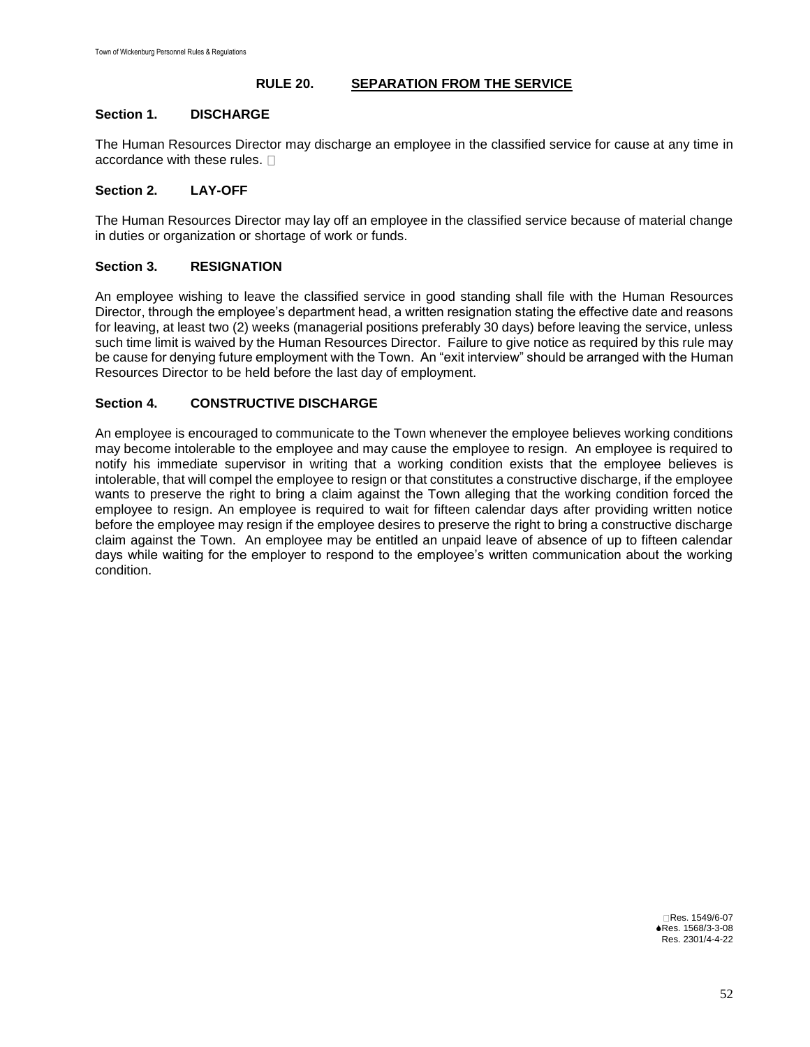# RULE 20. SEPARATION FROM THE SERVICE

## Section 1. DISCHARGE

The Human Resources Director may discharge an employee in the classified service for cause at any time in accordance with these rules. 

## Section 2. LAY-OFF

The Human Resources Director may lay off an employee in the classified service because of material change in duties or organization or shortage of work or funds.

## Section 3. RESIGNATION

An employee wishing to leave the classified service in good standing shall file with the Human Resources Director, through the employee's department head, a written resignation stating the effective date and reasons for leaving, at least two (2) weeks (managerial positions preferably 30 days) before leaving the service, unless such time limit is waived by the Human Resources Director. Failure to give notice as required by this rule may be cause for denying future employment with the Town. An "exit interview" should be arranged with the Human Resources Director to be held before the last day of employment.

## Section 4. CONSTRUCTIVE DISCHARGE

An employee is encouraged to communicate to the Town whenever the employee believes working conditions may become intolerable to the employee and may cause the employee to resign. An employee is required to notify his immediate supervisor in writing that a working condition exists that the employee believes is intolerable, that will compel the employee to resign or that constitutes a constructive discharge, if the employee wants to preserve the right to bring a claim against the Town alleging that the working condition forced the employee to resign. An employee is required to wait for fifteen calendar days after providing written notice before the employee may resign if the employee desires to preserve the right to bring a constructive discharge claim against the Town. An employee may be entitled an unpaid leave of absence of up to fifteen calendar days while waiting for the employer to respond to the employee's written communication about the working condition.

Res. 1549/6-07
♦Res. 1568/3-3-08
Res. 2301/4-4-22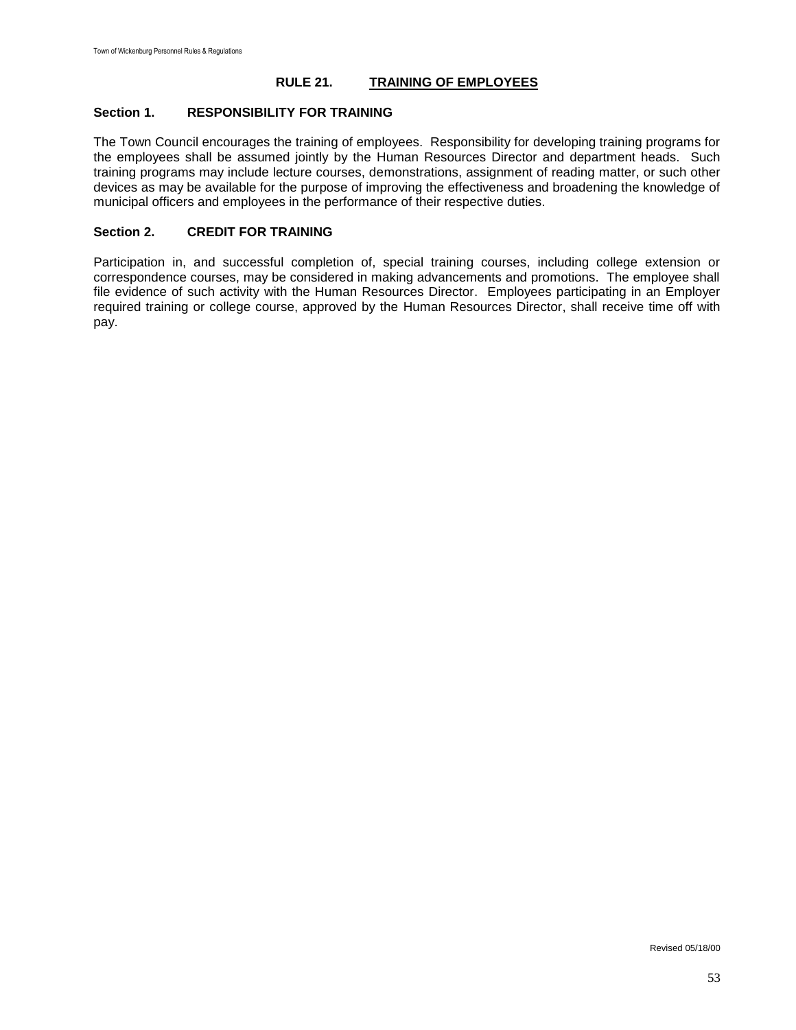## RULE 21. TRAINING OF EMPLOYEES

### Section 1. RESPONSIBILITY FOR TRAINING

The Town Council encourages the training of employees. Responsibility for developing training programs for the employees shall be assumed jointly by the Human Resources Director and department heads. Such training programs may include lecture courses, demonstrations, assignment of reading matter, or such other devices as may be available for the purpose of improving the effectiveness and broadening the knowledge of municipal officers and employees in the performance of their respective duties.

### Section 2. CREDIT FOR TRAINING

Participation in, and successful completion of, special training courses, including college extension or correspondence courses, may be considered in making advancements and promotions. The employee shall file evidence of such activity with the Human Resources Director. Employees participating in an Employer required training or college course, approved by the Human Resources Director, shall receive time off with pay.

Revised 05/18/00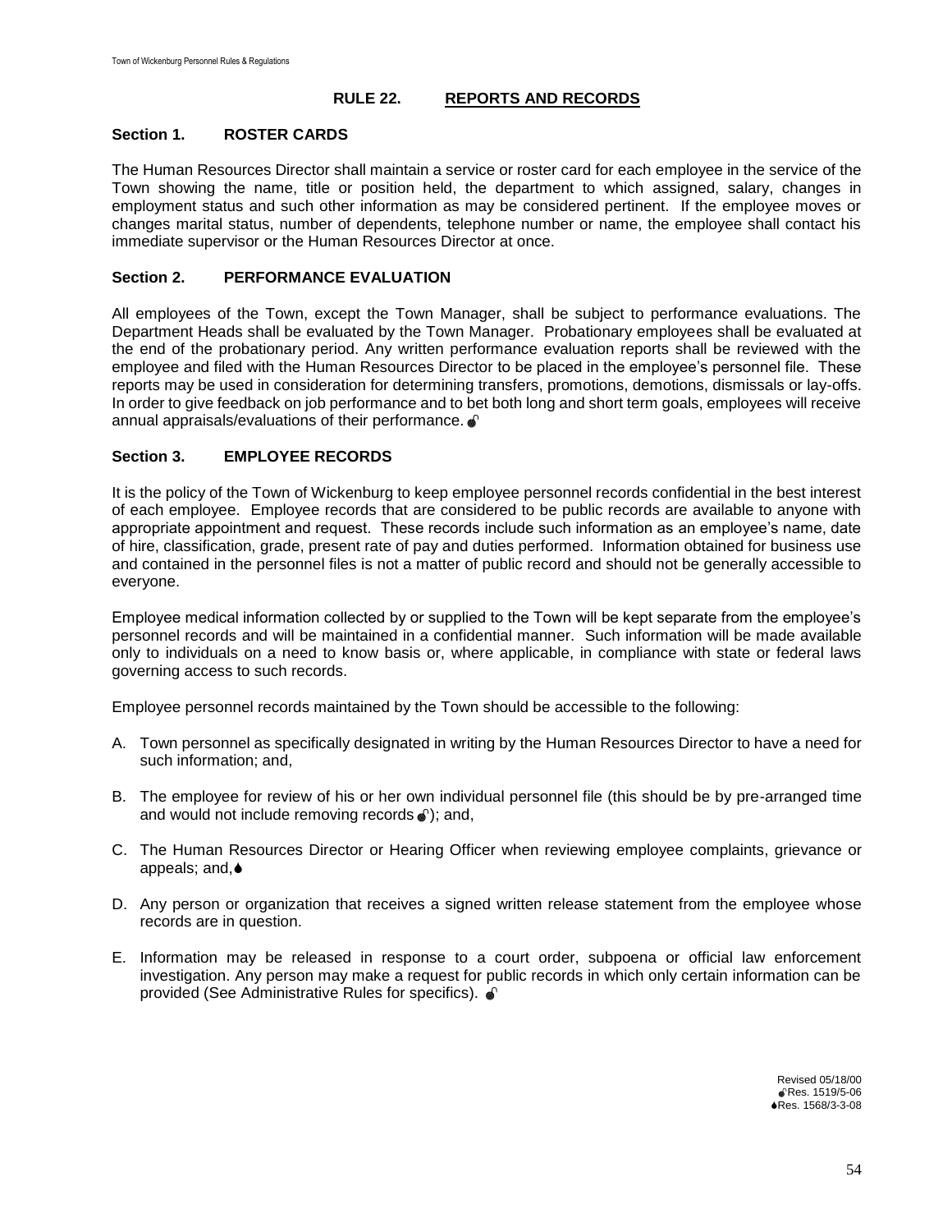## RULE 22. REPORTS AND RECORDS

### Section 1. ROSTER CARDS

The Human Resources Director shall maintain a service or roster card for each employee in the service of the Town showing the name, title or position held, the department to which assigned, salary, changes in employment status and such other information as may be considered pertinent. If the employee moves or changes marital status, number of dependents, telephone number or name, the employee shall contact his immediate supervisor or the Human Resources Director at once.

### Section 2. PERFORMANCE EVALUATION

All employees of the Town, except the Town Manager, shall be subject to performance evaluations. The Department Heads shall be evaluated by the Town Manager. Probationary employees shall be evaluated at the end of the probationary period. Any written performance evaluation reports shall be reviewed with the employee and filed with the Human Resources Director to be placed in the employee's personnel file. These reports may be used in consideration for determining transfers, promotions, demotions, dismissals or lay-offs. In order to give feedback on job performance and to bet both long and short term goals, employees will receive annual appraisals/evaluations of their performance. 🖝

### Section 3. EMPLOYEE RECORDS

It is the policy of the Town of Wickenburg to keep employee personnel records confidential in the best interest of each employee. Employee records that are considered to be public records are available to anyone with appropriate appointment and request. These records include such information as an employee's name, date of hire, classification, grade, present rate of pay and duties performed. Information obtained for business use and contained in the personnel files is not a matter of public record and should not be generally accessible to everyone.

Employee medical information collected by or supplied to the Town will be kept separate from the employee's personnel records and will be maintained in a confidential manner. Such information will be made available only to individuals on a need to know basis or, where applicable, in compliance with state or federal laws governing access to such records.

Employee personnel records maintained by the Town should be accessible to the following:

A. Town personnel as specifically designated in writing by the Human Resources Director to have a need for such information; and,

B. The employee for review of his or her own individual personnel file (this should be by pre-arranged time and would not include removing records 🖝); and,

C. The Human Resources Director or Hearing Officer when reviewing employee complaints, grievance or appeals; and,♠

D. Any person or organization that receives a signed written release statement from the employee whose records are in question.

E. Information may be released in response to a court order, subpoena or official law enforcement investigation. Any person may make a request for public records in which only certain information can be provided (See Administrative Rules for specifics). 🖝

Revised 05/18/00
🖝Res. 1519/5-06
♠Res. 1568/3-3-08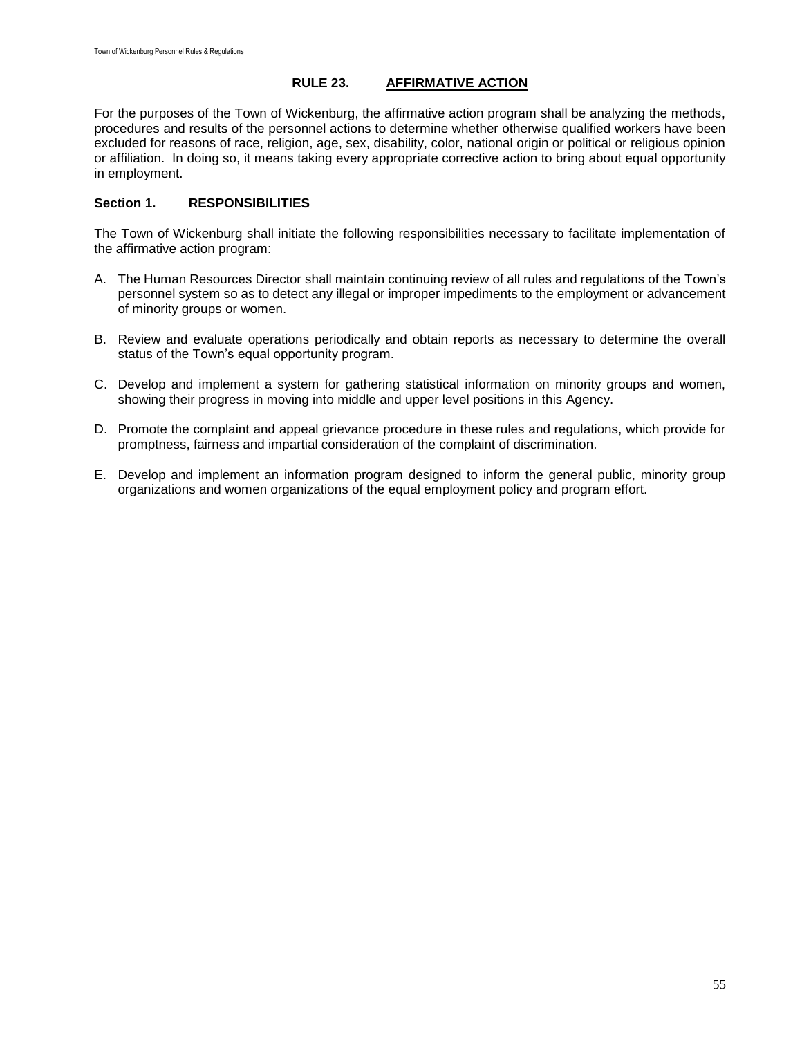## RULE 23. AFFIRMATIVE ACTION

For the purposes of the Town of Wickenburg, the affirmative action program shall be analyzing the methods, procedures and results of the personnel actions to determine whether otherwise qualified workers have been excluded for reasons of race, religion, age, sex, disability, color, national origin or political or religious opinion or affiliation. In doing so, it means taking every appropriate corrective action to bring about equal opportunity in employment.

### Section 1. RESPONSIBILITIES

The Town of Wickenburg shall initiate the following responsibilities necessary to facilitate implementation of the affirmative action program:

A. The Human Resources Director shall maintain continuing review of all rules and regulations of the Town's personnel system so as to detect any illegal or improper impediments to the employment or advancement of minority groups or women.

B. Review and evaluate operations periodically and obtain reports as necessary to determine the overall status of the Town's equal opportunity program.

C. Develop and implement a system for gathering statistical information on minority groups and women, showing their progress in moving into middle and upper level positions in this Agency.

D. Promote the complaint and appeal grievance procedure in these rules and regulations, which provide for promptness, fairness and impartial consideration of the complaint of discrimination.

E. Develop and implement an information program designed to inform the general public, minority group organizations and women organizations of the equal employment policy and program effort.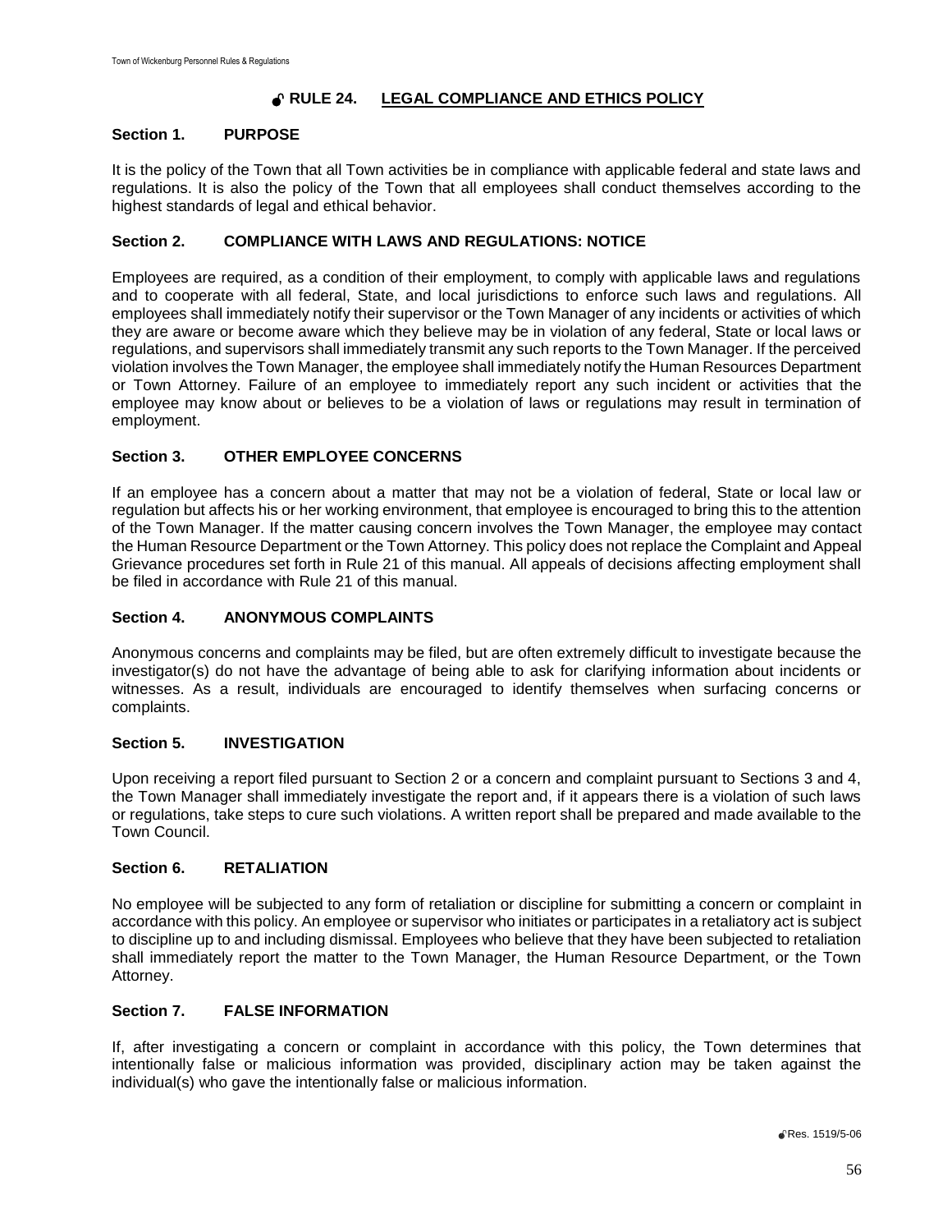## RULE 24. LEGAL COMPLIANCE AND ETHICS POLICY

### Section 1. PURPOSE

It is the policy of the Town that all Town activities be in compliance with applicable federal and state laws and regulations. It is also the policy of the Town that all employees shall conduct themselves according to the highest standards of legal and ethical behavior.

### Section 2. COMPLIANCE WITH LAWS AND REGULATIONS: NOTICE

Employees are required, as a condition of their employment, to comply with applicable laws and regulations and to cooperate with all federal, State, and local jurisdictions to enforce such laws and regulations. All employees shall immediately notify their supervisor or the Town Manager of any incidents or activities of which they are aware or become aware which they believe may be in violation of any federal, State or local laws or regulations, and supervisors shall immediately transmit any such reports to the Town Manager. If the perceived violation involves the Town Manager, the employee shall immediately notify the Human Resources Department or Town Attorney. Failure of an employee to immediately report any such incident or activities that the employee may know about or believes to be a violation of laws or regulations may result in termination of employment.

### Section 3. OTHER EMPLOYEE CONCERNS

If an employee has a concern about a matter that may not be a violation of federal, State or local law or regulation but affects his or her working environment, that employee is encouraged to bring this to the attention of the Town Manager. If the matter causing concern involves the Town Manager, the employee may contact the Human Resource Department or the Town Attorney. This policy does not replace the Complaint and Appeal Grievance procedures set forth in Rule 21 of this manual. All appeals of decisions affecting employment shall be filed in accordance with Rule 21 of this manual.

### Section 4. ANONYMOUS COMPLAINTS

Anonymous concerns and complaints may be filed, but are often extremely difficult to investigate because the investigator(s) do not have the advantage of being able to ask for clarifying information about incidents or witnesses. As a result, individuals are encouraged to identify themselves when surfacing concerns or complaints.

### Section 5. INVESTIGATION

Upon receiving a report filed pursuant to Section 2 or a concern and complaint pursuant to Sections 3 and 4, the Town Manager shall immediately investigate the report and, if it appears there is a violation of such laws or regulations, take steps to cure such violations. A written report shall be prepared and made available to the Town Council.

### Section 6. RETALIATION

No employee will be subjected to any form of retaliation or discipline for submitting a concern or complaint in accordance with this policy. An employee or supervisor who initiates or participates in a retaliatory act is subject to discipline up to and including dismissal. Employees who believe that they have been subjected to retaliation shall immediately report the matter to the Town Manager, the Human Resource Department, or the Town Attorney.

### Section 7. FALSE INFORMATION

If, after investigating a concern or complaint in accordance with this policy, the Town determines that intentionally false or malicious information was provided, disciplinary action may be taken against the individual(s) who gave the intentionally false or malicious information.

Res. 1519/5-06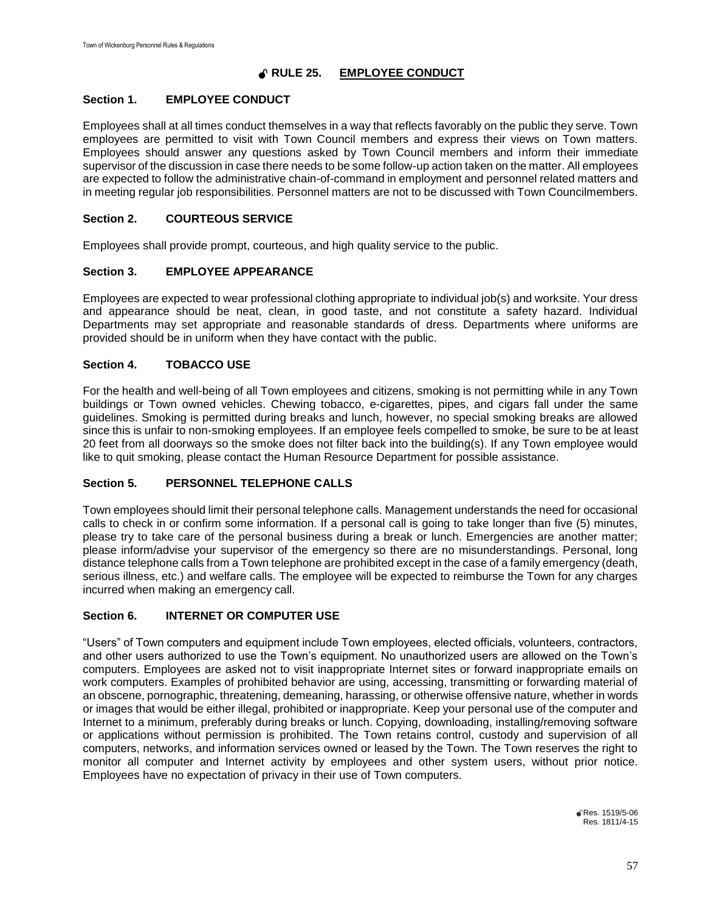## RULE 25. EMPLOYEE CONDUCT

### Section 1. EMPLOYEE CONDUCT

Employees shall at all times conduct themselves in a way that reflects favorably on the public they serve. Town employees are permitted to visit with Town Council members and express their views on Town matters. Employees should answer any questions asked by Town Council members and inform their immediate supervisor of the discussion in case there needs to be some follow-up action taken on the matter. All employees are expected to follow the administrative chain-of-command in employment and personnel related matters and in meeting regular job responsibilities. Personnel matters are not to be discussed with Town Councilmembers.

### Section 2. COURTEOUS SERVICE

Employees shall provide prompt, courteous, and high quality service to the public.

### Section 3. EMPLOYEE APPEARANCE

Employees are expected to wear professional clothing appropriate to individual job(s) and worksite. Your dress and appearance should be neat, clean, in good taste, and not constitute a safety hazard. Individual Departments may set appropriate and reasonable standards of dress. Departments where uniforms are provided should be in uniform when they have contact with the public.

### Section 4. TOBACCO USE

For the health and well-being of all Town employees and citizens, smoking is not permitting while in any Town buildings or Town owned vehicles. Chewing tobacco, e-cigarettes, pipes, and cigars fall under the same guidelines. Smoking is permitted during breaks and lunch, however, no special smoking breaks are allowed since this is unfair to non-smoking employees. If an employee feels compelled to smoke, be sure to be at least 20 feet from all doorways so the smoke does not filter back into the building(s). If any Town employee would like to quit smoking, please contact the Human Resource Department for possible assistance.

### Section 5. PERSONNEL TELEPHONE CALLS

Town employees should limit their personal telephone calls. Management understands the need for occasional calls to check in or confirm some information. If a personal call is going to take longer than five (5) minutes, please try to take care of the personal business during a break or lunch. Emergencies are another matter; please inform/advise your supervisor of the emergency so there are no misunderstandings. Personal, long distance telephone calls from a Town telephone are prohibited except in the case of a family emergency (death, serious illness, etc.) and welfare calls. The employee will be expected to reimburse the Town for any charges incurred when making an emergency call.

### Section 6. INTERNET OR COMPUTER USE

"Users" of Town computers and equipment include Town employees, elected officials, volunteers, contractors, and other users authorized to use the Town's equipment. No unauthorized users are allowed on the Town's computers. Employees are asked not to visit inappropriate Internet sites or forward inappropriate emails on work computers. Examples of prohibited behavior are using, accessing, transmitting or forwarding material of an obscene, pornographic, threatening, demeaning, harassing, or otherwise offensive nature, whether in words or images that would be either illegal, prohibited or inappropriate. Keep your personal use of the computer and Internet to a minimum, preferably during breaks or lunch. Copying, downloading, installing/removing software or applications without permission is prohibited. The Town retains control, custody and supervision of all computers, networks, and information services owned or leased by the Town. The Town reserves the right to monitor all computer and Internet activity by employees and other system users, without prior notice. Employees have no expectation of privacy in their use of Town computers.

Res. 1519/5-06
Res. 1811/4-15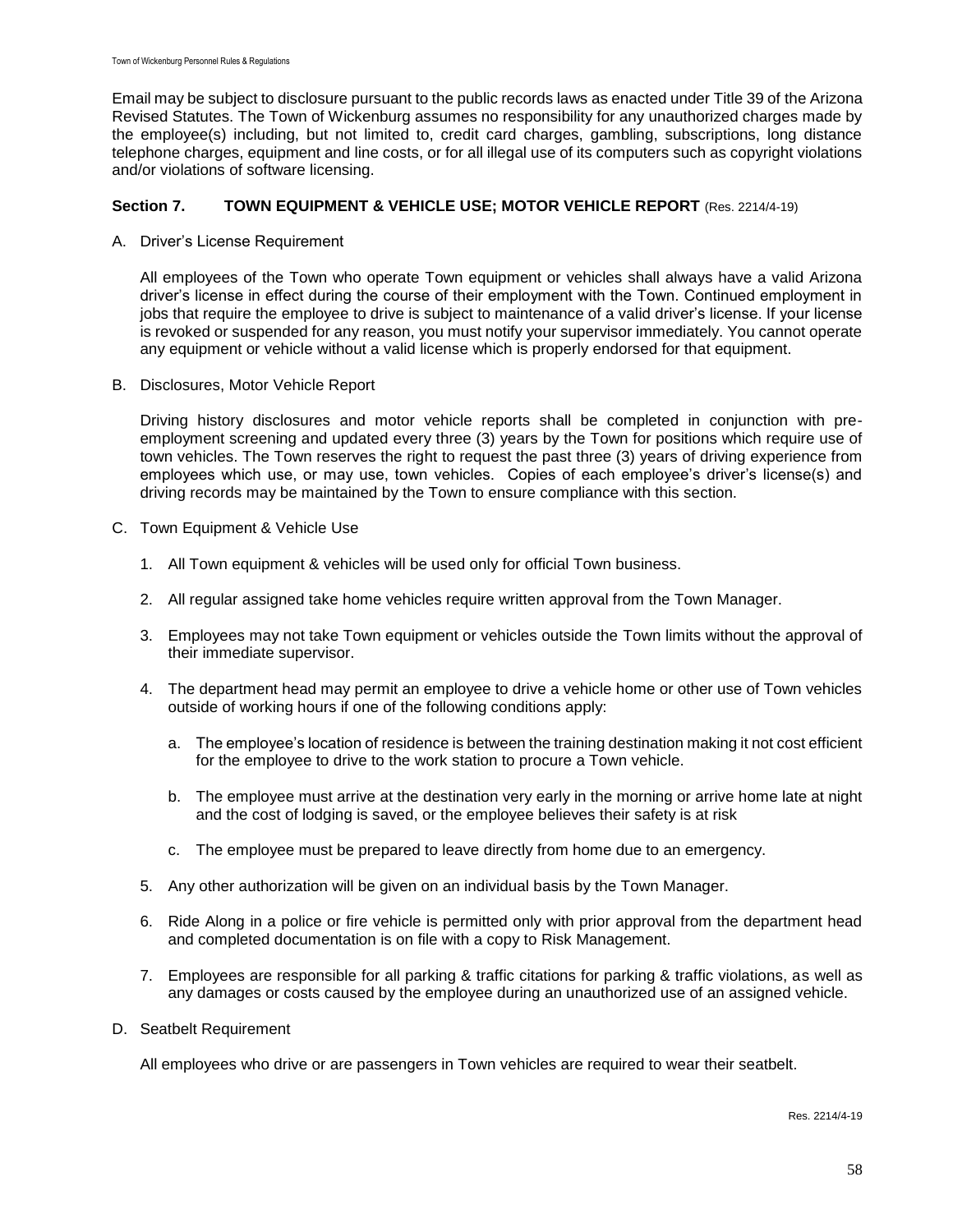Email may be subject to disclosure pursuant to the public records laws as enacted under Title 39 of the Arizona Revised Statutes. The Town of Wickenburg assumes no responsibility for any unauthorized charges made by the employee(s) including, but not limited to, credit card charges, gambling, subscriptions, long distance telephone charges, equipment and line costs, or for all illegal use of its computers such as copyright violations and/or violations of software licensing.

### Section 7. TOWN EQUIPMENT & VEHICLE USE; MOTOR VEHICLE REPORT (Res. 2214/4-19)

A. Driver's License Requirement

All employees of the Town who operate Town equipment or vehicles shall always have a valid Arizona driver's license in effect during the course of their employment with the Town. Continued employment in jobs that require the employee to drive is subject to maintenance of a valid driver's license. If your license is revoked or suspended for any reason, you must notify your supervisor immediately. You cannot operate any equipment or vehicle without a valid license which is properly endorsed for that equipment.

B. Disclosures, Motor Vehicle Report

Driving history disclosures and motor vehicle reports shall be completed in conjunction with pre-employment screening and updated every three (3) years by the Town for positions which require use of town vehicles. The Town reserves the right to request the past three (3) years of driving experience from employees which use, or may use, town vehicles. Copies of each employee's driver's license(s) and driving records may be maintained by the Town to ensure compliance with this section.

C. Town Equipment & Vehicle Use

1. All Town equipment & vehicles will be used only for official Town business.
2. All regular assigned take home vehicles require written approval from the Town Manager.
3. Employees may not take Town equipment or vehicles outside the Town limits without the approval of their immediate supervisor.
4. The department head may permit an employee to drive a vehicle home or other use of Town vehicles outside of working hours if one of the following conditions apply:
   a. The employee's location of residence is between the training destination making it not cost efficient for the employee to drive to the work station to procure a Town vehicle.
   b. The employee must arrive at the destination very early in the morning or arrive home late at night and the cost of lodging is saved, or the employee believes their safety is at risk
   c. The employee must be prepared to leave directly from home due to an emergency.
5. Any other authorization will be given on an individual basis by the Town Manager.
6. Ride Along in a police or fire vehicle is permitted only with prior approval from the department head and completed documentation is on file with a copy to Risk Management.
7. Employees are responsible for all parking & traffic citations for parking & traffic violations, as well as any damages or costs caused by the employee during an unauthorized use of an assigned vehicle.

D. Seatbelt Requirement

All employees who drive or are passengers in Town vehicles are required to wear their seatbelt.

Res. 2214/4-19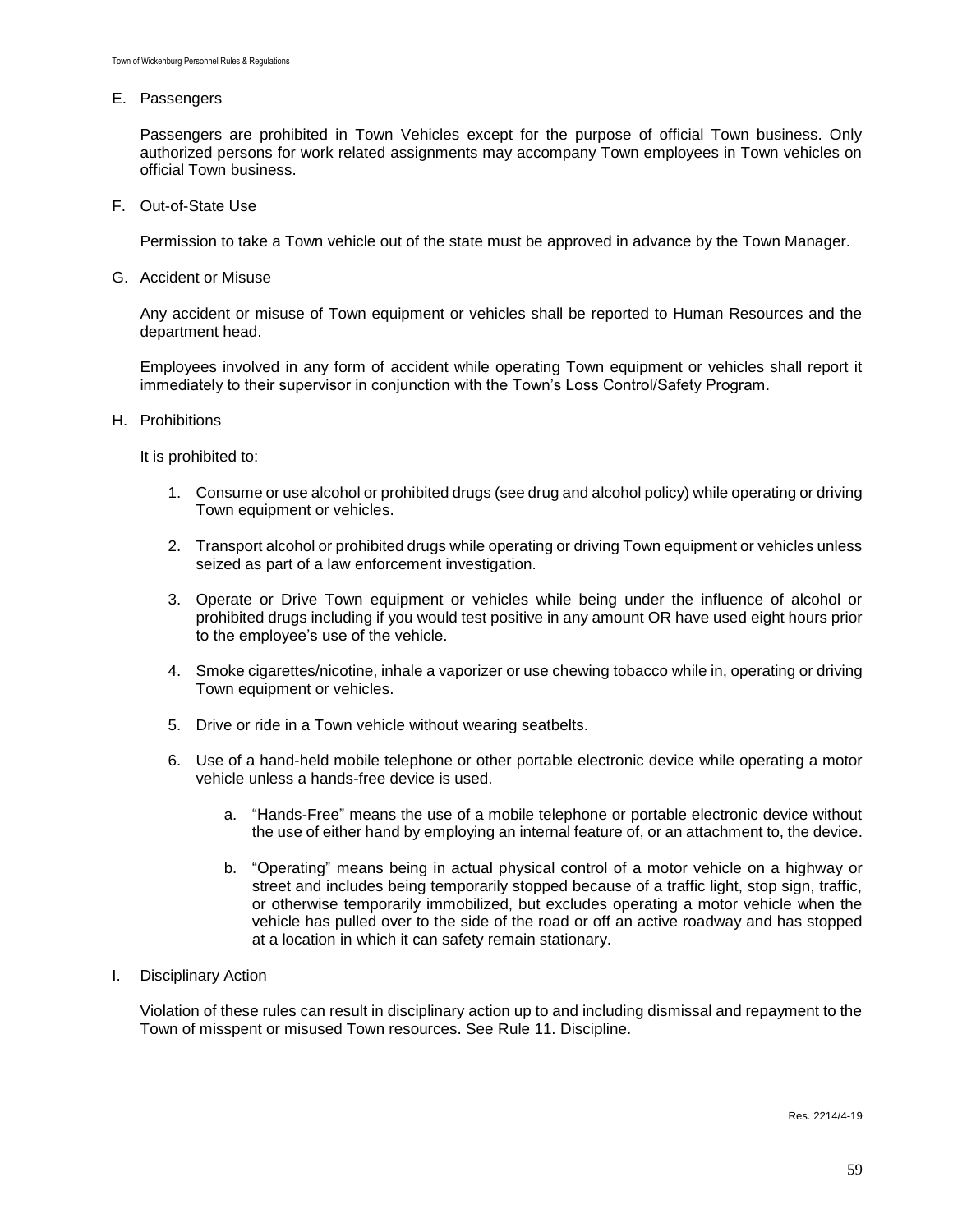E. Passengers

Passengers are prohibited in Town Vehicles except for the purpose of official Town business. Only authorized persons for work related assignments may accompany Town employees in Town vehicles on official Town business.

F. Out-of-State Use

Permission to take a Town vehicle out of the state must be approved in advance by the Town Manager.

G. Accident or Misuse

Any accident or misuse of Town equipment or vehicles shall be reported to Human Resources and the department head.

Employees involved in any form of accident while operating Town equipment or vehicles shall report it immediately to their supervisor in conjunction with the Town's Loss Control/Safety Program.

H. Prohibitions

It is prohibited to:

1. Consume or use alcohol or prohibited drugs (see drug and alcohol policy) while operating or driving Town equipment or vehicles.

2. Transport alcohol or prohibited drugs while operating or driving Town equipment or vehicles unless seized as part of a law enforcement investigation.

3. Operate or Drive Town equipment or vehicles while being under the influence of alcohol or prohibited drugs including if you would test positive in any amount OR have used eight hours prior to the employee's use of the vehicle.

4. Smoke cigarettes/nicotine, inhale a vaporizer or use chewing tobacco while in, operating or driving Town equipment or vehicles.

5. Drive or ride in a Town vehicle without wearing seatbelts.

6. Use of a hand-held mobile telephone or other portable electronic device while operating a motor vehicle unless a hands-free device is used.

   a. "Hands-Free" means the use of a mobile telephone or portable electronic device without the use of either hand by employing an internal feature of, or an attachment to, the device.

   b. "Operating" means being in actual physical control of a motor vehicle on a highway or street and includes being temporarily stopped because of a traffic light, stop sign, traffic, or otherwise temporarily immobilized, but excludes operating a motor vehicle when the vehicle has pulled over to the side of the road or off an active roadway and has stopped at a location in which it can safety remain stationary.

I. Disciplinary Action

Violation of these rules can result in disciplinary action up to and including dismissal and repayment to the Town of misspent or misused Town resources. See Rule 11. Discipline.

Res. 2214/4-19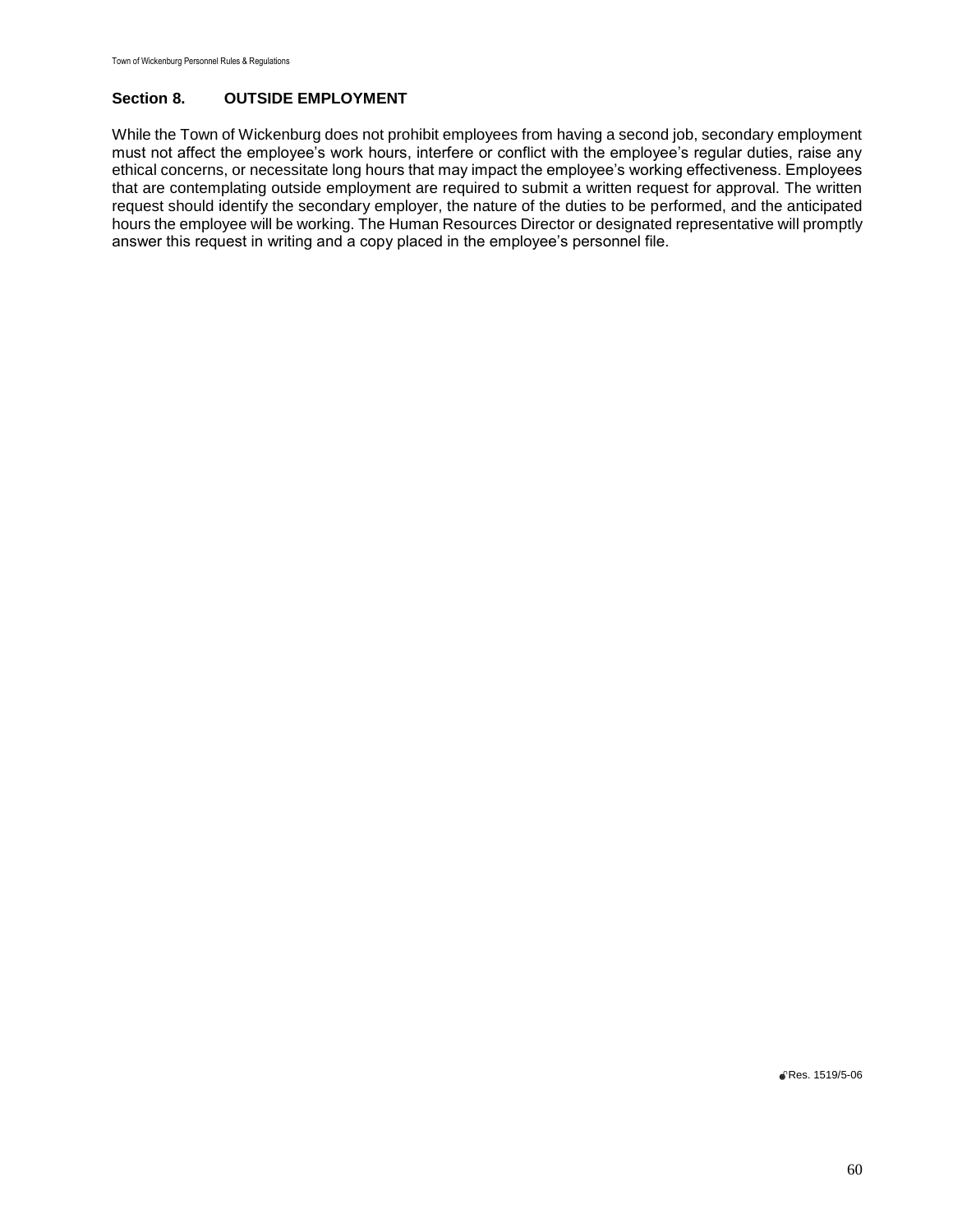## Section 8. OUTSIDE EMPLOYMENT

While the Town of Wickenburg does not prohibit employees from having a second job, secondary employment must not affect the employee's work hours, interfere or conflict with the employee's regular duties, raise any ethical concerns, or necessitate long hours that may impact the employee's working effectiveness. Employees that are contemplating outside employment are required to submit a written request for approval. The written request should identify the secondary employer, the nature of the duties to be performed, and the anticipated hours the employee will be working. The Human Resources Director or designated representative will promptly answer this request in writing and a copy placed in the employee's personnel file.

Res. 1519/5-06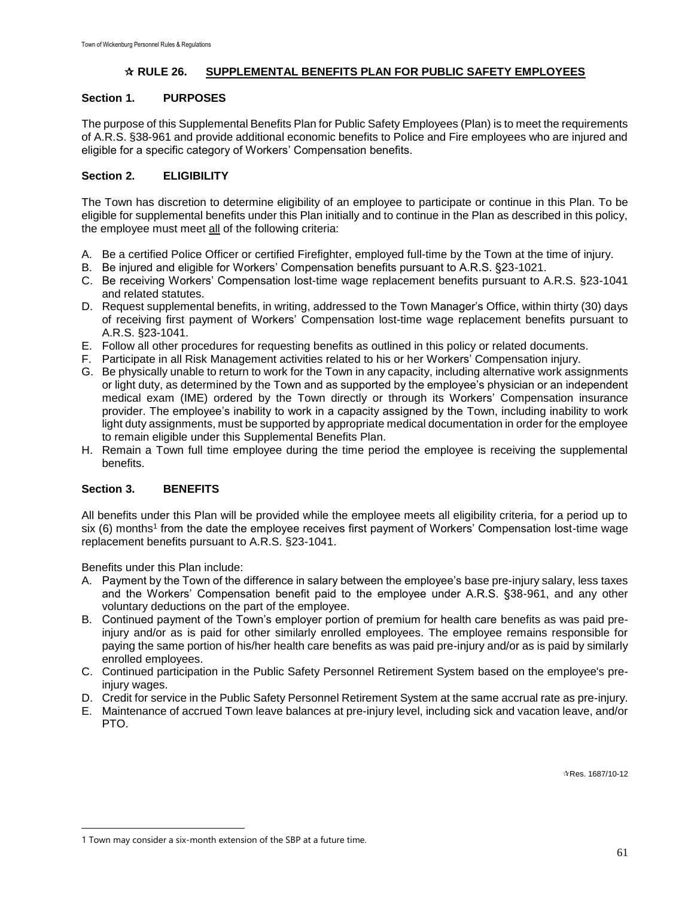# ☆ RULE 26. SUPPLEMENTAL BENEFITS PLAN FOR PUBLIC SAFETY EMPLOYEES

## Section 1. PURPOSES

The purpose of this Supplemental Benefits Plan for Public Safety Employees (Plan) is to meet the requirements of A.R.S. §38-961 and provide additional economic benefits to Police and Fire employees who are injured and eligible for a specific category of Workers' Compensation benefits.

## Section 2. ELIGIBILITY

The Town has discretion to determine eligibility of an employee to participate or continue in this Plan. To be eligible for supplemental benefits under this Plan initially and to continue in the Plan as described in this policy, the employee must meet all of the following criteria:

A. Be a certified Police Officer or certified Firefighter, employed full-time by the Town at the time of injury.
B. Be injured and eligible for Workers' Compensation benefits pursuant to A.R.S. §23-1021.
C. Be receiving Workers' Compensation lost-time wage replacement benefits pursuant to A.R.S. §23-1041 and related statutes.
D. Request supplemental benefits, in writing, addressed to the Town Manager's Office, within thirty (30) days of receiving first payment of Workers' Compensation lost-time wage replacement benefits pursuant to A.R.S. §23-1041.
E. Follow all other procedures for requesting benefits as outlined in this policy or related documents.
F. Participate in all Risk Management activities related to his or her Workers' Compensation injury.
G. Be physically unable to return to work for the Town in any capacity, including alternative work assignments or light duty, as determined by the Town and as supported by the employee's physician or an independent medical exam (IME) ordered by the Town directly or through its Workers' Compensation insurance provider. The employee's inability to work in a capacity assigned by the Town, including inability to work light duty assignments, must be supported by appropriate medical documentation in order for the employee to remain eligible under this Supplemental Benefits Plan.
H. Remain a Town full time employee during the time period the employee is receiving the supplemental benefits.

## Section 3. BENEFITS

All benefits under this Plan will be provided while the employee meets all eligibility criteria, for a period up to six (6) months[1] from the date the employee receives first payment of Workers' Compensation lost-time wage replacement benefits pursuant to A.R.S. §23-1041.

Benefits under this Plan include:

A. Payment by the Town of the difference in salary between the employee's base pre-injury salary, less taxes and the Workers' Compensation benefit paid to the employee under A.R.S. §38-961, and any other voluntary deductions on the part of the employee.
B. Continued payment of the Town's employer portion of premium for health care benefits as was paid pre-injury and/or as is paid for other similarly enrolled employees. The employee remains responsible for paying the same portion of his/her health care benefits as was paid pre-injury and/or as is paid by similarly enrolled employees.
C. Continued participation in the Public Safety Personnel Retirement System based on the employee's pre-injury wages.
D. Credit for service in the Public Safety Personnel Retirement System at the same accrual rate as pre-injury.
E. Maintenance of accrued Town leave balances at pre-injury level, including sick and vacation leave, and/or PTO.

☆Res. 1687/10-12

---

[1] Town may consider a six-month extension of the SBP at a future time.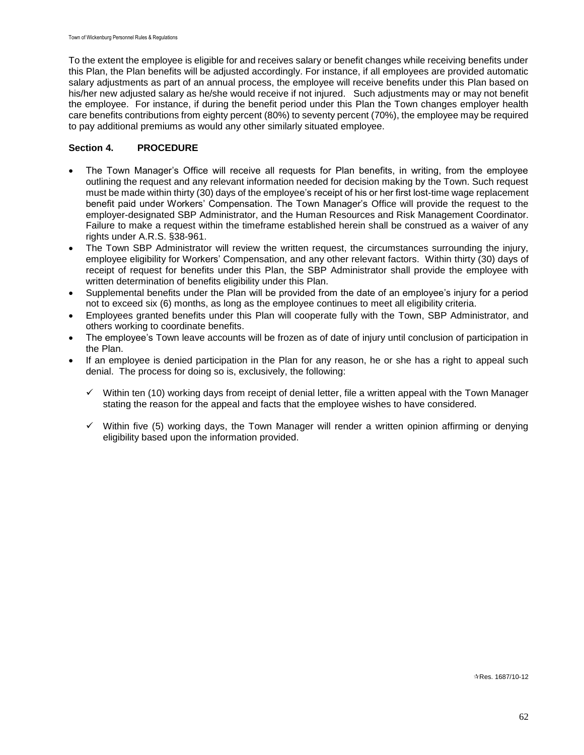To the extent the employee is eligible for and receives salary or benefit changes while receiving benefits under this Plan, the Plan benefits will be adjusted accordingly. For instance, if all employees are provided automatic salary adjustments as part of an annual process, the employee will receive benefits under this Plan based on his/her new adjusted salary as he/she would receive if not injured. Such adjustments may or may not benefit the employee. For instance, if during the benefit period under this Plan the Town changes employer health care benefits contributions from eighty percent (80%) to seventy percent (70%), the employee may be required to pay additional premiums as would any other similarly situated employee.

### Section 4. PROCEDURE

- The Town Manager's Office will receive all requests for Plan benefits, in writing, from the employee outlining the request and any relevant information needed for decision making by the Town. Such request must be made within thirty (30) days of the employee's receipt of his or her first lost-time wage replacement benefit paid under Workers' Compensation. The Town Manager's Office will provide the request to the employer-designated SBP Administrator, and the Human Resources and Risk Management Coordinator. Failure to make a request within the timeframe established herein shall be construed as a waiver of any rights under A.R.S. §38-961.
- The Town SBP Administrator will review the written request, the circumstances surrounding the injury, employee eligibility for Workers' Compensation, and any other relevant factors. Within thirty (30) days of receipt of request for benefits under this Plan, the SBP Administrator shall provide the employee with written determination of benefits eligibility under this Plan.
- Supplemental benefits under the Plan will be provided from the date of an employee's injury for a period not to exceed six (6) months, as long as the employee continues to meet all eligibility criteria.
- Employees granted benefits under this Plan will cooperate fully with the Town, SBP Administrator, and others working to coordinate benefits.
- The employee's Town leave accounts will be frozen as of date of injury until conclusion of participation in the Plan.
- If an employee is denied participation in the Plan for any reason, he or she has a right to appeal such denial. The process for doing so is, exclusively, the following:
  - ✓ Within ten (10) working days from receipt of denial letter, file a written appeal with the Town Manager stating the reason for the appeal and facts that the employee wishes to have considered.
  - ✓ Within five (5) working days, the Town Manager will render a written opinion affirming or denying eligibility based upon the information provided.

☆Res. 1687/10-12